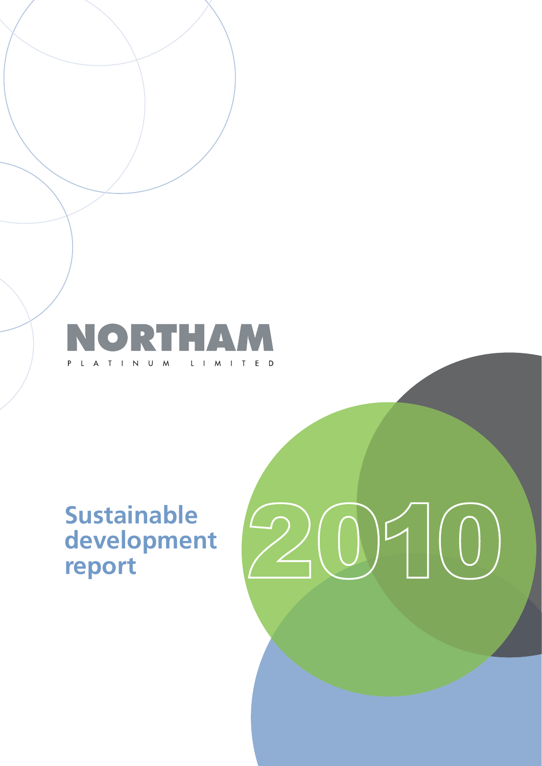NORTHAM

PLATINUM LIMITED

# Sustainable development report

2010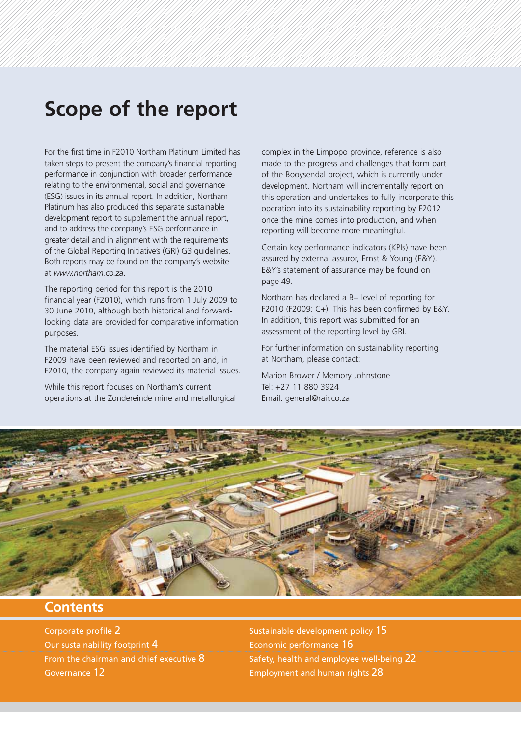# Scope of the report

For the first time in F2010 Northam Platinum Limited has taken steps to present the company's financial reporting performance in conjunction with broader performance relating to the environmental, social and governance (ESG) issues in its annual report. In addition, Northam Platinum has also produced this separate sustainable development report to supplement the annual report, and to address the company's ESG performance in greater detail and in alignment with the requirements of the Global Reporting Initiative's (GRI) G3 guidelines. Both reports may be found on the company's website at *www.northam.co.za*.

The reporting period for this report is the 2010 financial year (F2010), which runs from 1 July 2009 to 30 June 2010, although both historical and forward-looking data are provided for comparative information purposes.

The material ESG issues identified by Northam in F2009 have been reviewed and reported on and, in F2010, the company again reviewed its material issues.

While this report focuses on Northam's current operations at the Zondereinde mine and metallurgical complex in the Limpopo province, reference is also made to the progress and challenges that form part of the Booysendal project, which is currently under development. Northam will incrementally report on this operation and undertakes to fully incorporate this operation into its sustainability reporting by F2012 once the mine comes into production, and when reporting will become more meaningful.

Certain key performance indicators (KPIs) have been assured by external assuror, Ernst & Young (E&Y). E&Y's statement of assurance may be found on page 49.

Northam has declared a B+ level of reporting for F2010 (F2009: C+). This has been confirmed by E&Y. In addition, this report was submitted for an assessment of the reporting level by GRI.

For further information on sustainability reporting at Northam, please contact:

Marion Brower / Memory Johnstone
Tel: +27 11 880 3924
Email: general@rair.co.za

## Contents

- Corporate profile 2
- Our sustainability footprint 4
- From the chairman and chief executive 8
- Governance 12
- Sustainable development policy 15
- Economic performance 16
- Safety, health and employee well-being 22
- Employment and human rights 28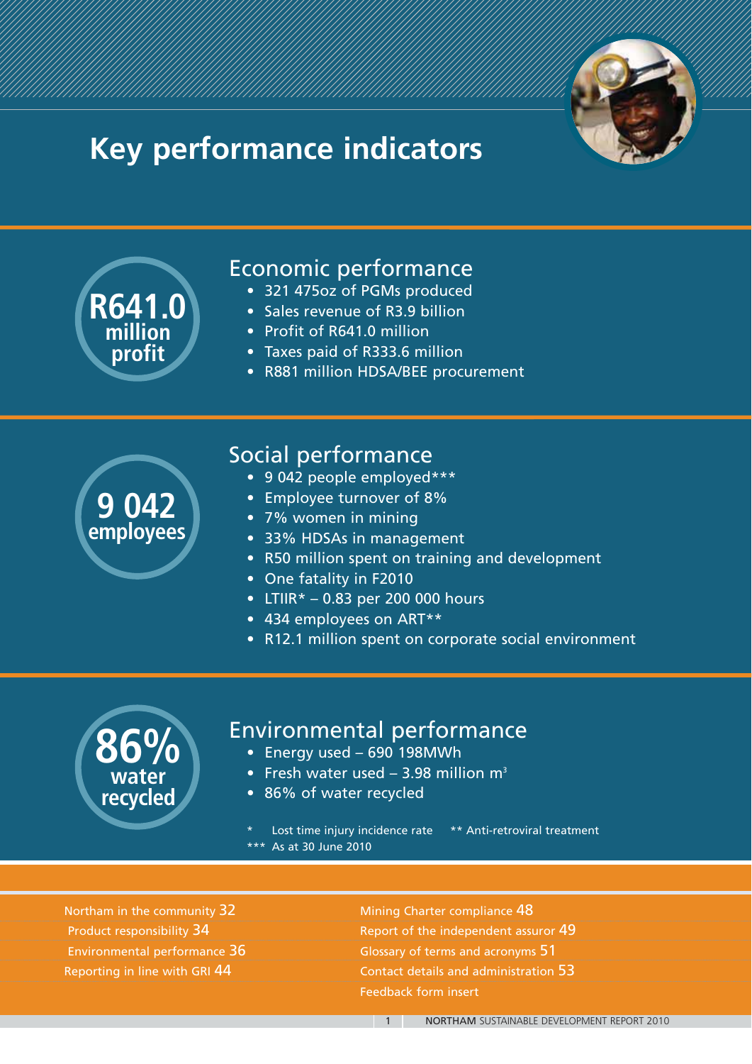# Key performance indicators

**R641.0 million profit**

## Economic performance

- 321 475oz of PGMs produced
- Sales revenue of R3.9 billion
- Profit of R641.0 million
- Taxes paid of R333.6 million
- R881 million HDSA/BEE procurement

**9 042 employees**

## Social performance

- 9 042 people employed***
- Employee turnover of 8%
- 7% women in mining
- 33% HDSAs in management
- R50 million spent on training and development
- One fatality in F2010
- LTIIR* – 0.83 per 200 000 hours
- 434 employees on ART**
- R12.1 million spent on corporate social environment

**86% water recycled**

## Environmental performance

- Energy used – 690 198MWh
- Fresh water used – 3.98 million $m^3$
- 86% of water recycled

\* Lost time injury incidence rate ** Anti-retroviral treatment
*** As at 30 June 2010

Northam in the community 32
Product responsibility 34
Environmental performance 36
Reporting in line with GRI 44
Mining Charter compliance 48
Report of the independent assuror 49
Glossary of terms and acronyms 51
Contact details and administration 53
Feedback form insert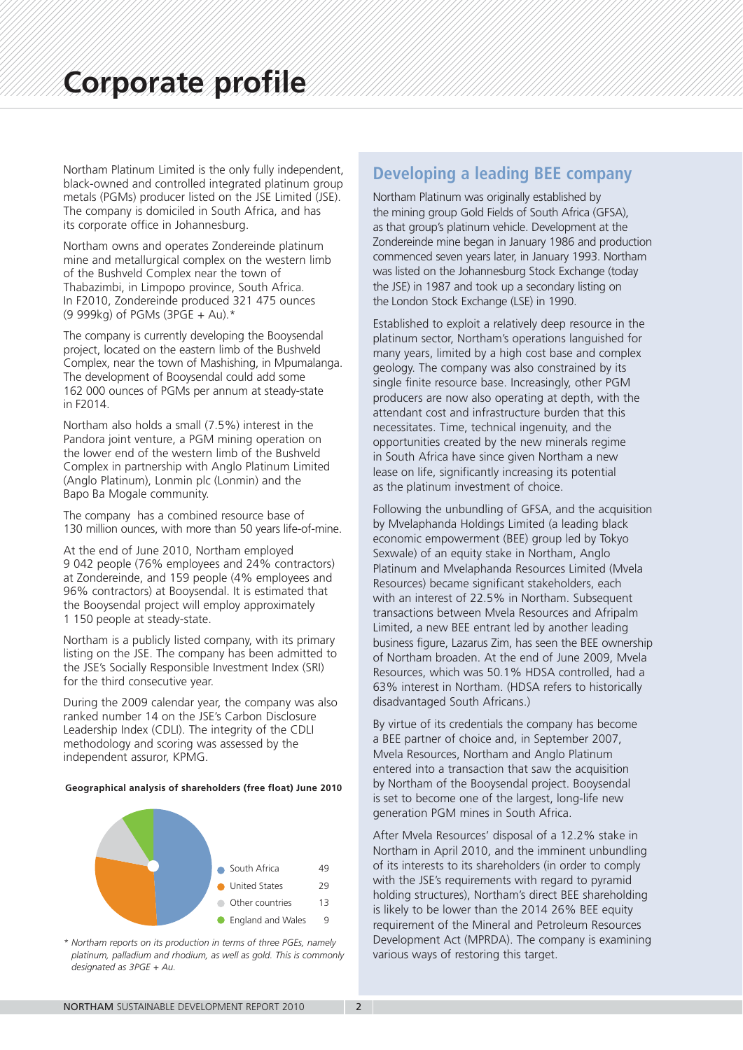# Corporate profile

Northam Platinum Limited is the only fully independent, black-owned and controlled integrated platinum group metals (PGMs) producer listed on the JSE Limited (JSE). The company is domiciled in South Africa, and has its corporate office in Johannesburg.

Northam owns and operates Zondereinde platinum mine and metallurgical complex on the western limb of the Bushveld Complex near the town of Thabazimbi, in Limpopo province, South Africa. In F2010, Zondereinde produced 321 475 ounces (9 999kg) of PGMs (3PGE + Au).*

The company is currently developing the Booysendal project, located on the eastern limb of the Bushveld Complex, near the town of Mashishing, in Mpumalanga. The development of Booysendal could add some 162 000 ounces of PGMs per annum at steady-state in F2014.

Northam also holds a small (7.5%) interest in the Pandora joint venture, a PGM mining operation on the lower end of the western limb of the Bushveld Complex in partnership with Anglo Platinum Limited (Anglo Platinum), Lonmin plc (Lonmin) and the Bapo Ba Mogale community.

The company has a combined resource base of 130 million ounces, with more than 50 years life-of-mine.

At the end of June 2010, Northam employed 9 042 people (76% employees and 24% contractors) at Zondereinde, and 159 people (4% employees and 96% contractors) at Booysendal. It is estimated that the Booysendal project will employ approximately 1 150 people at steady-state.

Northam is a publicly listed company, with its primary listing on the JSE. The company has been admitted to the JSE's Socially Responsible Investment Index (SRI) for the third consecutive year.

During the 2009 calendar year, the company was also ranked number 14 on the JSE's Carbon Disclosure Leadership Index (CDLI). The integrity of the CDLI methodology and scoring was assessed by the independent assuror, KPMG.

**Geographical analysis of shareholders (free float) June 2010**

| Region | % |
|---|---|
| South Africa | 49 |
| United States | 29 |
| Other countries | 13 |
| England and Wales | 9 |

*\* Northam reports on its production in terms of three PGEs, namely platinum, palladium and rhodium, as well as gold. This is commonly designated as 3PGE + Au.*

## Developing a leading BEE company

Northam Platinum was originally established by the mining group Gold Fields of South Africa (GFSA), as that group's platinum vehicle. Development at the Zondereinde mine began in January 1986 and production commenced seven years later, in January 1993. Northam was listed on the Johannesburg Stock Exchange (today the JSE) in 1987 and took up a secondary listing on the London Stock Exchange (LSE) in 1990.

Established to exploit a relatively deep resource in the platinum sector, Northam's operations languished for many years, limited by a high cost base and complex geology. The company was also constrained by its single finite resource base. Increasingly, other PGM producers are now also operating at depth, with the attendant cost and infrastructure burden that this necessitates. Time, technical ingenuity, and the opportunities created by the new minerals regime in South Africa have since given Northam a new lease on life, significantly increasing its potential as the platinum investment of choice.

Following the unbundling of GFSA, and the acquisition by Mvelaphanda Holdings Limited (a leading black economic empowerment (BEE) group led by Tokyo Sexwale) of an equity stake in Northam, Anglo Platinum and Mvelaphanda Resources Limited (Mvela Resources) became significant stakeholders, each with an interest of 22.5% in Northam. Subsequent transactions between Mvela Resources and Afripalm Limited, a new BEE entrant led by another leading business figure, Lazarus Zim, has seen the BEE ownership of Northam broaden. At the end of June 2009, Mvela Resources, which was 50.1% HDSA controlled, had a 63% interest in Northam. (HDSA refers to historically disadvantaged South Africans.)

By virtue of its credentials the company has become a BEE partner of choice and, in September 2007, Mvela Resources, Northam and Anglo Platinum entered into a transaction that saw the acquisition by Northam of the Booysendal project. Booysendal is set to become one of the largest, long-life new generation PGM mines in South Africa.

After Mvela Resources' disposal of a 12.2% stake in Northam in April 2010, and the imminent unbundling of its interests to its shareholders (in order to comply with the JSE's requirements with regard to pyramid holding structures), Northam's direct BEE shareholding is likely to be lower than the 2014 26% BEE equity requirement of the Mineral and Petroleum Resources Development Act (MPRDA). The company is examining various ways of restoring this target.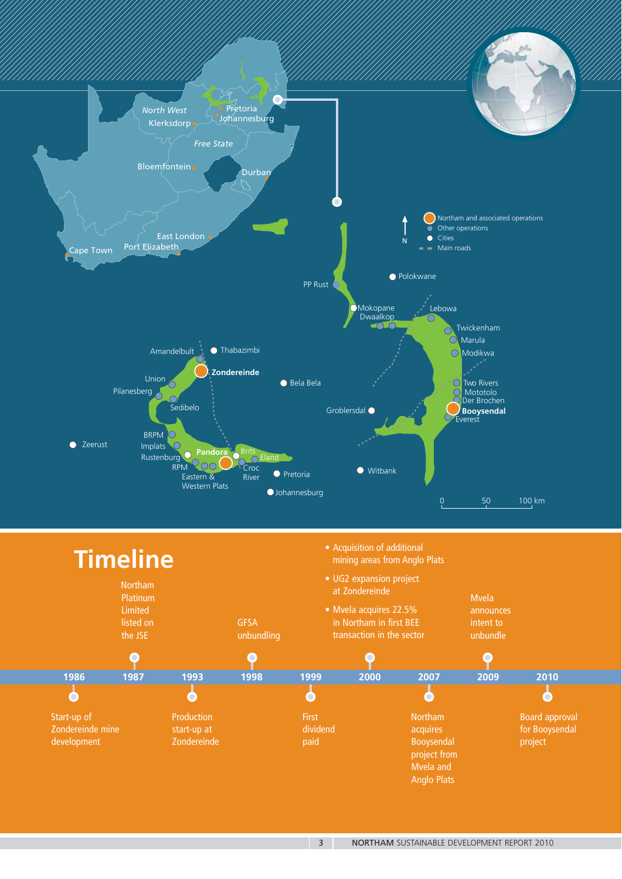North West

Klerksdorp

Pretoria

Johannesburg

Free State

Bloemfontein

Durban

East London

Port Elizabeth

Cape Town

- Northam and associated operations
- Other operations
- Cities
- Main roads

N

PP Rust

Polokwane

Mokopane

Dwaalkop

Lebowa

Twickenham

Marula

Modikwa

Two Rivers

Mototolo

Der Brochen

**Booysendal**

Everest

Groblersdal

Witbank

Amandelbult

Thabazimbi

**Zondereinde**

Union

Pilanesberg

Sedibelo

Bela Bela

Zeerust

BRPM

Implats

Rustenburg

**Pandora**

Brits

Eland

RPM

Croc River

Eastern & Western Plats

Pretoria

Johannesburg

0 50 100 km

# Timeline

| Year | Event |
| --- | --- |
| 1986 | Start-up of Zondereinde mine development |
| 1987 | Northam Platinum Limited listed on the JSE |
| 1993 | Production start-up at Zondereinde |
| 1998 | GFSA unbundling |
| 1999 | First dividend paid |
| 2000 | • Acquisition of additional mining areas from Anglo Plats<br>• UG2 expansion project at Zondereinde<br>• Mvela acquires 22.5% in Northam in first BEE transaction in the sector |
| 2007 | Northam acquires Booysendal project from Mvela and Anglo Plats |
| 2009 | Mvela announces intent to unbundle |
| 2010 | Board approval for Booysendal project |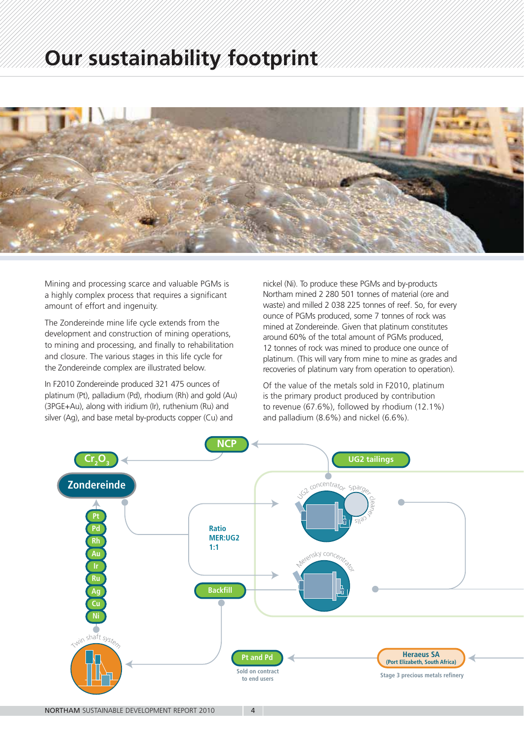# Our sustainability footprint

Mining and processing scarce and valuable PGMs is a highly complex process that requires a significant amount of effort and ingenuity.

The Zondereinde mine life cycle extends from the development and construction of mining operations, to mining and processing, and finally to rehabilitation and closure. The various stages in this life cycle for the Zondereinde complex are illustrated below.

In F2010 Zondereinde produced 321 475 ounces of platinum (Pt), palladium (Pd), rhodium (Rh) and gold (Au) (3PGE+Au), along with iridium (Ir), ruthenium (Ru) and silver (Ag), and base metal by-products copper (Cu) and nickel (Ni). To produce these PGMs and by-products Northam mined 2 280 501 tonnes of material (ore and waste) and milled 2 038 225 tonnes of reef. So, for every ounce of PGMs produced, some 7 tonnes of rock was mined at Zondereinde. Given that platinum constitutes around 60% of the total amount of PGMs produced, 12 tonnes of rock was mined to produce one ounce of platinum. (This will vary from mine to mine as grades and recoveries of platinum vary from operation to operation).

Of the value of the metals sold in F2010, platinum is the primary product produced by contribution to revenue (67.6%), followed by rhodium (12.1%) and palladium (8.6%) and nickel (6.6%).

NCP

$Cr_2O_3$

UG2 tailings

Zondereinde

Pt, Pd, Rh, Au, Ir, Ru, Ag, Cu, Ni

UG2 concentrator

Sparger cleaner cells

Ratio MER:UG2 1:1

Merensky concentrator

Backfill

Twin shaft system

Pt and Pd

Sold on contract to end users

Heraeus SA (Port Elizabeth, South Africa)

Stage 3 precious metals refinery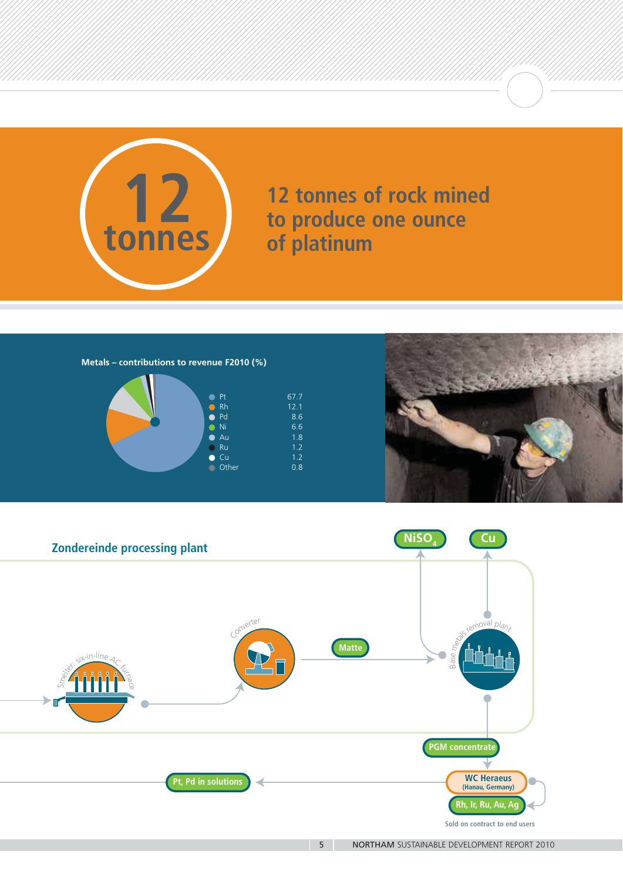# 12 tonnes

## 12 tonnes of rock mined to produce one ounce of platinum

**Metals – contributions to revenue F2010 (%)**

| Metal | % |
|---|---|
| Pt | 67.7 |
| Rh | 12.1 |
| Pd | 8.6 |
| Ni | 6.6 |
| Au | 1.8 |
| Ru | 1.2 |
| Cu | 1.2 |
| Other | 0.8 |

## Zondereinde processing plant

Smelter: six-in-line AC furnace

Converter

Matte

Base metals removal plant

$NiSO_4$

Cu

PGM concentrate

WC Heraeus (Hanau, Germany)

Rh, Ir, Ru, Au, Ag

Sold on contract to end users

Pt, Pd in solutions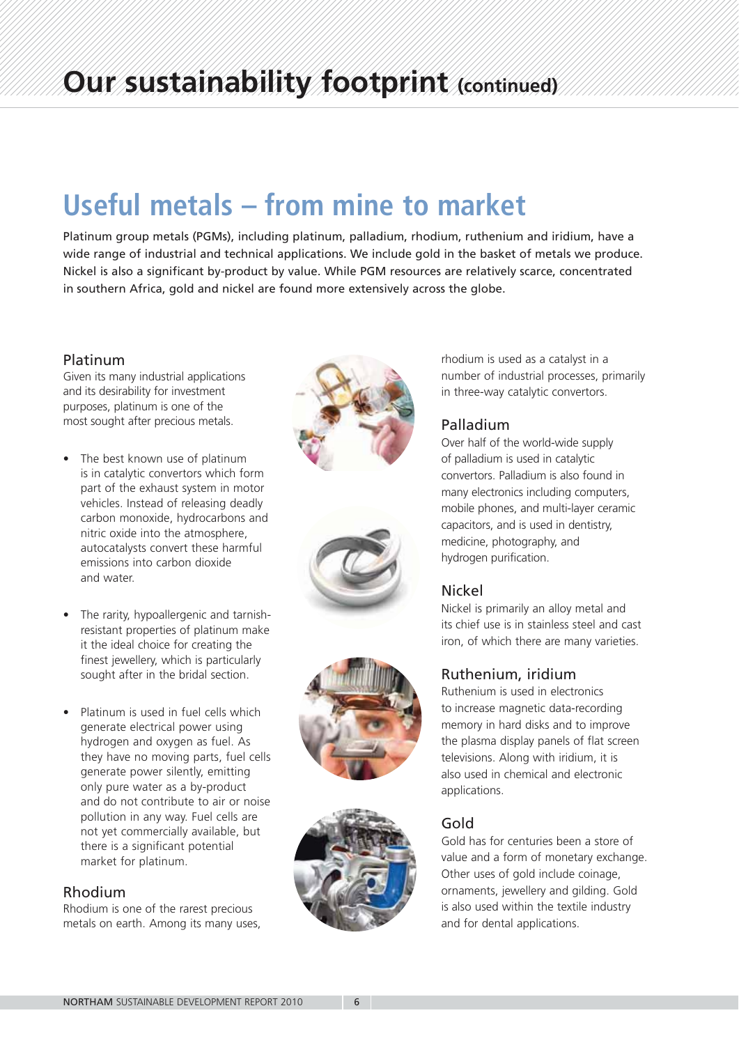# Our sustainability footprint (continued)

## Useful metals – from mine to market

Platinum group metals (PGMs), including platinum, palladium, rhodium, ruthenium and iridium, have a wide range of industrial and technical applications. We include gold in the basket of metals we produce. Nickel is also a significant by-product by value. While PGM resources are relatively scarce, concentrated in southern Africa, gold and nickel are found more extensively across the globe.

### Platinum

Given its many industrial applications and its desirability for investment purposes, platinum is one of the most sought after precious metals.

- The best known use of platinum is in catalytic convertors which form part of the exhaust system in motor vehicles. Instead of releasing deadly carbon monoxide, hydrocarbons and nitric oxide into the atmosphere, autocatalysts convert these harmful emissions into carbon dioxide and water.
- The rarity, hypoallergenic and tarnish-resistant properties of platinum make it the ideal choice for creating the finest jewellery, which is particularly sought after in the bridal section.
- Platinum is used in fuel cells which generate electrical power using hydrogen and oxygen as fuel. As they have no moving parts, fuel cells generate power silently, emitting only pure water as a by-product and do not contribute to air or noise pollution in any way. Fuel cells are not yet commercially available, but there is a significant potential market for platinum.

### Rhodium

Rhodium is one of the rarest precious metals on earth. Among its many uses, rhodium is used as a catalyst in a number of industrial processes, primarily in three-way catalytic convertors.

### Palladium

Over half of the world-wide supply of palladium is used in catalytic convertors. Palladium is also found in many electronics including computers, mobile phones, and multi-layer ceramic capacitors, and is used in dentistry, medicine, photography, and hydrogen purification.

### Nickel

Nickel is primarily an alloy metal and its chief use is in stainless steel and cast iron, of which there are many varieties.

### Ruthenium, iridium

Ruthenium is used in electronics to increase magnetic data-recording memory in hard disks and to improve the plasma display panels of flat screen televisions. Along with iridium, it is also used in chemical and electronic applications.

### Gold

Gold has for centuries been a store of value and a form of monetary exchange. Other uses of gold include coinage, ornaments, jewellery and gilding. Gold is also used within the textile industry and for dental applications.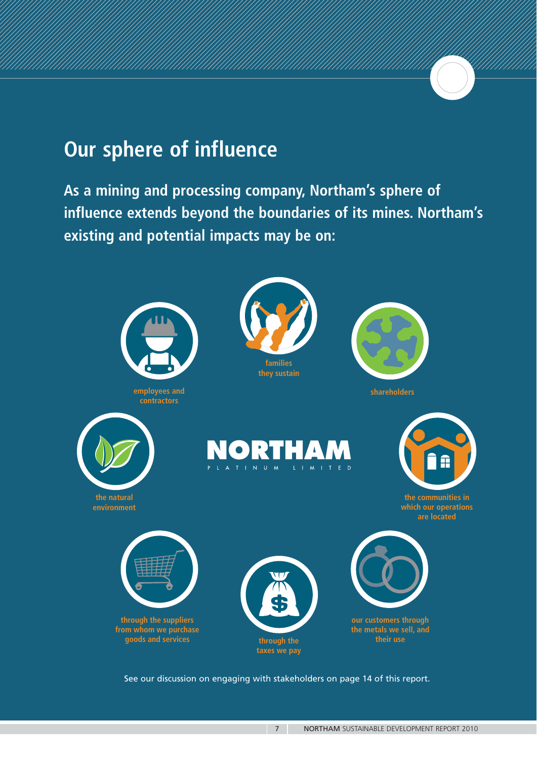# Our sphere of influence

**As a mining and processing company, Northam's sphere of influence extends beyond the boundaries of its mines. Northam's existing and potential impacts may be on:**

- employees and contractors
- families they sustain
- shareholders
- the natural environment
- the communities in which our operations are located
- through the suppliers from whom we purchase goods and services
- through the taxes we pay
- our customers through the metals we sell, and their use

NORTHAM PLATINUM LIMITED

See our discussion on engaging with stakeholders on page 14 of this report.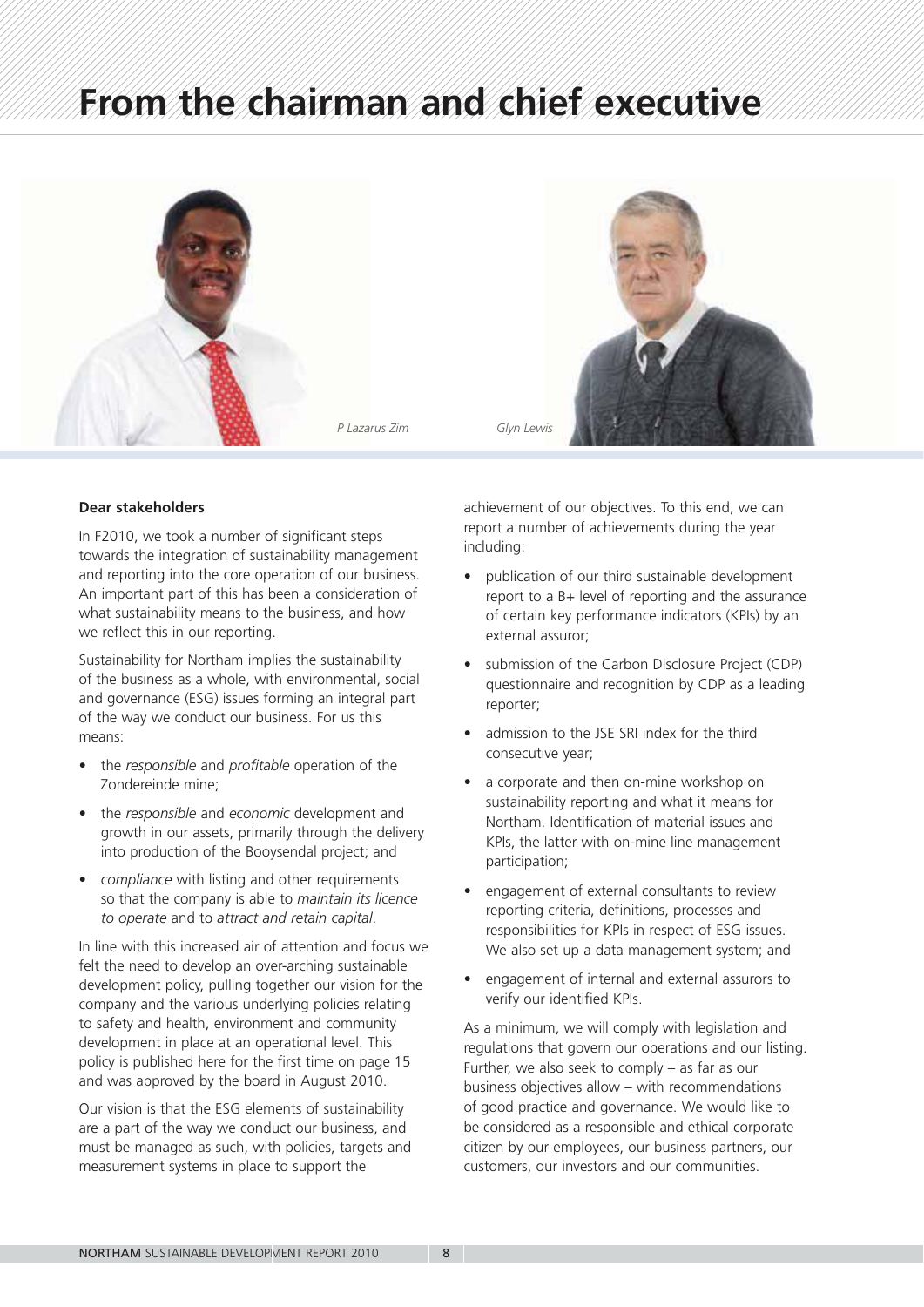# From the chairman and chief executive

*P Lazarus Zim*

*Glyn Lewis*

**Dear stakeholders**

In F2010, we took a number of significant steps towards the integration of sustainability management and reporting into the core operation of our business. An important part of this has been a consideration of what sustainability means to the business, and how we reflect this in our reporting.

Sustainability for Northam implies the sustainability of the business as a whole, with environmental, social and governance (ESG) issues forming an integral part of the way we conduct our business. For us this means:

- the *responsible* and *profitable* operation of the Zondereinde mine;
- the *responsible* and *economic* development and growth in our assets, primarily through the delivery into production of the Booysendal project; and
- *compliance* with listing and other requirements so that the company is able to *maintain its licence to operate* and to *attract and retain capital*.

In line with this increased air of attention and focus we felt the need to develop an over-arching sustainable development policy, pulling together our vision for the company and the various underlying policies relating to safety and health, environment and community development in place at an operational level. This policy is published here for the first time on page 15 and was approved by the board in August 2010.

Our vision is that the ESG elements of sustainability are a part of the way we conduct our business, and must be managed as such, with policies, targets and measurement systems in place to support the achievement of our objectives. To this end, we can report a number of achievements during the year including:

- publication of our third sustainable development report to a B+ level of reporting and the assurance of certain key performance indicators (KPIs) by an external assuror;
- submission of the Carbon Disclosure Project (CDP) questionnaire and recognition by CDP as a leading reporter;
- admission to the JSE SRI index for the third consecutive year;
- a corporate and then on-mine workshop on sustainability reporting and what it means for Northam. Identification of material issues and KPIs, the latter with on-mine line management participation;
- engagement of external consultants to review reporting criteria, definitions, processes and responsibilities for KPIs in respect of ESG issues. We also set up a data management system; and
- engagement of internal and external assurors to verify our identified KPIs.

As a minimum, we will comply with legislation and regulations that govern our operations and our listing. Further, we also seek to comply – as far as our business objectives allow – with recommendations of good practice and governance. We would like to be considered as a responsible and ethical corporate citizen by our employees, our business partners, our customers, our investors and our communities.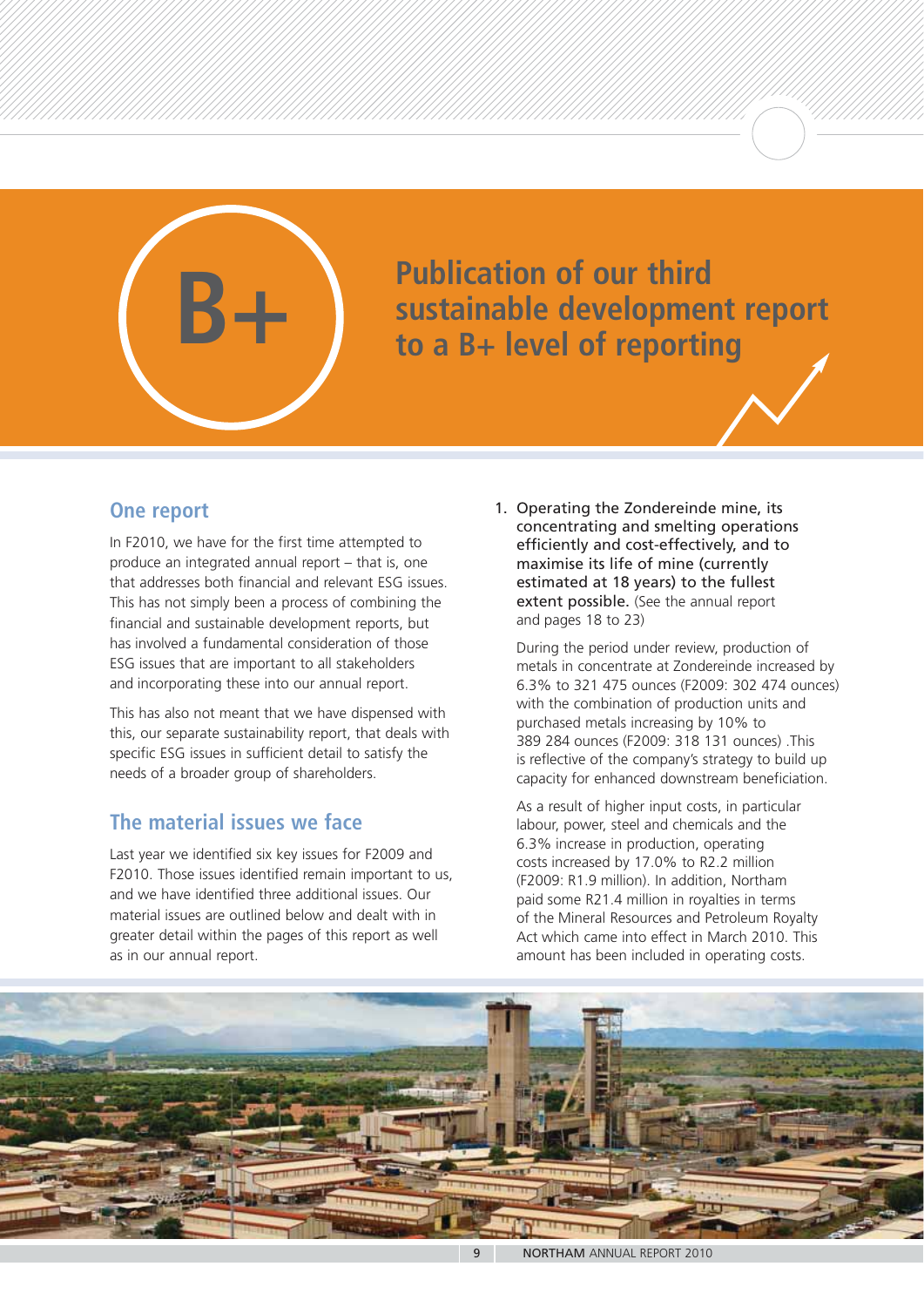B+

# Publication of our third sustainable development report to a B+ level of reporting

## One report

In F2010, we have for the first time attempted to produce an integrated annual report – that is, one that addresses both financial and relevant ESG issues. This has not simply been a process of combining the financial and sustainable development reports, but has involved a fundamental consideration of those ESG issues that are important to all stakeholders and incorporating these into our annual report.

This has also not meant that we have dispensed with this, our separate sustainability report, that deals with specific ESG issues in sufficient detail to satisfy the needs of a broader group of shareholders.

## The material issues we face

Last year we identified six key issues for F2009 and F2010. Those issues identified remain important to us, and we have identified three additional issues. Our material issues are outlined below and dealt with in greater detail within the pages of this report as well as in our annual report.

1. **Operating the Zondereinde mine, its concentrating and smelting operations efficiently and cost-effectively, and to maximise its life of mine (currently estimated at 18 years) to the fullest extent possible.** (See the annual report and pages 18 to 23)

   During the period under review, production of metals in concentrate at Zondereinde increased by 6.3% to 321 475 ounces (F2009: 302 474 ounces) with the combination of production units and purchased metals increasing by 10% to 389 284 ounces (F2009: 318 131 ounces) .This is reflective of the company's strategy to build up capacity for enhanced downstream beneficiation.

   As a result of higher input costs, in particular labour, power, steel and chemicals and the 6.3% increase in production, operating costs increased by 17.0% to R2.2 million (F2009: R1.9 million). In addition, Northam paid some R21.4 million in royalties in terms of the Mineral Resources and Petroleum Royalty Act which came into effect in March 2010. This amount has been included in operating costs.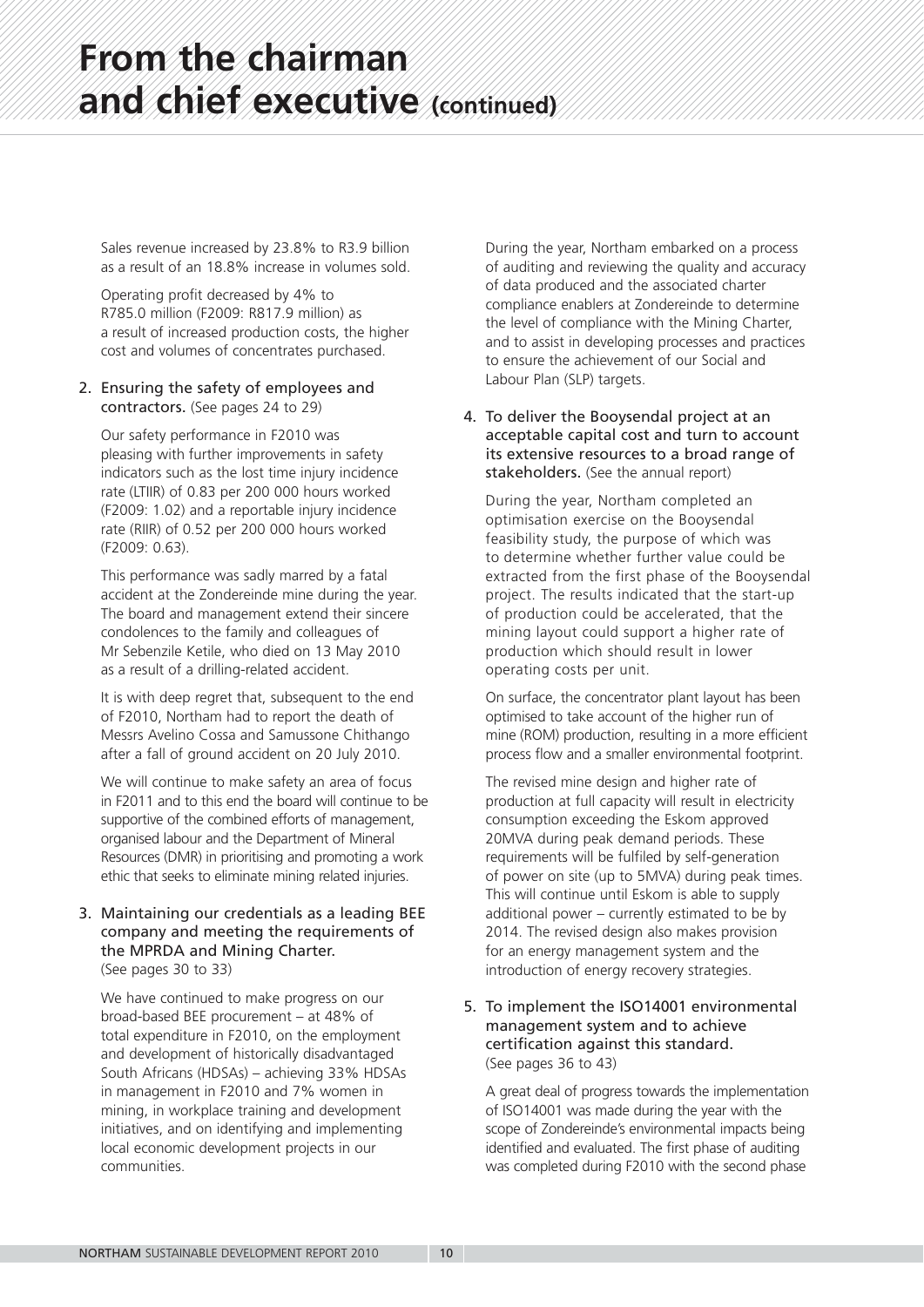# From the chairman and chief executive (continued)

Sales revenue increased by 23.8% to R3.9 billion as a result of an 18.8% increase in volumes sold.

Operating profit decreased by 4% to R785.0 million (F2009: R817.9 million) as a result of increased production costs, the higher cost and volumes of concentrates purchased.

2. Ensuring the safety of employees and contractors. (See pages 24 to 29)

   Our safety performance in F2010 was pleasing with further improvements in safety indicators such as the lost time injury incidence rate (LTIIR) of 0.83 per 200 000 hours worked (F2009: 1.02) and a reportable injury incidence rate (RIIR) of 0.52 per 200 000 hours worked (F2009: 0.63).

   This performance was sadly marred by a fatal accident at the Zondereinde mine during the year. The board and management extend their sincere condolences to the family and colleagues of Mr Sebenzile Ketile, who died on 13 May 2010 as a result of a drilling-related accident.

   It is with deep regret that, subsequent to the end of F2010, Northam had to report the death of Messrs Avelino Cossa and Samussone Chithango after a fall of ground accident on 20 July 2010.

   We will continue to make safety an area of focus in F2011 and to this end the board will continue to be supportive of the combined efforts of management, organised labour and the Department of Mineral Resources (DMR) in prioritising and promoting a work ethic that seeks to eliminate mining related injuries.

3. Maintaining our credentials as a leading BEE company and meeting the requirements of the MPRDA and Mining Charter. (See pages 30 to 33)

   We have continued to make progress on our broad-based BEE procurement – at 48% of total expenditure in F2010, on the employment and development of historically disadvantaged South Africans (HDSAs) – achieving 33% HDSAs in management in F2010 and 7% women in mining, in workplace training and development initiatives, and on identifying and implementing local economic development projects in our communities.

   During the year, Northam embarked on a process of auditing and reviewing the quality and accuracy of data produced and the associated charter compliance enablers at Zondereinde to determine the level of compliance with the Mining Charter, and to assist in developing processes and practices to ensure the achievement of our Social and Labour Plan (SLP) targets.

4. To deliver the Booysendal project at an acceptable capital cost and turn to account its extensive resources to a broad range of stakeholders. (See the annual report)

   During the year, Northam completed an optimisation exercise on the Booysendal feasibility study, the purpose of which was to determine whether further value could be extracted from the first phase of the Booysendal project. The results indicated that the start-up of production could be accelerated, that the mining layout could support a higher rate of production which should result in lower operating costs per unit.

   On surface, the concentrator plant layout has been optimised to take account of the higher run of mine (ROM) production, resulting in a more efficient process flow and a smaller environmental footprint.

   The revised mine design and higher rate of production at full capacity will result in electricity consumption exceeding the Eskom approved 20MVA during peak demand periods. These requirements will be fulfiled by self-generation of power on site (up to 5MVA) during peak times. This will continue until Eskom is able to supply additional power – currently estimated to be by 2014. The revised design also makes provision for an energy management system and the introduction of energy recovery strategies.

5. To implement the ISO14001 environmental management system and to achieve certification against this standard. (See pages 36 to 43)

   A great deal of progress towards the implementation of ISO14001 was made during the year with the scope of Zondereinde's environmental impacts being identified and evaluated. The first phase of auditing was completed during F2010 with the second phase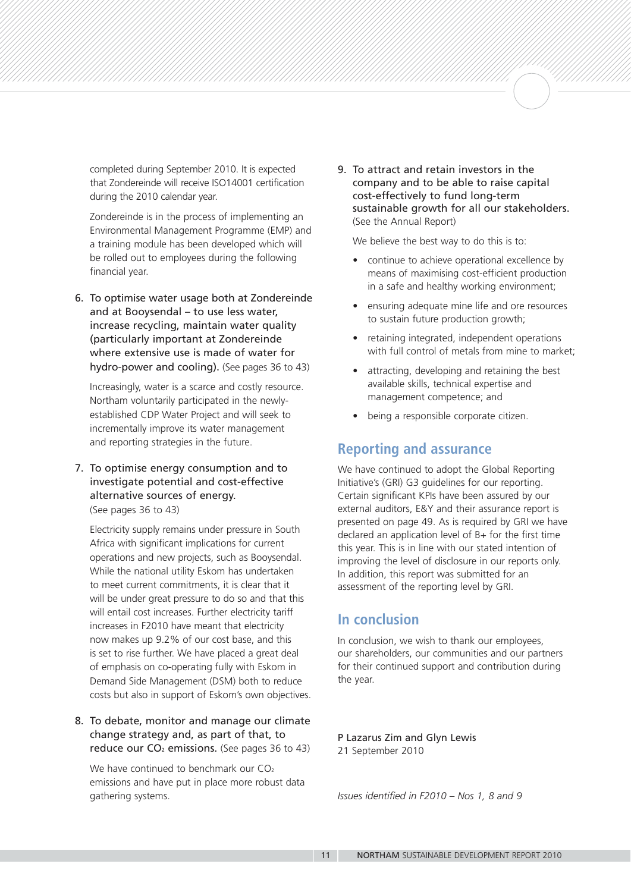completed during September 2010. It is expected that Zondereinde will receive ISO14001 certification during the 2010 calendar year.

Zondereinde is in the process of implementing an Environmental Management Programme (EMP) and a training module has been developed which will be rolled out to employees during the following financial year.

6. **To optimise water usage both at Zondereinde and at Booysendal – to use less water, increase recycling, maintain water quality (particularly important at Zondereinde where extensive use is made of water for hydro-power and cooling).** (See pages 36 to 43)

   Increasingly, water is a scarce and costly resource. Northam voluntarily participated in the newly-established CDP Water Project and will seek to incrementally improve its water management and reporting strategies in the future.

7. **To optimise energy consumption and to investigate potential and cost-effective alternative sources of energy.** (See pages 36 to 43)

   Electricity supply remains under pressure in South Africa with significant implications for current operations and new projects, such as Booysendal. While the national utility Eskom has undertaken to meet current commitments, it is clear that it will be under great pressure to do so and that this will entail cost increases. Further electricity tariff increases in F2010 have meant that electricity now makes up 9.2% of our cost base, and this is set to rise further. We have placed a great deal of emphasis on co-operating fully with Eskom in Demand Side Management (DSM) both to reduce costs but also in support of Eskom's own objectives.

8. **To debate, monitor and manage our climate change strategy and, as part of that, to reduce our $CO_2$ emissions.** (See pages 36 to 43)

   We have continued to benchmark our $CO_2$ emissions and have put in place more robust data gathering systems.

9. **To attract and retain investors in the company and to be able to raise capital cost-effectively to fund long-term sustainable growth for all our stakeholders.** (See the Annual Report)

   We believe the best way to do this is to:

   - continue to achieve operational excellence by means of maximising cost-efficient production in a safe and healthy working environment;
   - ensuring adequate mine life and ore resources to sustain future production growth;
   - retaining integrated, independent operations with full control of metals from mine to market;
   - attracting, developing and retaining the best available skills, technical expertise and management competence; and
   - being a responsible corporate citizen.

## Reporting and assurance

We have continued to adopt the Global Reporting Initiative's (GRI) G3 guidelines for our reporting. Certain significant KPIs have been assured by our external auditors, E&Y and their assurance report is presented on page 49. As is required by GRI we have declared an application level of B+ for the first time this year. This is in line with our stated intention of improving the level of disclosure in our reports only. In addition, this report was submitted for an assessment of the reporting level by GRI.

## In conclusion

In conclusion, we wish to thank our employees, our shareholders, our communities and our partners for their continued support and contribution during the year.

P Lazarus Zim and Glyn Lewis
21 September 2010

*Issues identified in F2010 – Nos 1, 8 and 9*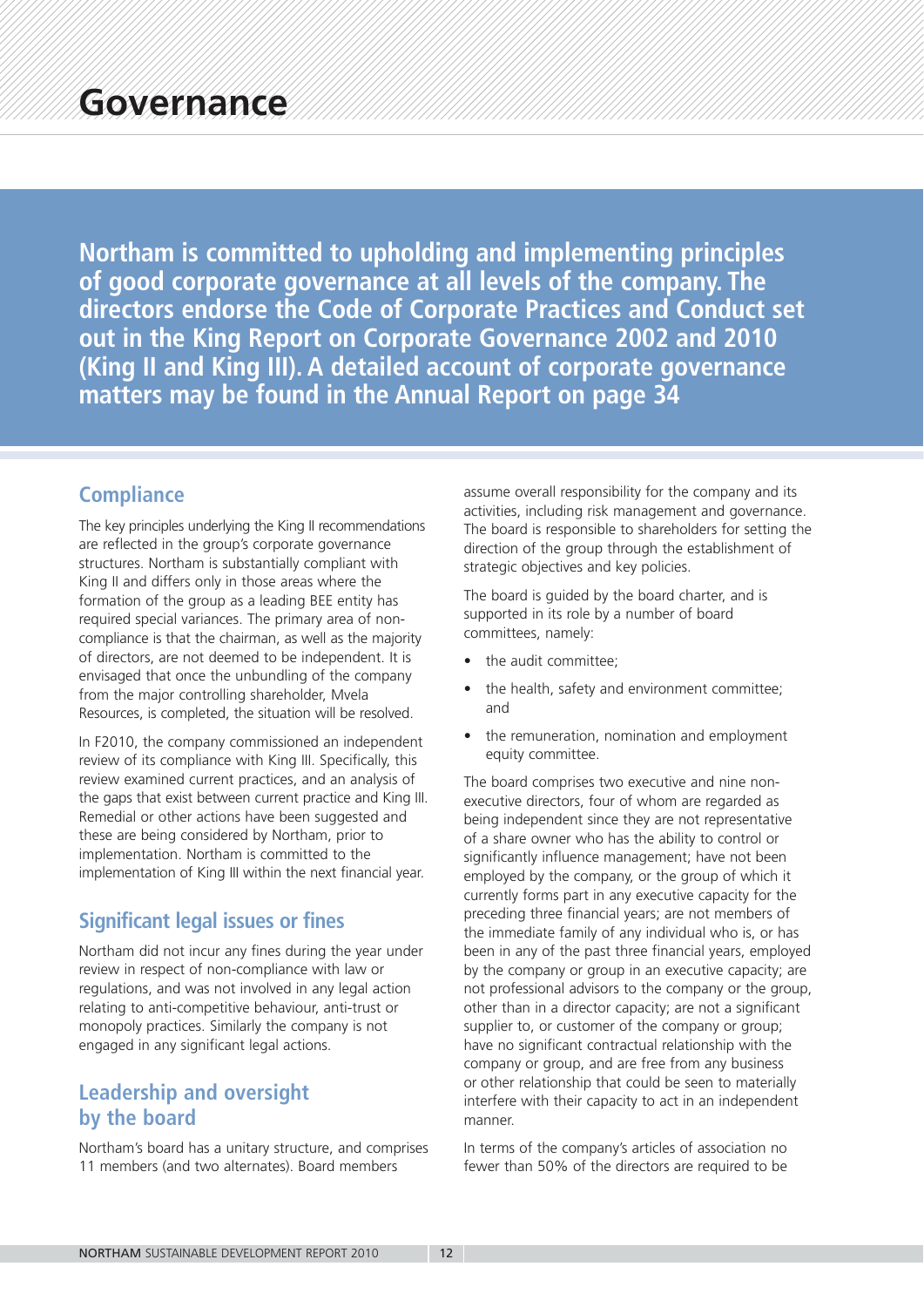# Governance

**Northam is committed to upholding and implementing principles of good corporate governance at all levels of the company. The directors endorse the Code of Corporate Practices and Conduct set out in the King Report on Corporate Governance 2002 and 2010 (King II and King III). A detailed account of corporate governance matters may be found in the Annual Report on page 34**

## Compliance

The key principles underlying the King II recommendations are reflected in the group's corporate governance structures. Northam is substantially compliant with King II and differs only in those areas where the formation of the group as a leading BEE entity has required special variances. The primary area of non-compliance is that the chairman, as well as the majority of directors, are not deemed to be independent. It is envisaged that once the unbundling of the company from the major controlling shareholder, Mvela Resources, is completed, the situation will be resolved.

In F2010, the company commissioned an independent review of its compliance with King III. Specifically, this review examined current practices, and an analysis of the gaps that exist between current practice and King III. Remedial or other actions have been suggested and these are being considered by Northam, prior to implementation. Northam is committed to the implementation of King III within the next financial year.

## Significant legal issues or fines

Northam did not incur any fines during the year under review in respect of non-compliance with law or regulations, and was not involved in any legal action relating to anti-competitive behaviour, anti-trust or monopoly practices. Similarly the company is not engaged in any significant legal actions.

## Leadership and oversight by the board

Northam's board has a unitary structure, and comprises 11 members (and two alternates). Board members assume overall responsibility for the company and its activities, including risk management and governance. The board is responsible to shareholders for setting the direction of the group through the establishment of strategic objectives and key policies.

The board is guided by the board charter, and is supported in its role by a number of board committees, namely:

- the audit committee;
- the health, safety and environment committee; and
- the remuneration, nomination and employment equity committee.

The board comprises two executive and nine non-executive directors, four of whom are regarded as being independent since they are not representative of a share owner who has the ability to control or significantly influence management; have not been employed by the company, or the group of which it currently forms part in any executive capacity for the preceding three financial years; are not members of the immediate family of any individual who is, or has been in any of the past three financial years, employed by the company or group in an executive capacity; are not professional advisors to the company or the group, other than in a director capacity; are not a significant supplier to, or customer of the company or group; have no significant contractual relationship with the company or group, and are free from any business or other relationship that could be seen to materially interfere with their capacity to act in an independent manner.

In terms of the company's articles of association no fewer than 50% of the directors are required to be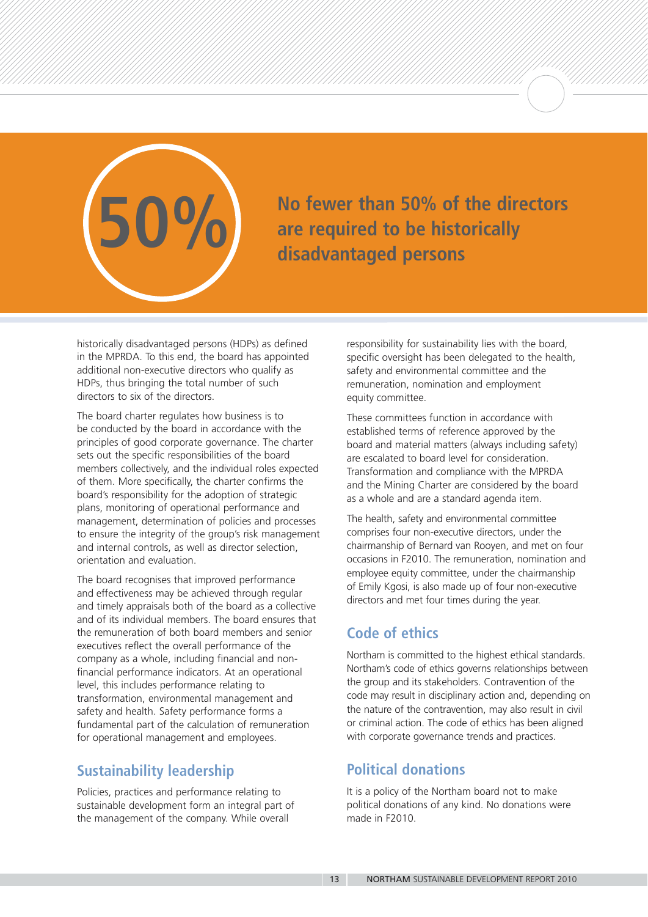**50%** No fewer than 50% of the directors are required to be historically disadvantaged persons

historically disadvantaged persons (HDPs) as defined in the MPRDA. To this end, the board has appointed additional non-executive directors who qualify as HDPs, thus bringing the total number of such directors to six of the directors.

The board charter regulates how business is to be conducted by the board in accordance with the principles of good corporate governance. The charter sets out the specific responsibilities of the board members collectively, and the individual roles expected of them. More specifically, the charter confirms the board's responsibility for the adoption of strategic plans, monitoring of operational performance and management, determination of policies and processes to ensure the integrity of the group's risk management and internal controls, as well as director selection, orientation and evaluation.

The board recognises that improved performance and effectiveness may be achieved through regular and timely appraisals both of the board as a collective and of its individual members. The board ensures that the remuneration of both board members and senior executives reflect the overall performance of the company as a whole, including financial and non-financial performance indicators. At an operational level, this includes performance relating to transformation, environmental management and safety and health. Safety performance forms a fundamental part of the calculation of remuneration for operational management and employees.

## Sustainability leadership

Policies, practices and performance relating to sustainable development form an integral part of the management of the company. While overall responsibility for sustainability lies with the board, specific oversight has been delegated to the health, safety and environmental committee and the remuneration, nomination and employment equity committee.

These committees function in accordance with established terms of reference approved by the board and material matters (always including safety) are escalated to board level for consideration. Transformation and compliance with the MPRDA and the Mining Charter are considered by the board as a whole and are a standard agenda item.

The health, safety and environmental committee comprises four non-executive directors, under the chairmanship of Bernard van Rooyen, and met on four occasions in F2010. The remuneration, nomination and employee equity committee, under the chairmanship of Emily Kgosi, is also made up of four non-executive directors and met four times during the year.

## Code of ethics

Northam is committed to the highest ethical standards. Northam's code of ethics governs relationships between the group and its stakeholders. Contravention of the code may result in disciplinary action and, depending on the nature of the contravention, may also result in civil or criminal action. The code of ethics has been aligned with corporate governance trends and practices.

## Political donations

It is a policy of the Northam board not to make political donations of any kind. No donations were made in F2010.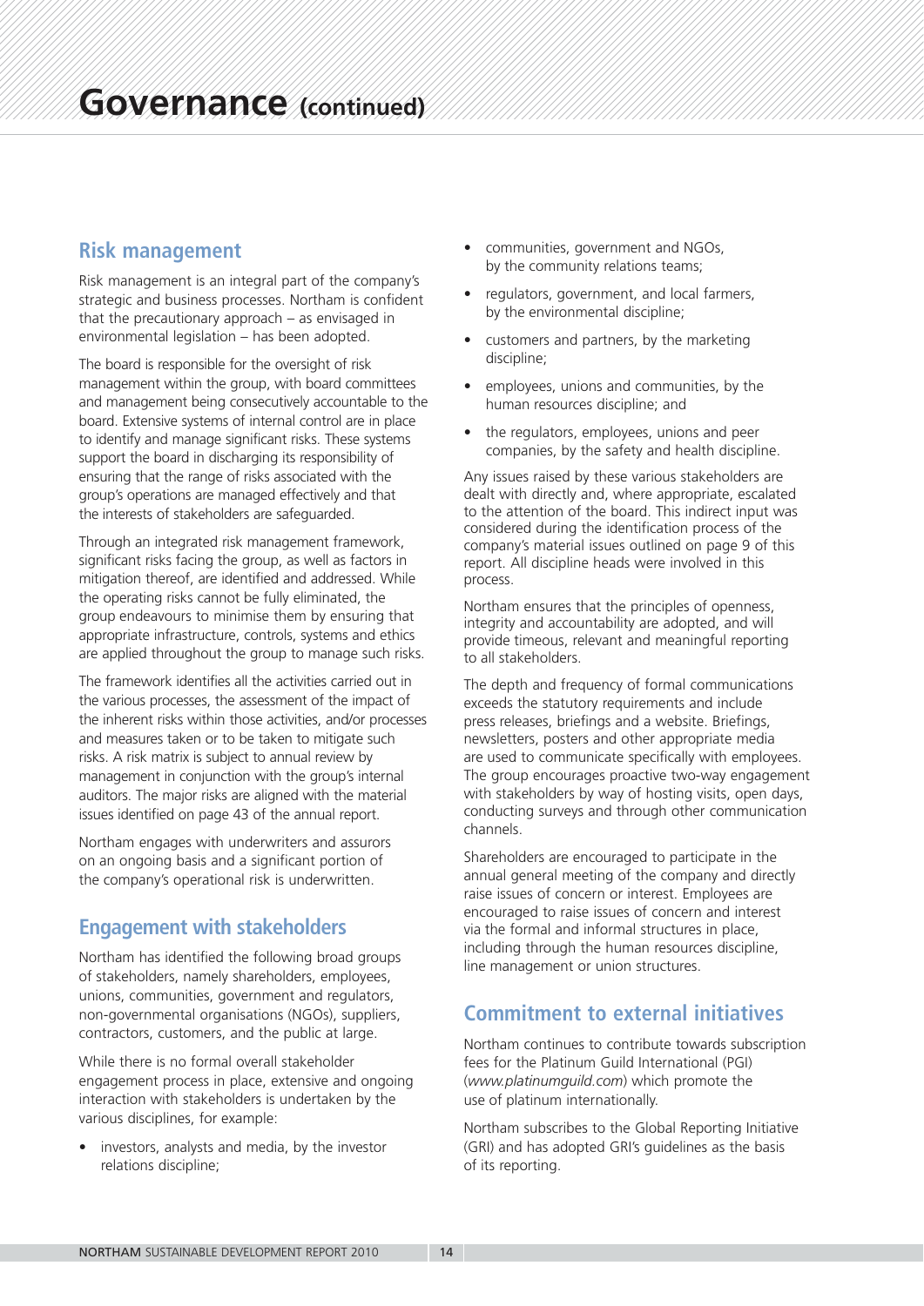# Governance (continued)

## Risk management

Risk management is an integral part of the company's strategic and business processes. Northam is confident that the precautionary approach – as envisaged in environmental legislation – has been adopted.

The board is responsible for the oversight of risk management within the group, with board committees and management being consecutively accountable to the board. Extensive systems of internal control are in place to identify and manage significant risks. These systems support the board in discharging its responsibility of ensuring that the range of risks associated with the group's operations are managed effectively and that the interests of stakeholders are safeguarded.

Through an integrated risk management framework, significant risks facing the group, as well as factors in mitigation thereof, are identified and addressed. While the operating risks cannot be fully eliminated, the group endeavours to minimise them by ensuring that appropriate infrastructure, controls, systems and ethics are applied throughout the group to manage such risks.

The framework identifies all the activities carried out in the various processes, the assessment of the impact of the inherent risks within those activities, and/or processes and measures taken or to be taken to mitigate such risks. A risk matrix is subject to annual review by management in conjunction with the group's internal auditors. The major risks are aligned with the material issues identified on page 43 of the annual report.

Northam engages with underwriters and assurors on an ongoing basis and a significant portion of the company's operational risk is underwritten.

## Engagement with stakeholders

Northam has identified the following broad groups of stakeholders, namely shareholders, employees, unions, communities, government and regulators, non-governmental organisations (NGOs), suppliers, contractors, customers, and the public at large.

While there is no formal overall stakeholder engagement process in place, extensive and ongoing interaction with stakeholders is undertaken by the various disciplines, for example:

- investors, analysts and media, by the investor relations discipline;
- communities, government and NGOs, by the community relations teams;
- regulators, government, and local farmers, by the environmental discipline;
- customers and partners, by the marketing discipline;
- employees, unions and communities, by the human resources discipline; and
- the regulators, employees, unions and peer companies, by the safety and health discipline.

Any issues raised by these various stakeholders are dealt with directly and, where appropriate, escalated to the attention of the board. This indirect input was considered during the identification process of the company's material issues outlined on page 9 of this report. All discipline heads were involved in this process.

Northam ensures that the principles of openness, integrity and accountability are adopted, and will provide timeous, relevant and meaningful reporting to all stakeholders.

The depth and frequency of formal communications exceeds the statutory requirements and include press releases, briefings and a website. Briefings, newsletters, posters and other appropriate media are used to communicate specifically with employees. The group encourages proactive two-way engagement with stakeholders by way of hosting visits, open days, conducting surveys and through other communication channels.

Shareholders are encouraged to participate in the annual general meeting of the company and directly raise issues of concern or interest. Employees are encouraged to raise issues of concern and interest via the formal and informal structures in place, including through the human resources discipline, line management or union structures.

## Commitment to external initiatives

Northam continues to contribute towards subscription fees for the Platinum Guild International (PGI) (*www.platinumguild.com*) which promote the use of platinum internationally.

Northam subscribes to the Global Reporting Initiative (GRI) and has adopted GRI's guidelines as the basis of its reporting.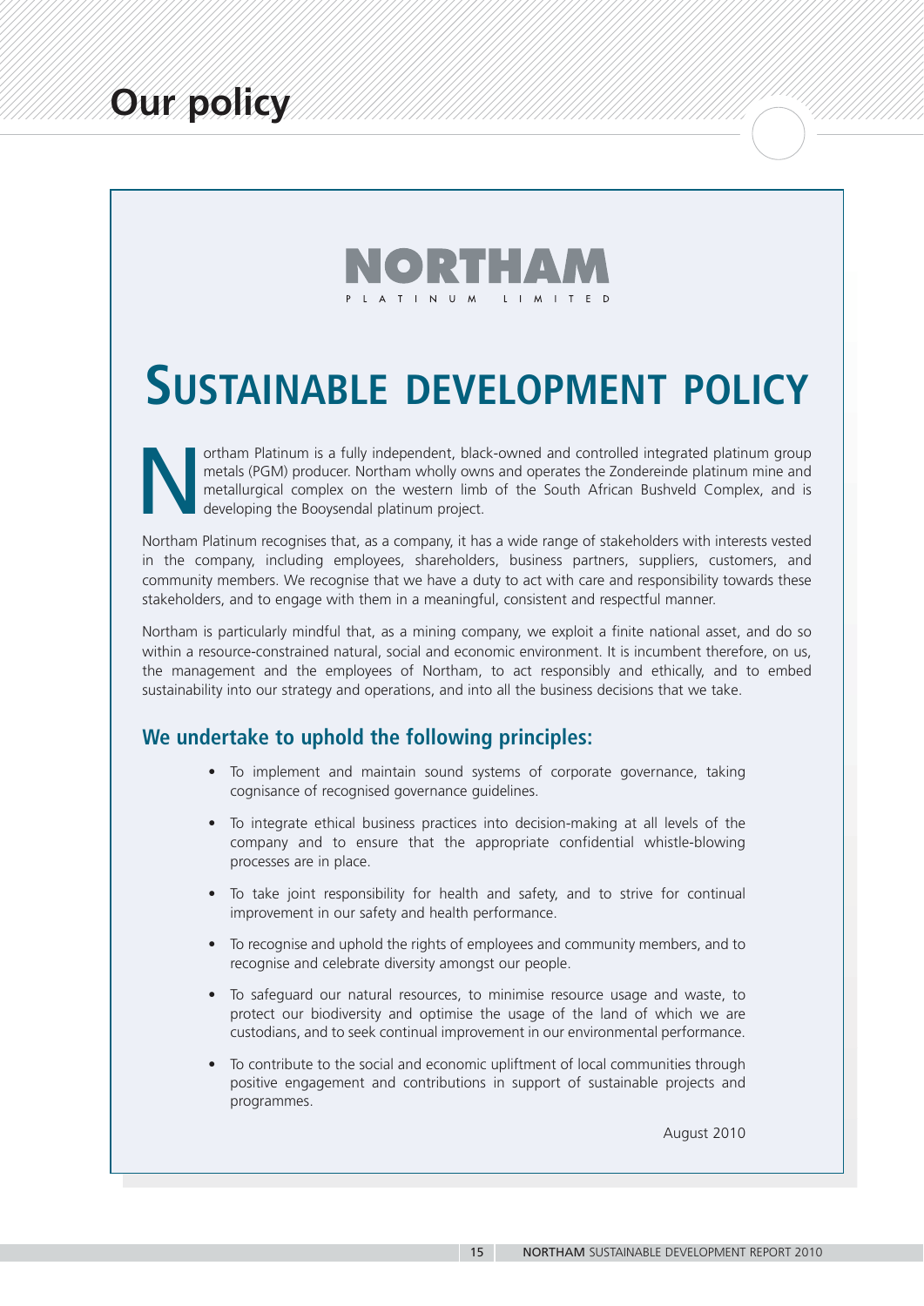# Our policy

NORTHAM

PLATINUM LIMITED

## SUSTAINABLE DEVELOPMENT POLICY

Northam Platinum is a fully independent, black-owned and controlled integrated platinum group metals (PGM) producer. Northam wholly owns and operates the Zondereinde platinum mine and metallurgical complex on the western limb of the South African Bushveld Complex, and is developing the Booysendal platinum project.

Northam Platinum recognises that, as a company, it has a wide range of stakeholders with interests vested in the company, including employees, shareholders, business partners, suppliers, customers, and community members. We recognise that we have a duty to act with care and responsibility towards these stakeholders, and to engage with them in a meaningful, consistent and respectful manner.

Northam is particularly mindful that, as a mining company, we exploit a finite national asset, and do so within a resource-constrained natural, social and economic environment. It is incumbent therefore, on us, the management and the employees of Northam, to act responsibly and ethically, and to embed sustainability into our strategy and operations, and into all the business decisions that we take.

### We undertake to uphold the following principles:

- To implement and maintain sound systems of corporate governance, taking cognisance of recognised governance guidelines.
- To integrate ethical business practices into decision-making at all levels of the company and to ensure that the appropriate confidential whistle-blowing processes are in place.
- To take joint responsibility for health and safety, and to strive for continual improvement in our safety and health performance.
- To recognise and uphold the rights of employees and community members, and to recognise and celebrate diversity amongst our people.
- To safeguard our natural resources, to minimise resource usage and waste, to protect our biodiversity and optimise the usage of the land of which we are custodians, and to seek continual improvement in our environmental performance.
- To contribute to the social and economic upliftment of local communities through positive engagement and contributions in support of sustainable projects and programmes.

August 2010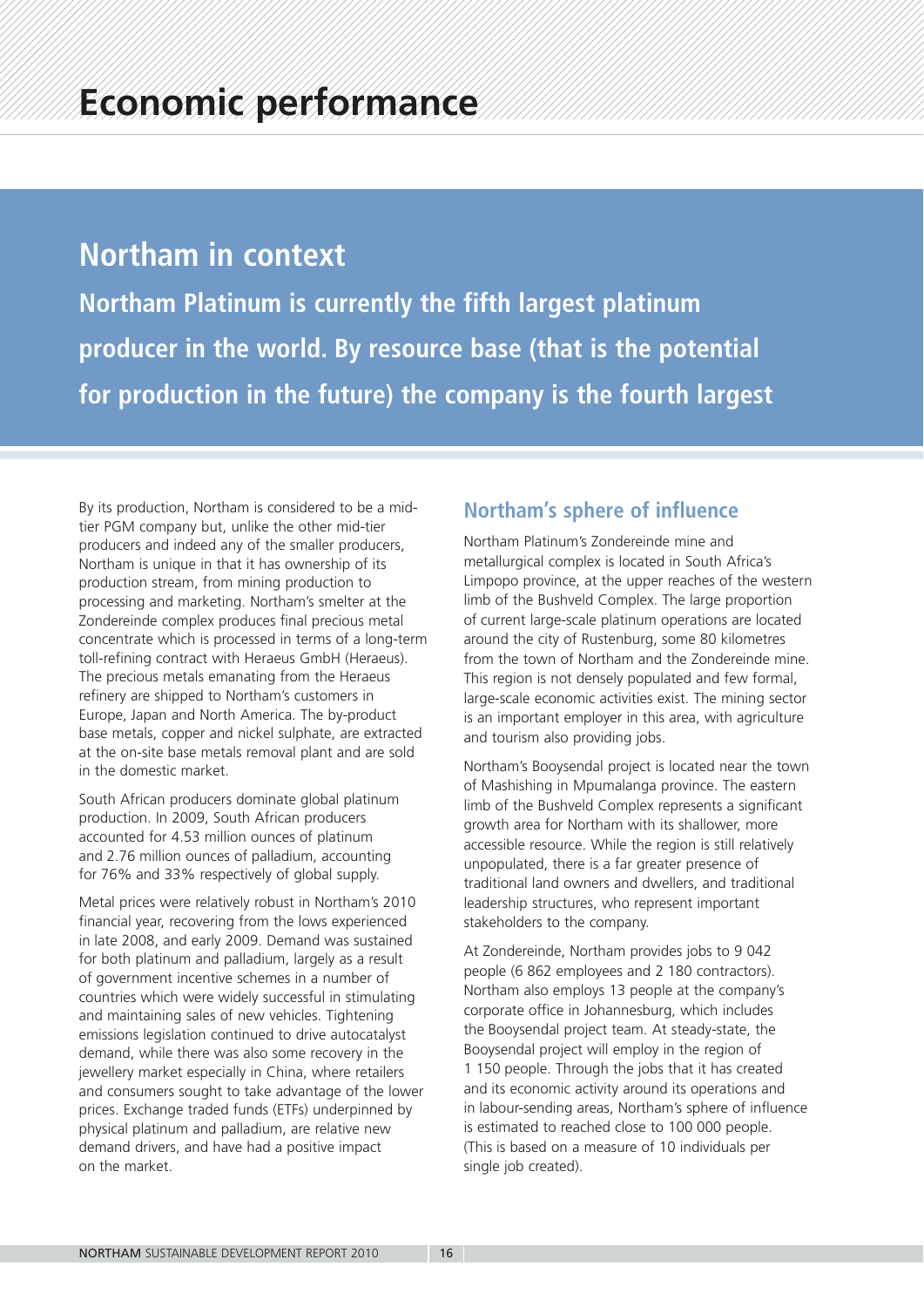# Economic performance

## Northam in context

**Northam Platinum is currently the fifth largest platinum producer in the world. By resource base (that is the potential for production in the future) the company is the fourth largest**

By its production, Northam is considered to be a mid-tier PGM company but, unlike the other mid-tier producers and indeed any of the smaller producers, Northam is unique in that it has ownership of its production stream, from mining production to processing and marketing. Northam's smelter at the Zondereinde complex produces final precious metal concentrate which is processed in terms of a long-term toll-refining contract with Heraeus GmbH (Heraeus). The precious metals emanating from the Heraeus refinery are shipped to Northam's customers in Europe, Japan and North America. The by-product base metals, copper and nickel sulphate, are extracted at the on-site base metals removal plant and are sold in the domestic market.

South African producers dominate global platinum production. In 2009, South African producers accounted for 4.53 million ounces of platinum and 2.76 million ounces of palladium, accounting for 76% and 33% respectively of global supply.

Metal prices were relatively robust in Northam's 2010 financial year, recovering from the lows experienced in late 2008, and early 2009. Demand was sustained for both platinum and palladium, largely as a result of government incentive schemes in a number of countries which were widely successful in stimulating and maintaining sales of new vehicles. Tightening emissions legislation continued to drive autocatalyst demand, while there was also some recovery in the jewellery market especially in China, where retailers and consumers sought to take advantage of the lower prices. Exchange traded funds (ETFs) underpinned by physical platinum and palladium, are relative new demand drivers, and have had a positive impact on the market.

### Northam's sphere of influence

Northam Platinum's Zondereinde mine and metallurgical complex is located in South Africa's Limpopo province, at the upper reaches of the western limb of the Bushveld Complex. The large proportion of current large-scale platinum operations are located around the city of Rustenburg, some 80 kilometres from the town of Northam and the Zondereinde mine. This region is not densely populated and few formal, large-scale economic activities exist. The mining sector is an important employer in this area, with agriculture and tourism also providing jobs.

Northam's Booysendal project is located near the town of Mashishing in Mpumalanga province. The eastern limb of the Bushveld Complex represents a significant growth area for Northam with its shallower, more accessible resource. While the region is still relatively unpopulated, there is a far greater presence of traditional land owners and dwellers, and traditional leadership structures, who represent important stakeholders to the company.

At Zondereinde, Northam provides jobs to 9 042 people (6 862 employees and 2 180 contractors). Northam also employs 13 people at the company's corporate office in Johannesburg, which includes the Booysendal project team. At steady-state, the Booysendal project will employ in the region of 1 150 people. Through the jobs that it has created and its economic activity around its operations and in labour-sending areas, Northam's sphere of influence is estimated to reached close to 100 000 people. (This is based on a measure of 10 individuals per single job created).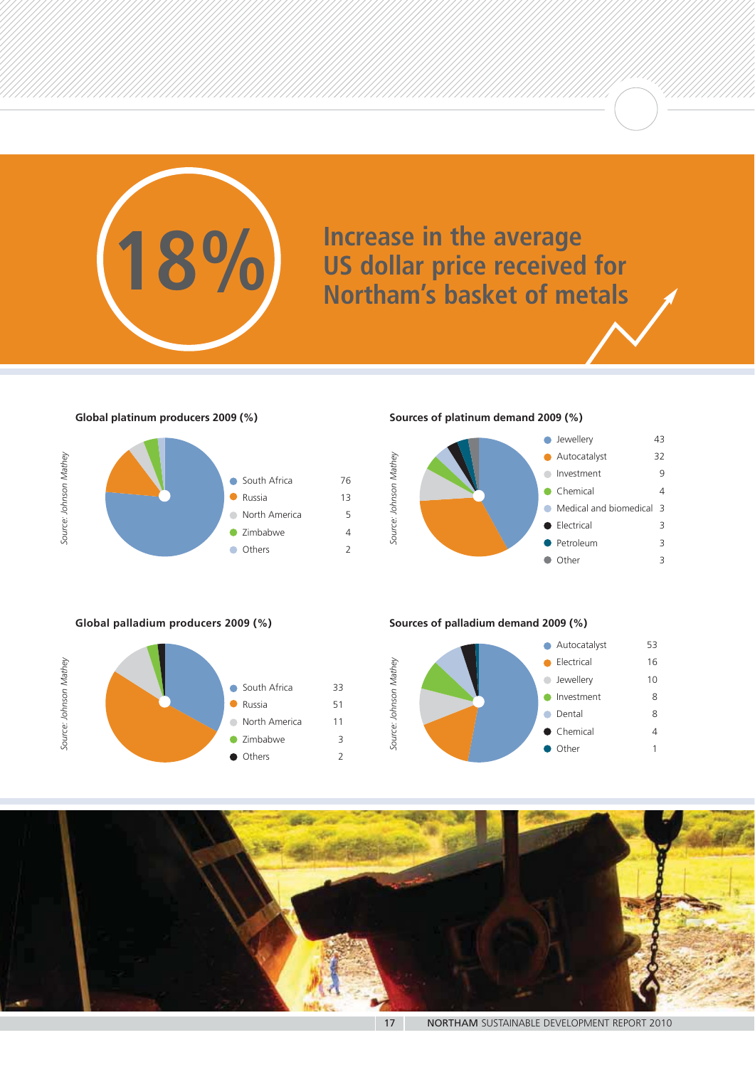# 18%

## Increase in the average US dollar price received for Northam's basket of metals

### Global platinum producers 2009 (%)

| Producer | % |
|---|---|
| South Africa | 76 |
| Russia | 13 |
| North America | 5 |
| Zimbabwe | 4 |
| Others | 2 |

*Source: Johnson Mathey*

### Sources of platinum demand 2009 (%)

| Source | % |
|---|---|
| Jewellery | 43 |
| Autocatalyst | 32 |
| Investment | 9 |
| Chemical | 4 |
| Medical and biomedical | 3 |
| Electrical | 3 |
| Petroleum | 3 |
| Other | 3 |

*Source: Johnson Mathey*

### Global palladium producers 2009 (%)

| Producer | % |
|---|---|
| South Africa | 33 |
| Russia | 51 |
| North America | 11 |
| Zimbabwe | 3 |
| Others | 2 |

*Source: Johnson Mathey*

### Sources of palladium demand 2009 (%)

| Source | % |
|---|---|
| Autocatalyst | 53 |
| Electrical | 16 |
| Jewellery | 10 |
| Investment | 8 |
| Dental | 8 |
| Chemical | 4 |
| Other | 1 |

*Source: Johnson Mathey*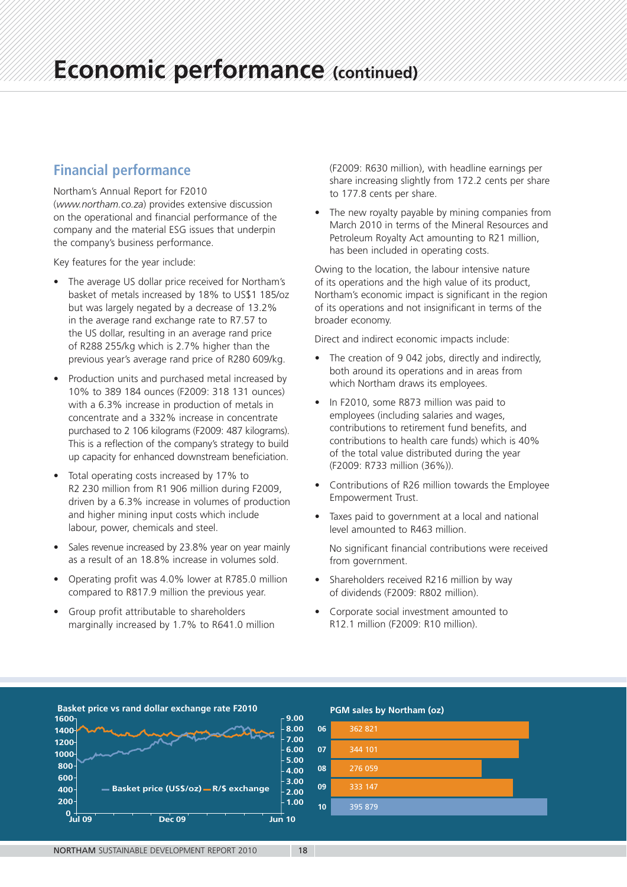# Economic performance (continued)

## Financial performance

Northam's Annual Report for F2010 (*www.northam.co.za*) provides extensive discussion on the operational and financial performance of the company and the material ESG issues that underpin the company's business performance.

Key features for the year include:

- The average US dollar price received for Northam's basket of metals increased by 18% to US$1 185/oz but was largely negated by a decrease of 13.2% in the average rand exchange rate to R7.57 to the US dollar, resulting in an average rand price of R288 255/kg which is 2.7% higher than the previous year's average rand price of R280 609/kg.
- Production units and purchased metal increased by 10% to 389 184 ounces (F2009: 318 131 ounces) with a 6.3% increase in production of metals in concentrate and a 332% increase in concentrate purchased to 2 106 kilograms (F2009: 487 kilograms). This is a reflection of the company's strategy to build up capacity for enhanced downstream beneficiation.
- Total operating costs increased by 17% to R2 230 million from R1 906 million during F2009, driven by a 6.3% increase in volumes of production and higher mining input costs which include labour, power, chemicals and steel.
- Sales revenue increased by 23.8% year on year mainly as a result of an 18.8% increase in volumes sold.
- Operating profit was 4.0% lower at R785.0 million compared to R817.9 million the previous year.
- Group profit attributable to shareholders marginally increased by 1.7% to R641.0 million (F2009: R630 million), with headline earnings per share increasing slightly from 172.2 cents per share to 177.8 cents per share.
- The new royalty payable by mining companies from March 2010 in terms of the Mineral Resources and Petroleum Royalty Act amounting to R21 million, has been included in operating costs.

Owing to the location, the labour intensive nature of its operations and the high value of its product, Northam's economic impact is significant in the region of its operations and not insignificant in terms of the broader economy.

Direct and indirect economic impacts include:

- The creation of 9 042 jobs, directly and indirectly, both around its operations and in areas from which Northam draws its employees.
- In F2010, some R873 million was paid to employees (including salaries and wages, contributions to retirement fund benefits, and contributions to health care funds) which is 40% of the total value distributed during the year (F2009: R733 million (36%)).
- Contributions of R26 million towards the Employee Empowerment Trust.
- Taxes paid to government at a local and national level amounted to R463 million.

  No significant financial contributions were received from government.
- Shareholders received R216 million by way of dividends (F2009: R802 million).
- Corporate social investment amounted to R12.1 million (F2009: R10 million).

**Basket price vs rand dollar exchange rate F2010**

(Chart: Basket price (US$/oz) and R/$ exchange, Jul 09 – Jun 10)

**PGM sales by Northam (oz)**

| Year | oz |
|---|---|
| 06 | 362 821 |
| 07 | 344 101 |
| 08 | 276 059 |
| 09 | 333 147 |
| 10 | 395 879 |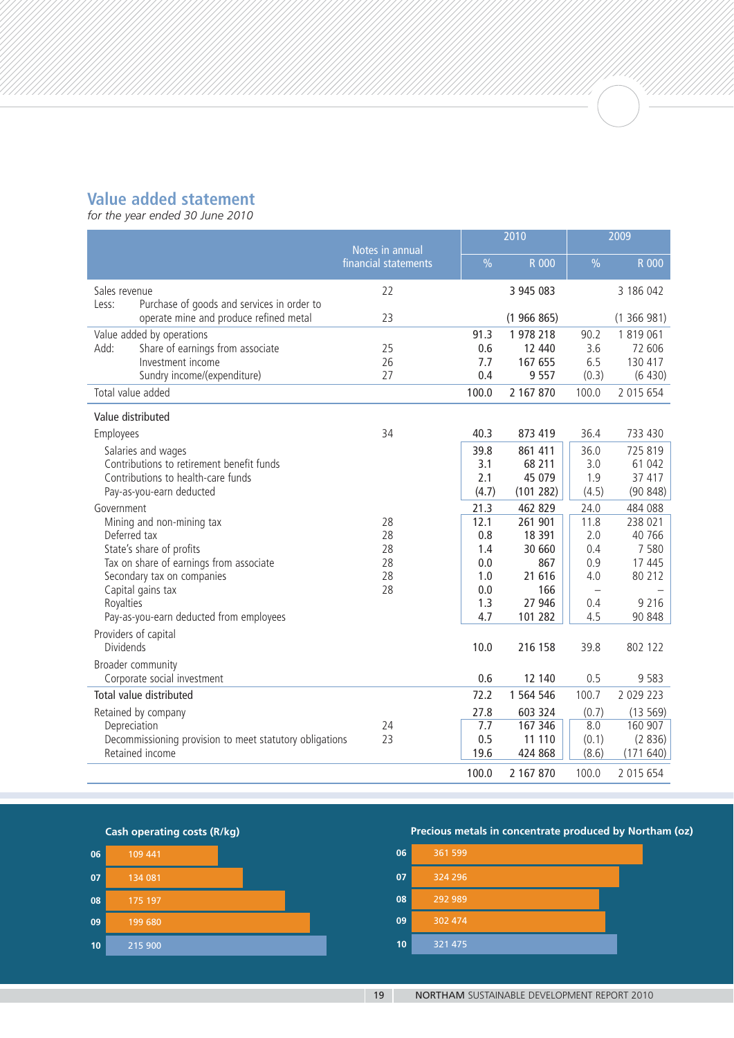## Value added statement

*for the year ended 30 June 2010*

| | Notes in annual financial statements | 2010 % | 2010 R 000 | 2009 % | 2009 R 000 |
|---|---|---|---|---|---|
| Sales revenue | 22 | | 3 945 083 | | 3 186 042 |
| Less: Purchase of goods and services in order to operate mine and produce refined metal | 23 | | (1 966 865) | | (1 366 981) |
| Value added by operations | | 91.3 | 1 978 218 | 90.2 | 1 819 061 |
| Add: Share of earnings from associate | 25 | 0.6 | 12 440 | 3.6 | 72 606 |
| Investment income | 26 | 7.7 | 167 655 | 6.5 | 130 417 |
| Sundry income/(expenditure) | 27 | 0.4 | 9 557 | (0.3) | (6 430) |
| **Total value added** | | 100.0 | 2 167 870 | 100.0 | 2 015 654 |
| **Value distributed** | | | | | |
| Employees | 34 | 40.3 | 873 419 | 36.4 | 733 430 |
| Salaries and wages | | 39.8 | 861 411 | 36.0 | 725 819 |
| Contributions to retirement benefit funds | | 3.1 | 68 211 | 3.0 | 61 042 |
| Contributions to health-care funds | | 2.1 | 45 079 | 1.9 | 37 417 |
| Pay-as-you-earn deducted | | (4.7) | (101 282) | (4.5) | (90 848) |
| Government | | 21.3 | 462 829 | 24.0 | 484 088 |
| Mining and non-mining tax | 28 | 12.1 | 261 901 | 11.8 | 238 021 |
| Deferred tax | 28 | 0.8 | 18 391 | 2.0 | 40 766 |
| State's share of profits | 28 | 1.4 | 30 660 | 0.4 | 7 580 |
| Tax on share of earnings from associate | 28 | 0.0 | 867 | 0.9 | 17 445 |
| Secondary tax on companies | 28 | 1.0 | 21 616 | 4.0 | 80 212 |
| Capital gains tax | 28 | 0.0 | 166 | – | – |
| Royalties | | 1.3 | 27 946 | 0.4 | 9 216 |
| Pay-as-you-earn deducted from employees | | 4.7 | 101 282 | 4.5 | 90 848 |
| Providers of capital | | | | | |
| Dividends | | 10.0 | 216 158 | 39.8 | 802 122 |
| Broader community | | | | | |
| Corporate social investment | | 0.6 | 12 140 | 0.5 | 9 583 |
| **Total value distributed** | | 72.2 | 1 564 546 | 100.7 | 2 029 223 |
| Retained by company | | 27.8 | 603 324 | (0.7) | (13 569) |
| Depreciation | 24 | 7.7 | 167 346 | 8.0 | 160 907 |
| Decommissioning provision to meet statutory obligations | 23 | 0.5 | 11 110 | (0.1) | (2 836) |
| Retained income | | 19.6 | 424 868 | (8.6) | (171 640) |
| | | 100.0 | 2 167 870 | 100.0 | 2 015 654 |

**Cash operating costs (R/kg)**

| Year | R/kg |
|---|---|
| 06 | 109 441 |
| 07 | 134 081 |
| 08 | 175 197 |
| 09 | 199 680 |
| 10 | 215 900 |

**Precious metals in concentrate produced by Northam (oz)**

| Year | oz |
|---|---|
| 06 | 361 599 |
| 07 | 324 296 |
| 08 | 292 989 |
| 09 | 302 474 |
| 10 | 321 475 |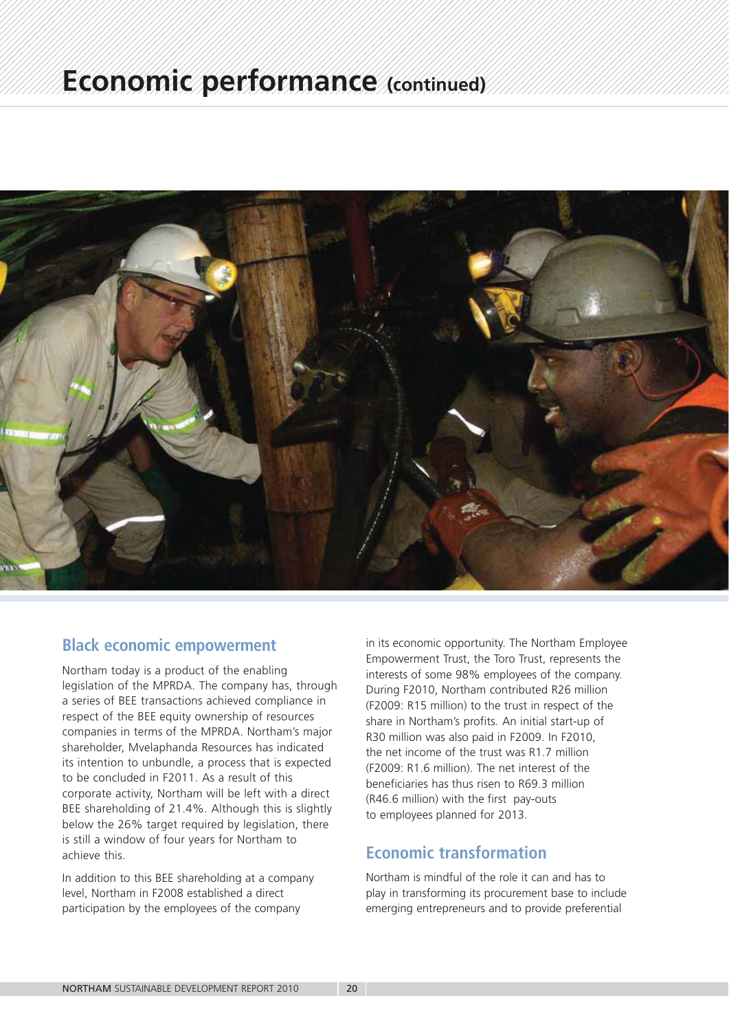# Economic performance (continued)

## Black economic empowerment

Northam today is a product of the enabling legislation of the MPRDA. The company has, through a series of BEE transactions achieved compliance in respect of the BEE equity ownership of resources companies in terms of the MPRDA. Northam's major shareholder, Mvelaphanda Resources has indicated its intention to unbundle, a process that is expected to be concluded in F2011. As a result of this corporate activity, Northam will be left with a direct BEE shareholding of 21.4%. Although this is slightly below the 26% target required by legislation, there is still a window of four years for Northam to achieve this.

In addition to this BEE shareholding at a company level, Northam in F2008 established a direct participation by the employees of the company in its economic opportunity. The Northam Employee Empowerment Trust, the Toro Trust, represents the interests of some 98% employees of the company. During F2010, Northam contributed R26 million (F2009: R15 million) to the trust in respect of the share in Northam's profits. An initial start-up of R30 million was also paid in F2009. In F2010, the net income of the trust was R1.7 million (F2009: R1.6 million). The net interest of the beneficiaries has thus risen to R69.3 million (R46.6 million) with the first pay-outs to employees planned for 2013.

## Economic transformation

Northam is mindful of the role it can and has to play in transforming its procurement base to include emerging entrepreneurs and to provide preferential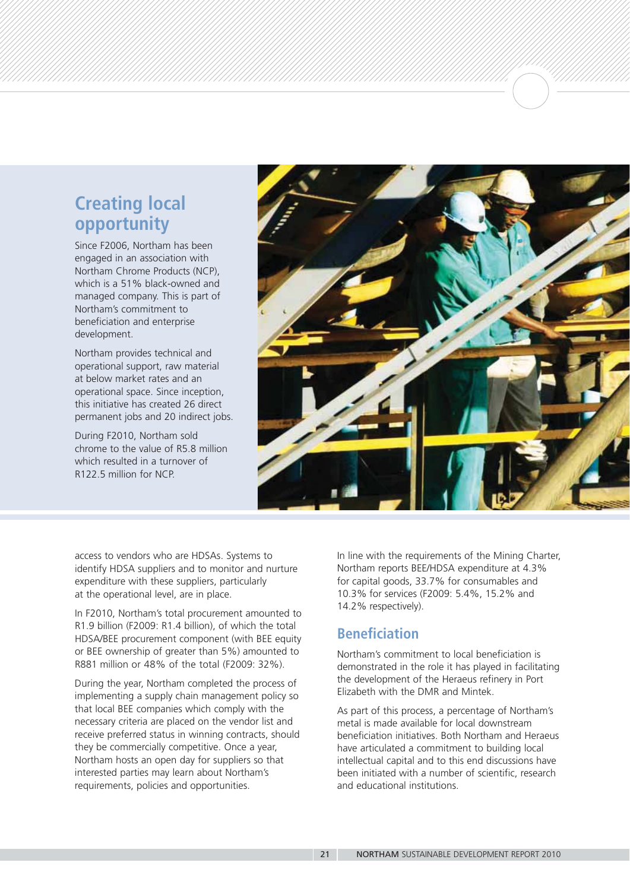## Creating local opportunity

Since F2006, Northam has been engaged in an association with Northam Chrome Products (NCP), which is a 51% black-owned and managed company. This is part of Northam's commitment to beneficiation and enterprise development.

Northam provides technical and operational support, raw material at below market rates and an operational space. Since inception, this initiative has created 26 direct permanent jobs and 20 indirect jobs.

During F2010, Northam sold chrome to the value of R5.8 million which resulted in a turnover of R122.5 million for NCP.

access to vendors who are HDSAs. Systems to identify HDSA suppliers and to monitor and nurture expenditure with these suppliers, particularly at the operational level, are in place.

In F2010, Northam's total procurement amounted to R1.9 billion (F2009: R1.4 billion), of which the total HDSA/BEE procurement component (with BEE equity or BEE ownership of greater than 5%) amounted to R881 million or 48% of the total (F2009: 32%).

During the year, Northam completed the process of implementing a supply chain management policy so that local BEE companies which comply with the necessary criteria are placed on the vendor list and receive preferred status in winning contracts, should they be commercially competitive. Once a year, Northam hosts an open day for suppliers so that interested parties may learn about Northam's requirements, policies and opportunities.

In line with the requirements of the Mining Charter, Northam reports BEE/HDSA expenditure at 4.3% for capital goods, 33.7% for consumables and 10.3% for services (F2009: 5.4%, 15.2% and 14.2% respectively).

## Beneficiation

Northam's commitment to local beneficiation is demonstrated in the role it has played in facilitating the development of the Heraeus refinery in Port Elizabeth with the DMR and Mintek.

As part of this process, a percentage of Northam's metal is made available for local downstream beneficiation initiatives. Both Northam and Heraeus have articulated a commitment to building local intellectual capital and to this end discussions have been initiated with a number of scientific, research and educational institutions.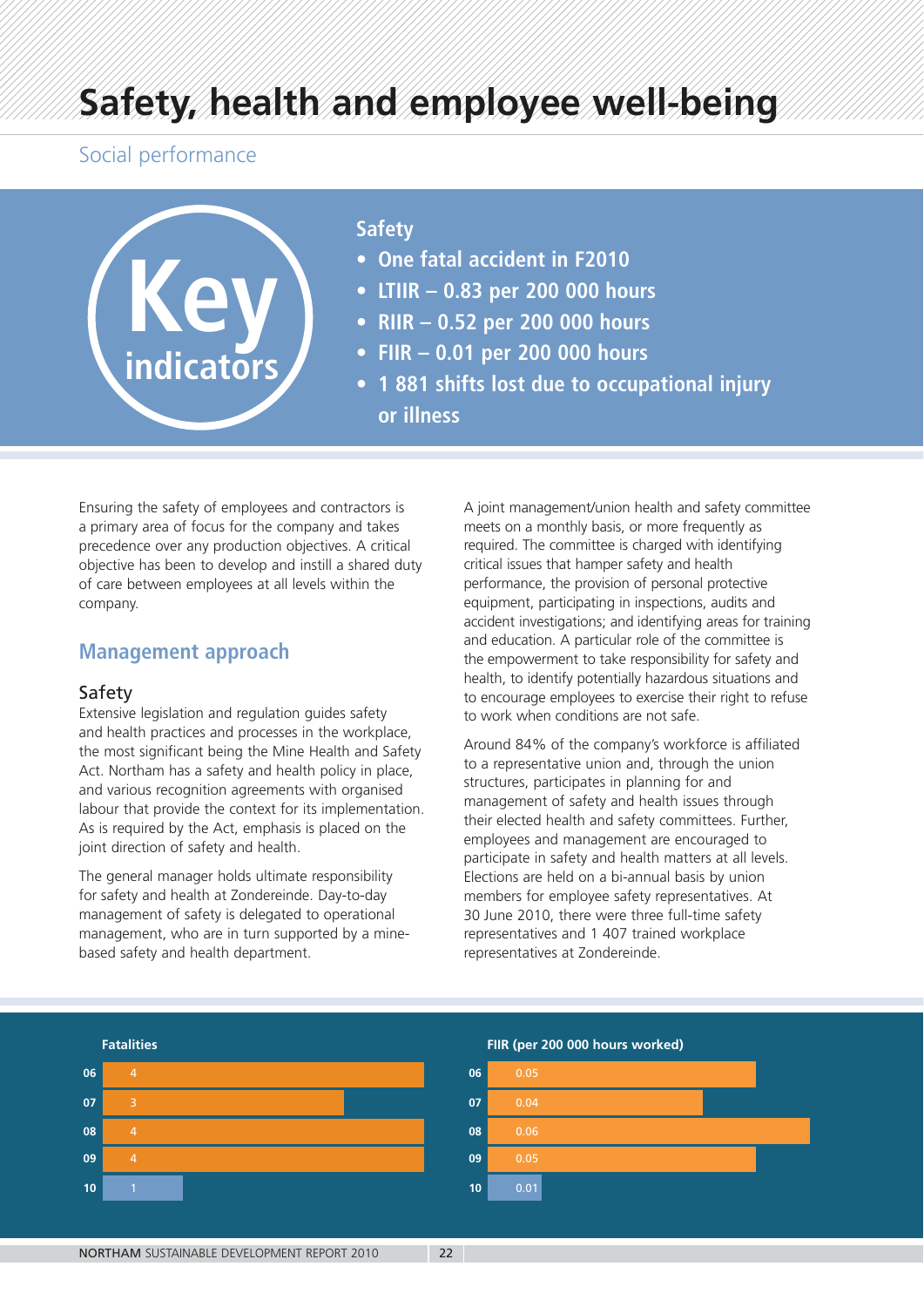# Safety, health and employee well-being

## Social performance

**Key indicators**

### Safety

- **One fatal accident in F2010**
- **LTIIR – 0.83 per 200 000 hours**
- **RIIR – 0.52 per 200 000 hours**
- **FIIR – 0.01 per 200 000 hours**
- **1 881 shifts lost due to occupational injury or illness**

Ensuring the safety of employees and contractors is a primary area of focus for the company and takes precedence over any production objectives. A critical objective has been to develop and instill a shared duty of care between employees at all levels within the company.

## Management approach

### Safety

Extensive legislation and regulation guides safety and health practices and processes in the workplace, the most significant being the Mine Health and Safety Act. Northam has a safety and health policy in place, and various recognition agreements with organised labour that provide the context for its implementation. As is required by the Act, emphasis is placed on the joint direction of safety and health.

The general manager holds ultimate responsibility for safety and health at Zondereinde. Day-to-day management of safety is delegated to operational management, who are in turn supported by a mine-based safety and health department.

A joint management/union health and safety committee meets on a monthly basis, or more frequently as required. The committee is charged with identifying critical issues that hamper safety and health performance, the provision of personal protective equipment, participating in inspections, audits and accident investigations; and identifying areas for training and education. A particular role of the committee is the empowerment to take responsibility for safety and health, to identify potentially hazardous situations and to encourage employees to exercise their right to refuse to work when conditions are not safe.

Around 84% of the company's workforce is affiliated to a representative union and, through the union structures, participates in planning for and management of safety and health issues through their elected health and safety committees. Further, employees and management are encouraged to participate in safety and health matters at all levels. Elections are held on a bi-annual basis by union members for employee safety representatives. At 30 June 2010, there were three full-time safety representatives and 1 407 trained workplace representatives at Zondereinde.

**Fatalities**

| Year | Fatalities |
|---|---|
| 06 | 4 |
| 07 | 3 |
| 08 | 4 |
| 09 | 4 |
| 10 | 1 |

**FIIR (per 200 000 hours worked)**

| Year | FIIR |
|---|---|
| 06 | 0.05 |
| 07 | 0.04 |
| 08 | 0.06 |
| 09 | 0.05 |
| 10 | 0.01 |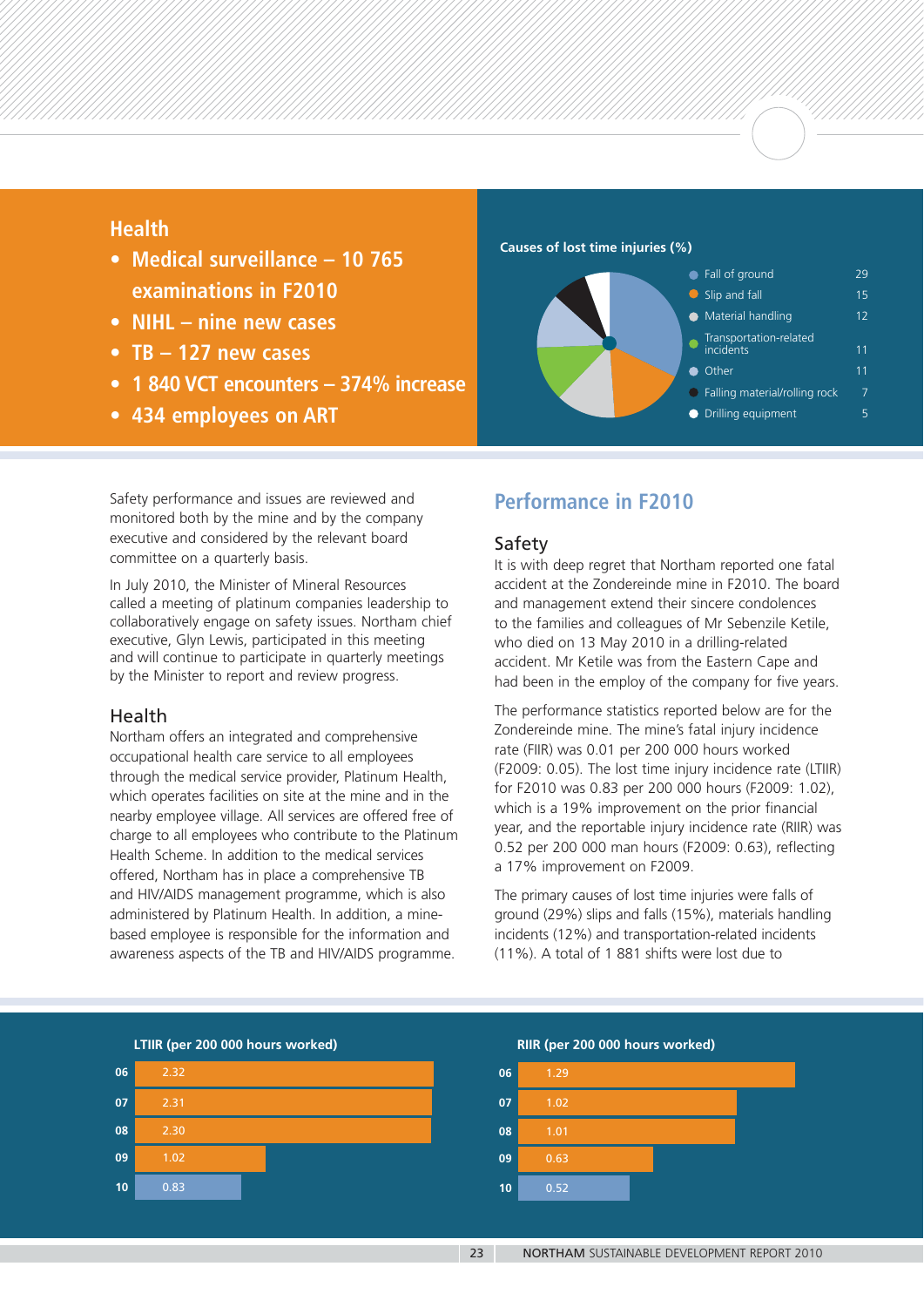## Health

- **Medical surveillance – 10 765 examinations in F2010**
- **NIHL – nine new cases**
- **TB – 127 new cases**
- **1 840 VCT encounters – 374% increase**
- **434 employees on ART**

**Causes of lost time injuries (%)**

| Cause | % |
|---|---|
| Fall of ground | 29 |
| Slip and fall | 15 |
| Material handling | 12 |
| Transportation-related incidents | 11 |
| Other | 11 |
| Falling material/rolling rock | 7 |
| Drilling equipment | 5 |

Safety performance and issues are reviewed and monitored both by the mine and by the company executive and considered by the relevant board committee on a quarterly basis.

In July 2010, the Minister of Mineral Resources called a meeting of platinum companies leadership to collaboratively engage on safety issues. Northam chief executive, Glyn Lewis, participated in this meeting and will continue to participate in quarterly meetings by the Minister to report and review progress.

### Health

Northam offers an integrated and comprehensive occupational health care service to all employees through the medical service provider, Platinum Health, which operates facilities on site at the mine and in the nearby employee village. All services are offered free of charge to all employees who contribute to the Platinum Health Scheme. In addition to the medical services offered, Northam has in place a comprehensive TB and HIV/AIDS management programme, which is also administered by Platinum Health. In addition, a mine-based employee is responsible for the information and awareness aspects of the TB and HIV/AIDS programme.

## Performance in F2010

### Safety

It is with deep regret that Northam reported one fatal accident at the Zondereinde mine in F2010. The board and management extend their sincere condolences to the families and colleagues of Mr Sebenzile Ketile, who died on 13 May 2010 in a drilling-related accident. Mr Ketile was from the Eastern Cape and had been in the employ of the company for five years.

The performance statistics reported below are for the Zondereinde mine. The mine's fatal injury incidence rate (FIIR) was 0.01 per 200 000 hours worked (F2009: 0.05). The lost time injury incidence rate (LTIIR) for F2010 was 0.83 per 200 000 hours (F2009: 1.02), which is a 19% improvement on the prior financial year, and the reportable injury incidence rate (RIIR) was 0.52 per 200 000 man hours (F2009: 0.63), reflecting a 17% improvement on F2009.

The primary causes of lost time injuries were falls of ground (29%) slips and falls (15%), materials handling incidents (12%) and transportation-related incidents (11%). A total of 1 881 shifts were lost due to

**LTIIR (per 200 000 hours worked)**

| Year | LTIIR |
|---|---|
| 06 | 2.32 |
| 07 | 2.31 |
| 08 | 2.30 |
| 09 | 1.02 |
| 10 | 0.83 |

**RIIR (per 200 000 hours worked)**

| Year | RIIR |
|---|---|
| 06 | 1.29 |
| 07 | 1.02 |
| 08 | 1.01 |
| 09 | 0.63 |
| 10 | 0.52 |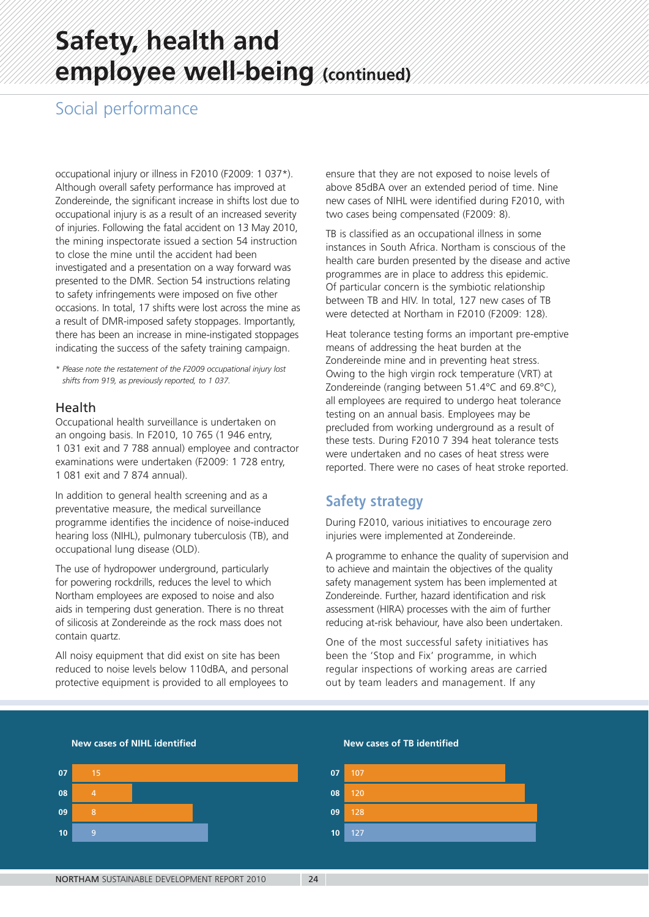# Safety, health and employee well-being (continued)

## Social performance

occupational injury or illness in F2010 (F2009: 1 037*). Although overall safety performance has improved at Zondereinde, the significant increase in shifts lost due to occupational injury is as a result of an increased severity of injuries. Following the fatal accident on 13 May 2010, the mining inspectorate issued a section 54 instruction to close the mine until the accident had been investigated and a presentation on a way forward was presented to the DMR. Section 54 instructions relating to safety infringements were imposed on five other occasions. In total, 17 shifts were lost across the mine as a result of DMR-imposed safety stoppages. Importantly, there has been an increase in mine-instigated stoppages indicating the success of the safety training campaign.

*\* Please note the restatement of the F2009 occupational injury lost shifts from 919, as previously reported, to 1 037.*

### Health

Occupational health surveillance is undertaken on an ongoing basis. In F2010, 10 765 (1 946 entry, 1 031 exit and 7 788 annual) employee and contractor examinations were undertaken (F2009: 1 728 entry, 1 081 exit and 7 874 annual).

In addition to general health screening and as a preventative measure, the medical surveillance programme identifies the incidence of noise-induced hearing loss (NIHL), pulmonary tuberculosis (TB), and occupational lung disease (OLD).

The use of hydropower underground, particularly for powering rockdrills, reduces the level to which Northam employees are exposed to noise and also aids in tempering dust generation. There is no threat of silicosis at Zondereinde as the rock mass does not contain quartz.

All noisy equipment that did exist on site has been reduced to noise levels below 110dBA, and personal protective equipment is provided to all employees to ensure that they are not exposed to noise levels of above 85dBA over an extended period of time. Nine new cases of NIHL were identified during F2010, with two cases being compensated (F2009: 8).

TB is classified as an occupational illness in some instances in South Africa. Northam is conscious of the health care burden presented by the disease and active programmes are in place to address this epidemic. Of particular concern is the symbiotic relationship between TB and HIV. In total, 127 new cases of TB were detected at Northam in F2010 (F2009: 128).

Heat tolerance testing forms an important pre-emptive means of addressing the heat burden at the Zondereinde mine and in preventing heat stress. Owing to the high virgin rock temperature (VRT) at Zondereinde (ranging between 51.4°C and 69.8°C), all employees are required to undergo heat tolerance testing on an annual basis. Employees may be precluded from working underground as a result of these tests. During F2010 7 394 heat tolerance tests were undertaken and no cases of heat stress were reported. There were no cases of heat stroke reported.

## Safety strategy

During F2010, various initiatives to encourage zero injuries were implemented at Zondereinde.

A programme to enhance the quality of supervision and to achieve and maintain the objectives of the quality safety management system has been implemented at Zondereinde. Further, hazard identification and risk assessment (HIRA) processes with the aim of further reducing at-risk behaviour, have also been undertaken.

One of the most successful safety initiatives has been the 'Stop and Fix' programme, in which regular inspections of working areas are carried out by team leaders and management. If any

**New cases of NIHL identified**

| Year | Cases |
|---|---|
| 07 | 15 |
| 08 | 4 |
| 09 | 8 |
| 10 | 9 |

**New cases of TB identified**

| Year | Cases |
|---|---|
| 07 | 107 |
| 08 | 120 |
| 09 | 128 |
| 10 | 127 |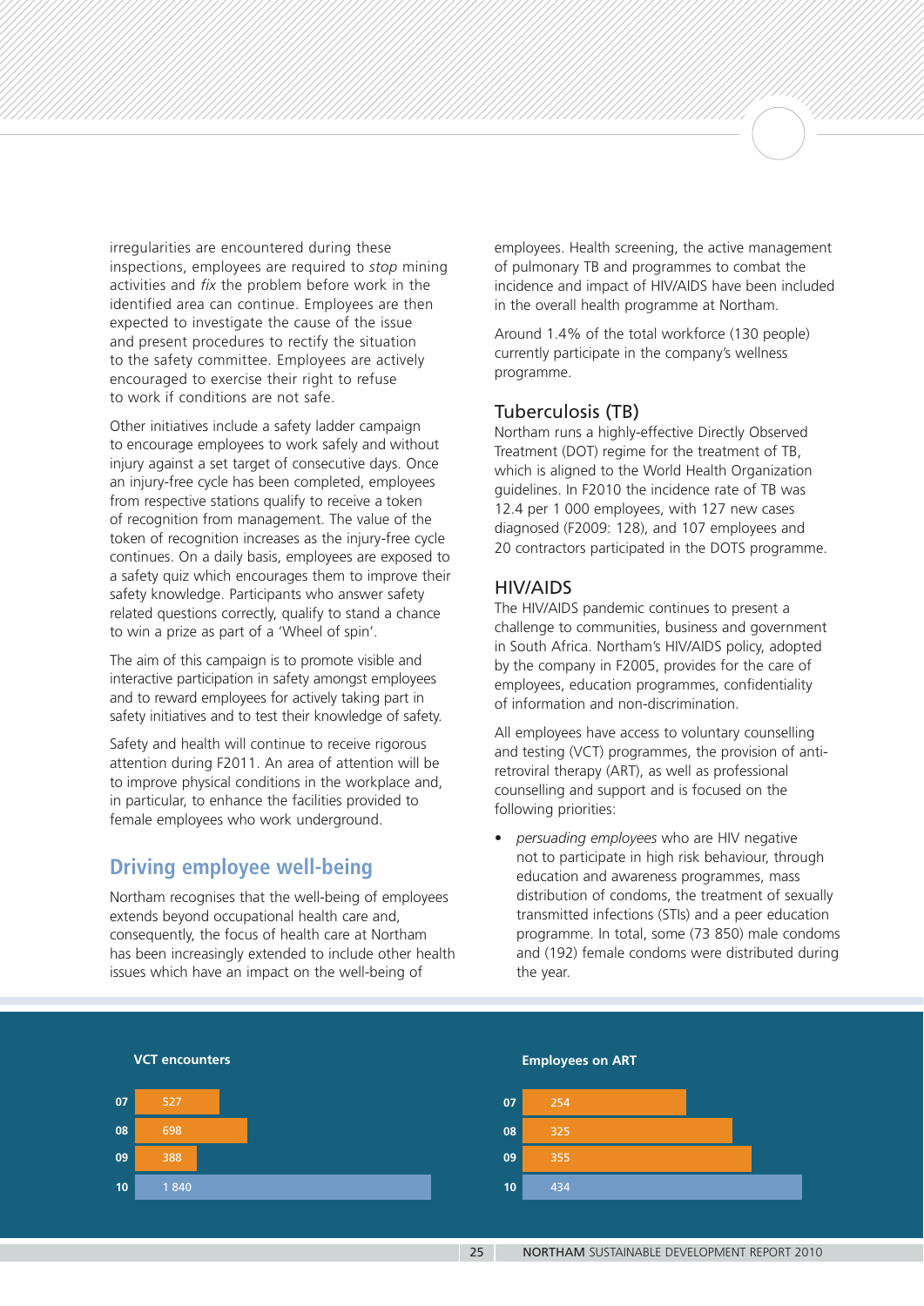irregularities are encountered during these inspections, employees are required to *stop* mining activities and *fix* the problem before work in the identified area can continue. Employees are then expected to investigate the cause of the issue and present procedures to rectify the situation to the safety committee. Employees are actively encouraged to exercise their right to refuse to work if conditions are not safe.

Other initiatives include a safety ladder campaign to encourage employees to work safely and without injury against a set target of consecutive days. Once an injury-free cycle has been completed, employees from respective stations qualify to receive a token of recognition from management. The value of the token of recognition increases as the injury-free cycle continues. On a daily basis, employees are exposed to a safety quiz which encourages them to improve their safety knowledge. Participants who answer safety related questions correctly, qualify to stand a chance to win a prize as part of a 'Wheel of spin'.

The aim of this campaign is to promote visible and interactive participation in safety amongst employees and to reward employees for actively taking part in safety initiatives and to test their knowledge of safety.

Safety and health will continue to receive rigorous attention during F2011. An area of attention will be to improve physical conditions in the workplace and, in particular, to enhance the facilities provided to female employees who work underground.

## Driving employee well-being

Northam recognises that the well-being of employees extends beyond occupational health care and, consequently, the focus of health care at Northam has been increasingly extended to include other health issues which have an impact on the well-being of employees. Health screening, the active management of pulmonary TB and programmes to combat the incidence and impact of HIV/AIDS have been included in the overall health programme at Northam.

Around 1.4% of the total workforce (130 people) currently participate in the company's wellness programme.

### Tuberculosis (TB)

Northam runs a highly-effective Directly Observed Treatment (DOT) regime for the treatment of TB, which is aligned to the World Health Organization guidelines. In F2010 the incidence rate of TB was 12.4 per 1 000 employees, with 127 new cases diagnosed (F2009: 128), and 107 employees and 20 contractors participated in the DOTS programme.

### HIV/AIDS

The HIV/AIDS pandemic continues to present a challenge to communities, business and government in South Africa. Northam's HIV/AIDS policy, adopted by the company in F2005, provides for the care of employees, education programmes, confidentiality of information and non-discrimination.

All employees have access to voluntary counselling and testing (VCT) programmes, the provision of anti-retroviral therapy (ART), as well as professional counselling and support and is focused on the following priorities:

- *persuading employees* who are HIV negative not to participate in high risk behaviour, through education and awareness programmes, mass distribution of condoms, the treatment of sexually transmitted infections (STIs) and a peer education programme. In total, some (73 850) male condoms and (192) female condoms were distributed during the year.

**VCT encounters**

| Year | VCT encounters |
|---|---|
| 07 | 527 |
| 08 | 698 |
| 09 | 388 |
| 10 | 1 840 |

**Employees on ART**

| Year | Employees on ART |
|---|---|
| 07 | 254 |
| 08 | 325 |
| 09 | 355 |
| 10 | 434 |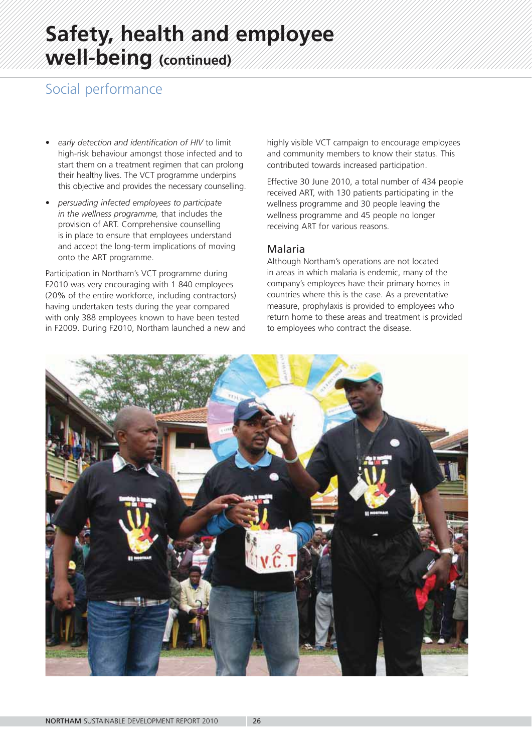# Safety, health and employee well-being (continued)

## Social performance

- *early detection and identification of HIV* to limit high-risk behaviour amongst those infected and to start them on a treatment regimen that can prolong their healthy lives. The VCT programme underpins this objective and provides the necessary counselling.
- *persuading infected employees to participate in the wellness programme,* that includes the provision of ART. Comprehensive counselling is in place to ensure that employees understand and accept the long-term implications of moving onto the ART programme.

Participation in Northam's VCT programme during F2010 was very encouraging with 1 840 employees (20% of the entire workforce, including contractors) having undertaken tests during the year compared with only 388 employees known to have been tested in F2009. During F2010, Northam launched a new and highly visible VCT campaign to encourage employees and community members to know their status. This contributed towards increased participation.

Effective 30 June 2010, a total number of 434 people received ART, with 130 patients participating in the wellness programme and 30 people leaving the wellness programme and 45 people no longer receiving ART for various reasons.

### Malaria

Although Northam's operations are not located in areas in which malaria is endemic, many of the company's employees have their primary homes in countries where this is the case. As a preventative measure, prophylaxis is provided to employees who return home to these areas and treatment is provided to employees who contract the disease.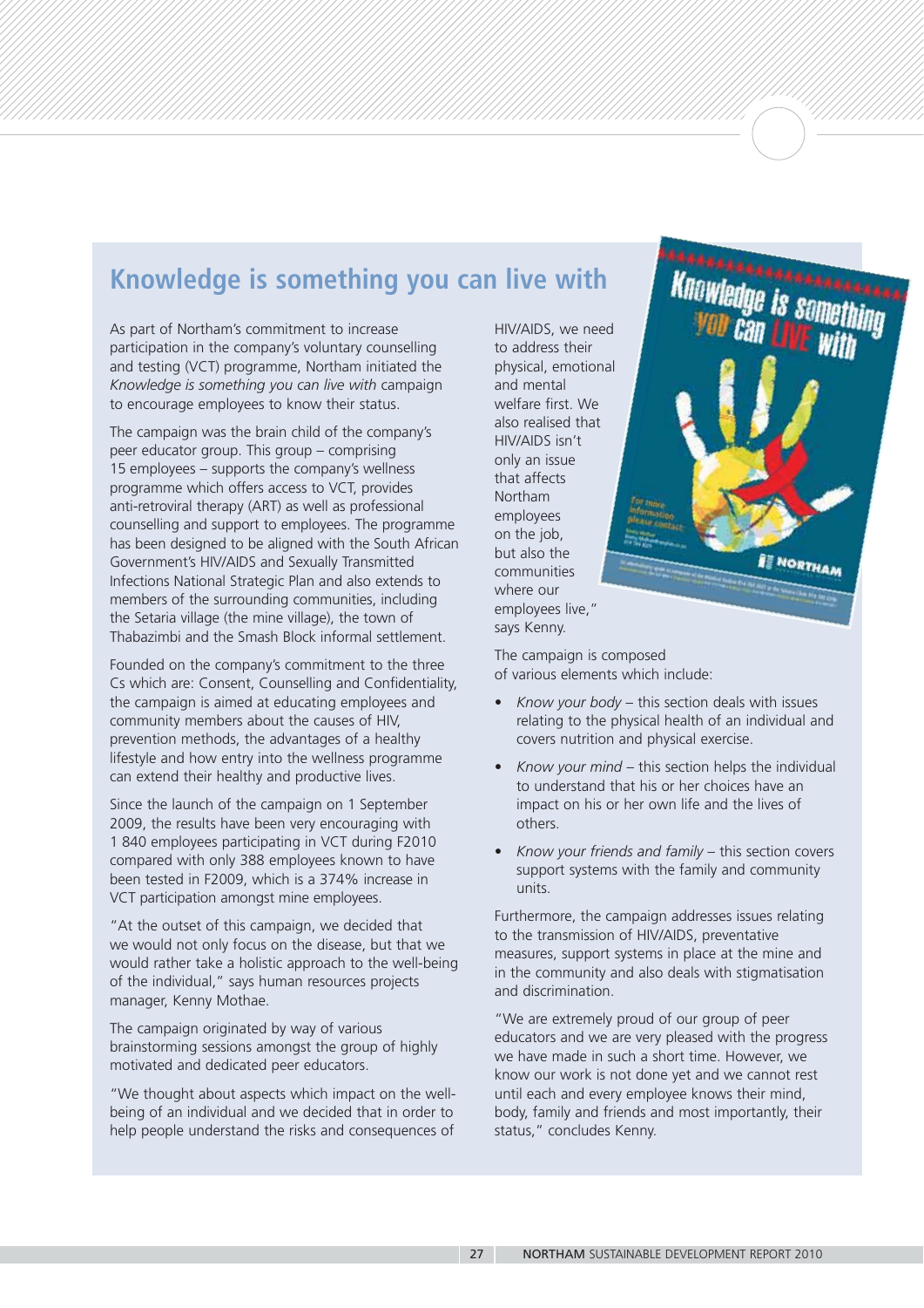## Knowledge is something you can live with

As part of Northam's commitment to increase participation in the company's voluntary counselling and testing (VCT) programme, Northam initiated the *Knowledge is something you can live with* campaign to encourage employees to know their status.

The campaign was the brain child of the company's peer educator group. This group – comprising 15 employees – supports the company's wellness programme which offers access to VCT, provides anti-retroviral therapy (ART) as well as professional counselling and support to employees. The programme has been designed to be aligned with the South African Government's HIV/AIDS and Sexually Transmitted Infections National Strategic Plan and also extends to members of the surrounding communities, including the Setaria village (the mine village), the town of Thabazimbi and the Smash Block informal settlement.

Founded on the company's commitment to the three Cs which are: Consent, Counselling and Confidentiality, the campaign is aimed at educating employees and community members about the causes of HIV, prevention methods, the advantages of a healthy lifestyle and how entry into the wellness programme can extend their healthy and productive lives.

Since the launch of the campaign on 1 September 2009, the results have been very encouraging with 1 840 employees participating in VCT during F2010 compared with only 388 employees known to have been tested in F2009, which is a 374% increase in VCT participation amongst mine employees.

"At the outset of this campaign, we decided that we would not only focus on the disease, but that we would rather take a holistic approach to the well-being of the individual," says human resources projects manager, Kenny Mothae.

The campaign originated by way of various brainstorming sessions amongst the group of highly motivated and dedicated peer educators.

"We thought about aspects which impact on the well-being of an individual and we decided that in order to help people understand the risks and consequences of HIV/AIDS, we need to address their physical, emotional and mental welfare first. We also realised that HIV/AIDS isn't only an issue that affects Northam employees on the job, but also the communities where our employees live," says Kenny.

The campaign is composed of various elements which include:

- *Know your body* – this section deals with issues relating to the physical health of an individual and covers nutrition and physical exercise.
- *Know your mind* – this section helps the individual to understand that his or her choices have an impact on his or her own life and the lives of others.
- *Know your friends and family* – this section covers support systems with the family and community units.

Furthermore, the campaign addresses issues relating to the transmission of HIV/AIDS, preventative measures, support systems in place at the mine and in the community and also deals with stigmatisation and discrimination.

"We are extremely proud of our group of peer educators and we are very pleased with the progress we have made in such a short time. However, we know our work is not done yet and we cannot rest until each and every employee knows their mind, body, family and friends and most importantly, their status," concludes Kenny.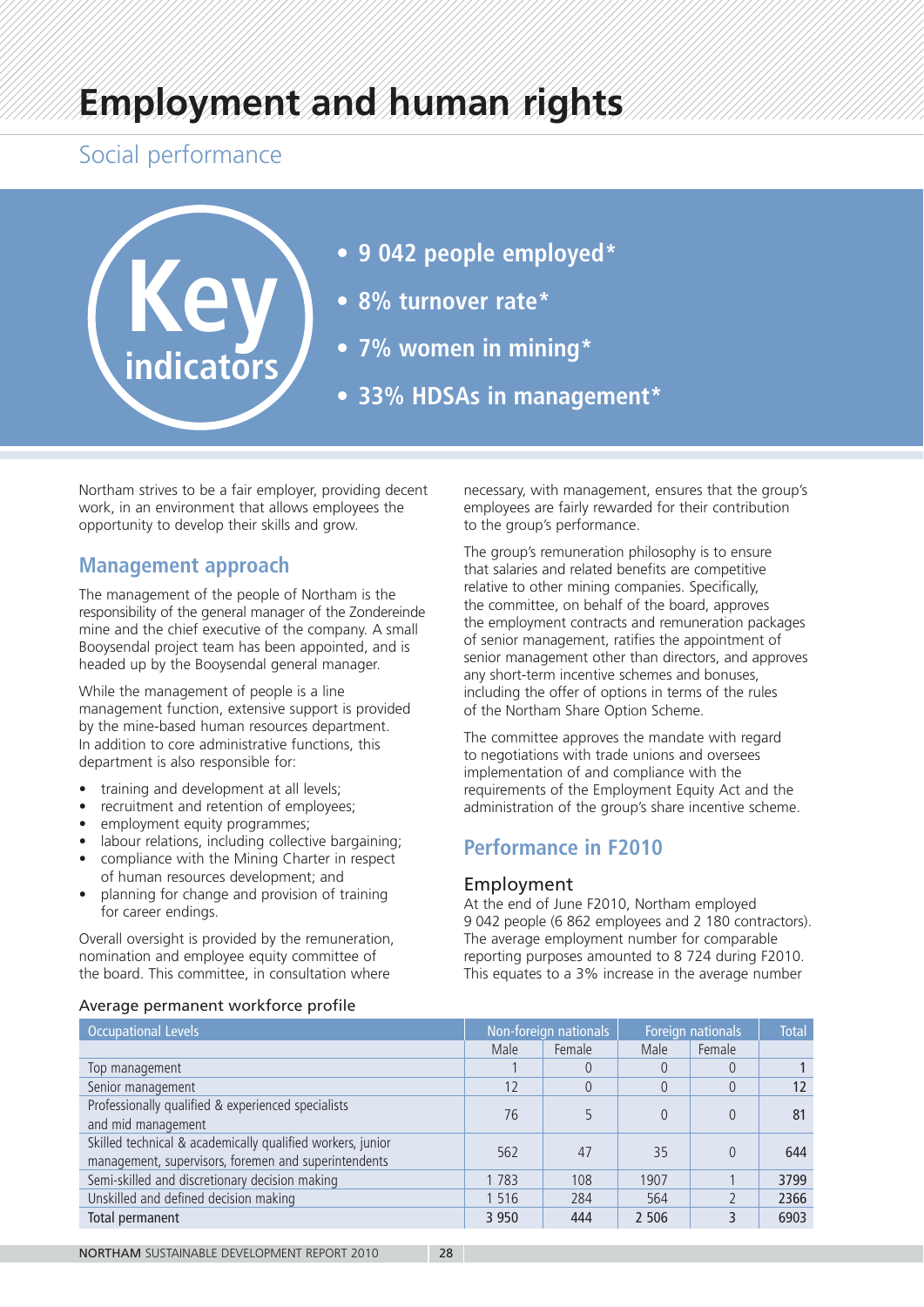# Employment and human rights

## Social performance

**Key indicators**

- **9 042 people employed***
- **8% turnover rate***
- **7% women in mining***
- **33% HDSAs in management***

Northam strives to be a fair employer, providing decent work, in an environment that allows employees the opportunity to develop their skills and grow.

### Management approach

The management of the people of Northam is the responsibility of the general manager of the Zondereinde mine and the chief executive of the company. A small Booysendal project team has been appointed, and is headed up by the Booysendal general manager.

While the management of people is a line management function, extensive support is provided by the mine-based human resources department. In addition to core administrative functions, this department is also responsible for:

- training and development at all levels;
- recruitment and retention of employees;
- employment equity programmes;
- labour relations, including collective bargaining;
- compliance with the Mining Charter in respect of human resources development; and
- planning for change and provision of training for career endings.

Overall oversight is provided by the remuneration, nomination and employee equity committee of the board. This committee, in consultation where necessary, with management, ensures that the group's employees are fairly rewarded for their contribution to the group's performance.

The group's remuneration philosophy is to ensure that salaries and related benefits are competitive relative to other mining companies. Specifically, the committee, on behalf of the board, approves the employment contracts and remuneration packages of senior management, ratifies the appointment of senior management other than directors, and approves any short-term incentive schemes and bonuses, including the offer of options in terms of the rules of the Northam Share Option Scheme.

The committee approves the mandate with regard to negotiations with trade unions and oversees implementation of and compliance with the requirements of the Employment Equity Act and the administration of the group's share incentive scheme.

### Performance in F2010

#### Employment

At the end of June F2010, Northam employed 9 042 people (6 862 employees and 2 180 contractors). The average employment number for comparable reporting purposes amounted to 8 724 during F2010. This equates to a 3% increase in the average number

Average permanent workforce profile

| Occupational Levels | Non-foreign nationals | | Foreign nationals | | Total |
|---|---|---|---|---|---|
| | Male | Female | Male | Female | |
| Top management | 1 | 0 | 0 | 0 | 1 |
| Senior management | 12 | 0 | 0 | 0 | 12 |
| Professionally qualified & experienced specialists and mid management | 76 | 5 | 0 | 0 | 81 |
| Skilled technical & academically qualified workers, junior management, supervisors, foremen and superintendents | 562 | 47 | 35 | 0 | 644 |
| Semi-skilled and discretionary decision making | 1 783 | 108 | 1907 | 1 | 3799 |
| Unskilled and defined decision making | 1 516 | 284 | 564 | 2 | 2366 |
| Total permanent | 3 950 | 444 | 2 506 | 3 | 6903 |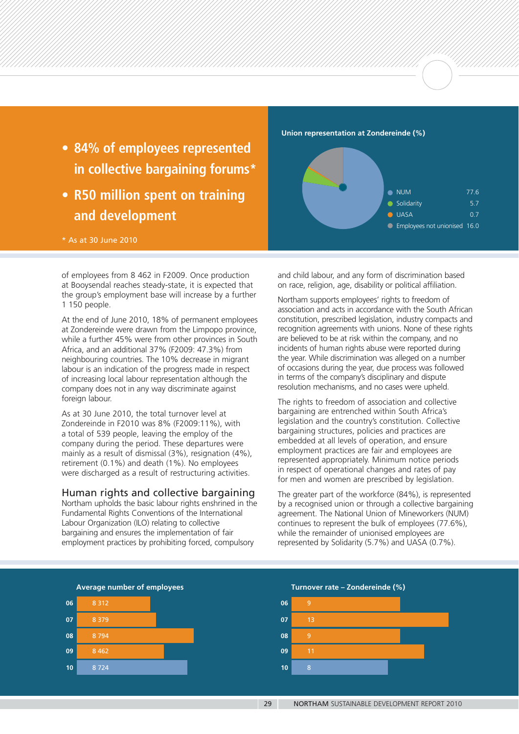- **84% of employees represented in collective bargaining forums***
- **R50 million spent on training and development**

\* As at 30 June 2010

**Union representation at Zondereinde (%)**

| Union | % |
|---|---|
| NUM | 77.6 |
| Solidarity | 5.7 |
| UASA | 0.7 |
| Employees not unionised | 16.0 |

of employees from 8 462 in F2009. Once production at Booysendal reaches steady-state, it is expected that the group's employment base will increase by a further 1 150 people.

At the end of June 2010, 18% of permanent employees at Zondereinde were drawn from the Limpopo province, while a further 45% were from other provinces in South Africa, and an additional 37% (F2009: 47.3%) from neighbouring countries. The 10% decrease in migrant labour is an indication of the progress made in respect of increasing local labour representation although the company does not in any way discriminate against foreign labour.

As at 30 June 2010, the total turnover level at Zondereinde in F2010 was 8% (F2009:11%), with a total of 539 people, leaving the employ of the company during the period. These departures were mainly as a result of dismissal (3%), resignation (4%), retirement (0.1%) and death (1%). No employees were discharged as a result of restructuring activities.

## Human rights and collective bargaining

Northam upholds the basic labour rights enshrined in the Fundamental Rights Conventions of the International Labour Organization (ILO) relating to collective bargaining and ensures the implementation of fair employment practices by prohibiting forced, compulsory and child labour, and any form of discrimination based on race, religion, age, disability or political affiliation.

Northam supports employees' rights to freedom of association and acts in accordance with the South African constitution, prescribed legislation, industry compacts and recognition agreements with unions. None of these rights are believed to be at risk within the company, and no incidents of human rights abuse were reported during the year. While discrimination was alleged on a number of occasions during the year, due process was followed in terms of the company's disciplinary and dispute resolution mechanisms, and no cases were upheld.

The rights to freedom of association and collective bargaining are entrenched within South Africa's legislation and the country's constitution. Collective bargaining structures, policies and practices are embedded at all levels of operation, and ensure employment practices are fair and employees are represented appropriately. Minimum notice periods in respect of operational changes and rates of pay for men and women are prescribed by legislation.

The greater part of the workforce (84%), is represented by a recognised union or through a collective bargaining agreement. The National Union of Mineworkers (NUM) continues to represent the bulk of employees (77.6%), while the remainder of unionised employees are represented by Solidarity (5.7%) and UASA (0.7%).

**Average number of employees**

| Year | Employees |
|---|---|
| 06 | 8 312 |
| 07 | 8 379 |
| 08 | 8 794 |
| 09 | 8 462 |
| 10 | 8 724 |

**Turnover rate – Zondereinde (%)**

| Year | % |
|---|---|
| 06 | 9 |
| 07 | 13 |
| 08 | 9 |
| 09 | 11 |
| 10 | 8 |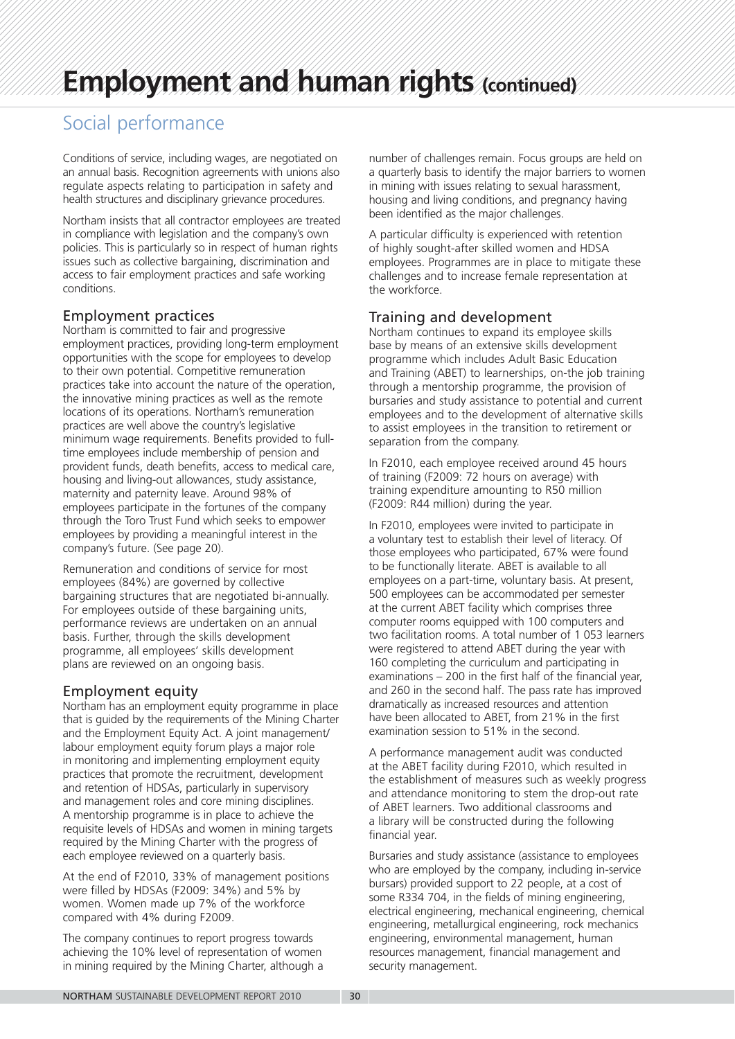# Employment and human rights (continued)

## Social performance

Conditions of service, including wages, are negotiated on an annual basis. Recognition agreements with unions also regulate aspects relating to participation in safety and health structures and disciplinary grievance procedures.

Northam insists that all contractor employees are treated in compliance with legislation and the company's own policies. This is particularly so in respect of human rights issues such as collective bargaining, discrimination and access to fair employment practices and safe working conditions.

### Employment practices

Northam is committed to fair and progressive employment practices, providing long-term employment opportunities with the scope for employees to develop to their own potential. Competitive remuneration practices take into account the nature of the operation, the innovative mining practices as well as the remote locations of its operations. Northam's remuneration practices are well above the country's legislative minimum wage requirements. Benefits provided to full-time employees include membership of pension and provident funds, death benefits, access to medical care, housing and living-out allowances, study assistance, maternity and paternity leave. Around 98% of employees participate in the fortunes of the company through the Toro Trust Fund which seeks to empower employees by providing a meaningful interest in the company's future. (See page 20).

Remuneration and conditions of service for most employees (84%) are governed by collective bargaining structures that are negotiated bi-annually. For employees outside of these bargaining units, performance reviews are undertaken on an annual basis. Further, through the skills development programme, all employees' skills development plans are reviewed on an ongoing basis.

### Employment equity

Northam has an employment equity programme in place that is guided by the requirements of the Mining Charter and the Employment Equity Act. A joint management/labour employment equity forum plays a major role in monitoring and implementing employment equity practices that promote the recruitment, development and retention of HDSAs, particularly in supervisory and management roles and core mining disciplines. A mentorship programme is in place to achieve the requisite levels of HDSAs and women in mining targets required by the Mining Charter with the progress of each employee reviewed on a quarterly basis.

At the end of F2010, 33% of management positions were filled by HDSAs (F2009: 34%) and 5% by women. Women made up 7% of the workforce compared with 4% during F2009.

The company continues to report progress towards achieving the 10% level of representation of women in mining required by the Mining Charter, although a number of challenges remain. Focus groups are held on a quarterly basis to identify the major barriers to women in mining with issues relating to sexual harassment, housing and living conditions, and pregnancy having been identified as the major challenges.

A particular difficulty is experienced with retention of highly sought-after skilled women and HDSA employees. Programmes are in place to mitigate these challenges and to increase female representation at the workforce.

### Training and development

Northam continues to expand its employee skills base by means of an extensive skills development programme which includes Adult Basic Education and Training (ABET) to learnerships, on-the job training through a mentorship programme, the provision of bursaries and study assistance to potential and current employees and to the development of alternative skills to assist employees in the transition to retirement or separation from the company.

In F2010, each employee received around 45 hours of training (F2009: 72 hours on average) with training expenditure amounting to R50 million (F2009: R44 million) during the year.

In F2010, employees were invited to participate in a voluntary test to establish their level of literacy. Of those employees who participated, 67% were found to be functionally literate. ABET is available to all employees on a part-time, voluntary basis. At present, 500 employees can be accommodated per semester at the current ABET facility which comprises three computer rooms equipped with 100 computers and two facilitation rooms. A total number of 1 053 learners were registered to attend ABET during the year with 160 completing the curriculum and participating in examinations – 200 in the first half of the financial year, and 260 in the second half. The pass rate has improved dramatically as increased resources and attention have been allocated to ABET, from 21% in the first examination session to 51% in the second.

A performance management audit was conducted at the ABET facility during F2010, which resulted in the establishment of measures such as weekly progress and attendance monitoring to stem the drop-out rate of ABET learners. Two additional classrooms and a library will be constructed during the following financial year.

Bursaries and study assistance (assistance to employees who are employed by the company, including in-service bursars) provided support to 22 people, at a cost of some R334 704, in the fields of mining engineering, electrical engineering, mechanical engineering, chemical engineering, metallurgical engineering, rock mechanics engineering, environmental management, human resources management, financial management and security management.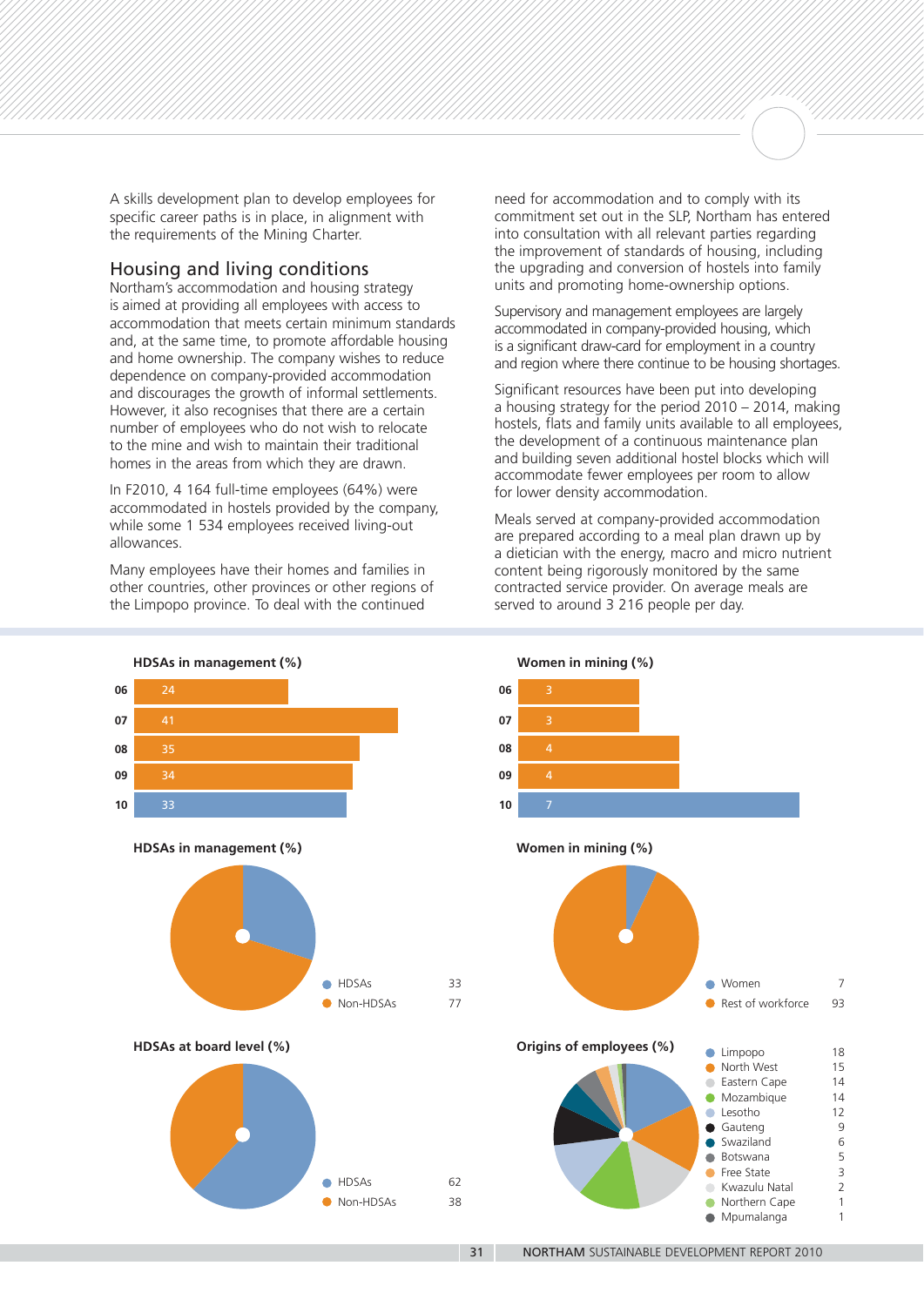A skills development plan to develop employees for specific career paths is in place, in alignment with the requirements of the Mining Charter.

## Housing and living conditions

Northam's accommodation and housing strategy is aimed at providing all employees with access to accommodation that meets certain minimum standards and, at the same time, to promote affordable housing and home ownership. The company wishes to reduce dependence on company-provided accommodation and discourages the growth of informal settlements. However, it also recognises that there are a certain number of employees who do not wish to relocate to the mine and wish to maintain their traditional homes in the areas from which they are drawn.

In F2010, 4 164 full-time employees (64%) were accommodated in hostels provided by the company, while some 1 534 employees received living-out allowances.

Many employees have their homes and families in other countries, other provinces or other regions of the Limpopo province. To deal with the continued need for accommodation and to comply with its commitment set out in the SLP, Northam has entered into consultation with all relevant parties regarding the improvement of standards of housing, including the upgrading and conversion of hostels into family units and promoting home-ownership options.

Supervisory and management employees are largely accommodated in company-provided housing, which is a significant draw-card for employment in a country and region where there continue to be housing shortages.

Significant resources have been put into developing a housing strategy for the period 2010 – 2014, making hostels, flats and family units available to all employees, the development of a continuous maintenance plan and building seven additional hostel blocks which will accommodate fewer employees per room to allow for lower density accommodation.

Meals served at company-provided accommodation are prepared according to a meal plan drawn up by a dietician with the energy, macro and micro nutrient content being rigorously monitored by the same contracted service provider. On average meals are served to around 3 216 people per day.

**HDSAs in management (%)**

| Year | % |
|---|---|
| 06 | 24 |
| 07 | 41 |
| 08 | 35 |
| 09 | 34 |
| 10 | 33 |

**Women in mining (%)**

| Year | % |
|---|---|
| 06 | 3 |
| 07 | 3 |
| 08 | 4 |
| 09 | 4 |
| 10 | 7 |

**HDSAs in management (%)**

| | % |
|---|---|
| HDSAs | 33 |
| Non-HDSAs | 77 |

**Women in mining (%)**

| | % |
|---|---|
| Women | 7 |
| Rest of workforce | 93 |

**HDSAs at board level (%)**

| | % |
|---|---|
| HDSAs | 62 |
| Non-HDSAs | 38 |

**Origins of employees (%)**

| Origin | % |
|---|---|
| Limpopo | 18 |
| North West | 15 |
| Eastern Cape | 14 |
| Mozambique | 14 |
| Lesotho | 12 |
| Gauteng | 9 |
| Swaziland | 6 |
| Botswana | 5 |
| Free State | 3 |
| Kwazulu Natal | 2 |
| Northern Cape | 1 |
| Mpumalanga | 1 |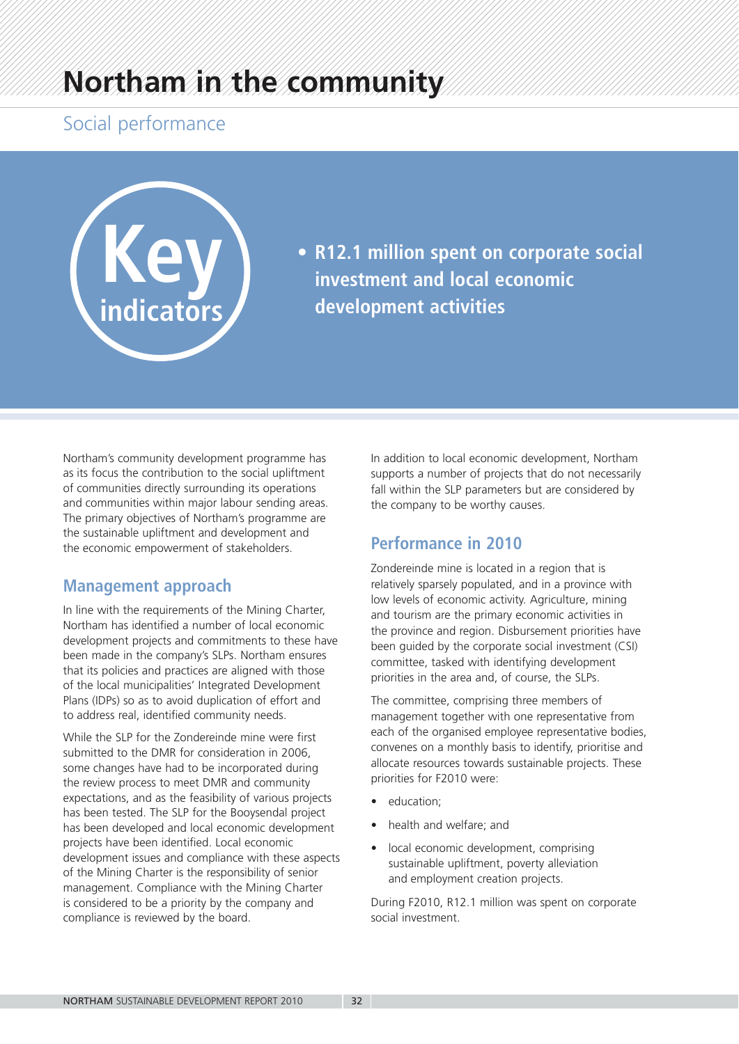# Northam in the community

## Social performance

**Key indicators**

- **R12.1 million spent on corporate social investment and local economic development activities**

Northam's community development programme has as its focus the contribution to the social upliftment of communities directly surrounding its operations and communities within major labour sending areas. The primary objectives of Northam's programme are the sustainable upliftment and development and the economic empowerment of stakeholders.

### Management approach

In line with the requirements of the Mining Charter, Northam has identified a number of local economic development projects and commitments to these have been made in the company's SLPs. Northam ensures that its policies and practices are aligned with those of the local municipalities' Integrated Development Plans (IDPs) so as to avoid duplication of effort and to address real, identified community needs.

While the SLP for the Zondereinde mine were first submitted to the DMR for consideration in 2006, some changes have had to be incorporated during the review process to meet DMR and community expectations, and as the feasibility of various projects has been tested. The SLP for the Booysendal project has been developed and local economic development projects have been identified. Local economic development issues and compliance with these aspects of the Mining Charter is the responsibility of senior management. Compliance with the Mining Charter is considered to be a priority by the company and compliance is reviewed by the board.

In addition to local economic development, Northam supports a number of projects that do not necessarily fall within the SLP parameters but are considered by the company to be worthy causes.

### Performance in 2010

Zondereinde mine is located in a region that is relatively sparsely populated, and in a province with low levels of economic activity. Agriculture, mining and tourism are the primary economic activities in the province and region. Disbursement priorities have been guided by the corporate social investment (CSI) committee, tasked with identifying development priorities in the area and, of course, the SLPs.

The committee, comprising three members of management together with one representative from each of the organised employee representative bodies, convenes on a monthly basis to identify, prioritise and allocate resources towards sustainable projects. These priorities for F2010 were:

- education;
- health and welfare; and
- local economic development, comprising sustainable upliftment, poverty alleviation and employment creation projects.

During F2010, R12.1 million was spent on corporate social investment.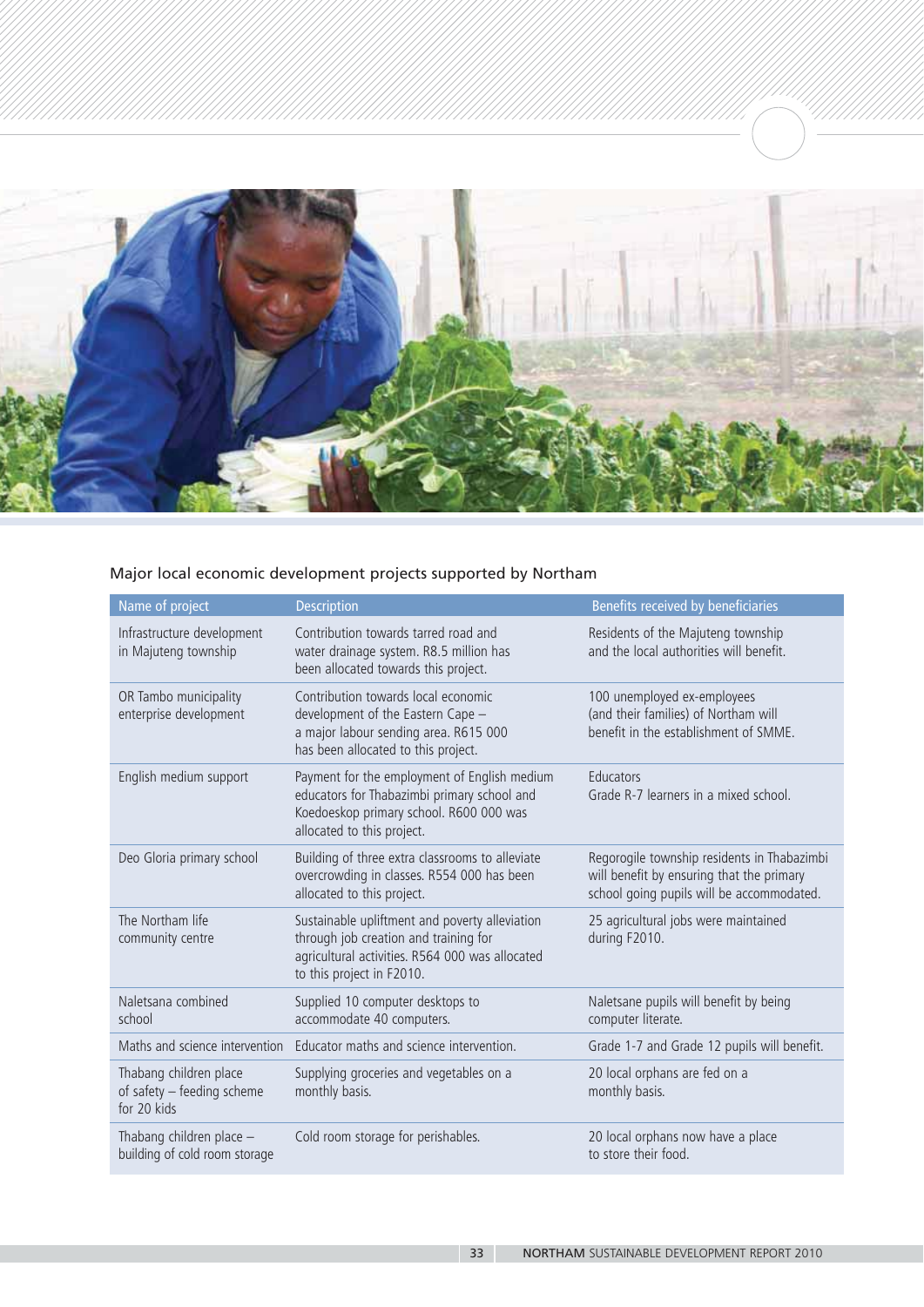Major local economic development projects supported by Northam

| Name of project | Description | Benefits received by beneficiaries |
|---|---|---|
| Infrastructure development in Majuteng township | Contribution towards tarred road and water drainage system. R8.5 million has been allocated towards this project. | Residents of the Majuteng township and the local authorities will benefit. |
| OR Tambo municipality enterprise development | Contribution towards local economic development of the Eastern Cape – a major labour sending area. R615 000 has been allocated to this project. | 100 unemployed ex-employees (and their families) of Northam will benefit in the establishment of SMME. |
| English medium support | Payment for the employment of English medium educators for Thabazimbi primary school and Koedoeskop primary school. R600 000 was allocated to this project. | Educators Grade R-7 learners in a mixed school. |
| Deo Gloria primary school | Building of three extra classrooms to alleviate overcrowding in classes. R554 000 has been allocated to this project. | Regorogile township residents in Thabazimbi will benefit by ensuring that the primary school going pupils will be accommodated. |
| The Northam life community centre | Sustainable upliftment and poverty alleviation through job creation and training for agricultural activities. R564 000 was allocated to this project in F2010. | 25 agricultural jobs were maintained during F2010. |
| Naletsana combined school | Supplied 10 computer desktops to accommodate 40 computers. | Naletsane pupils will benefit by being computer literate. |
| Maths and science intervention | Educator maths and science intervention. | Grade 1-7 and Grade 12 pupils will benefit. |
| Thabang children place of safety – feeding scheme for 20 kids | Supplying groceries and vegetables on a monthly basis. | 20 local orphans are fed on a monthly basis. |
| Thabang children place – building of cold room storage | Cold room storage for perishables. | 20 local orphans now have a place to store their food. |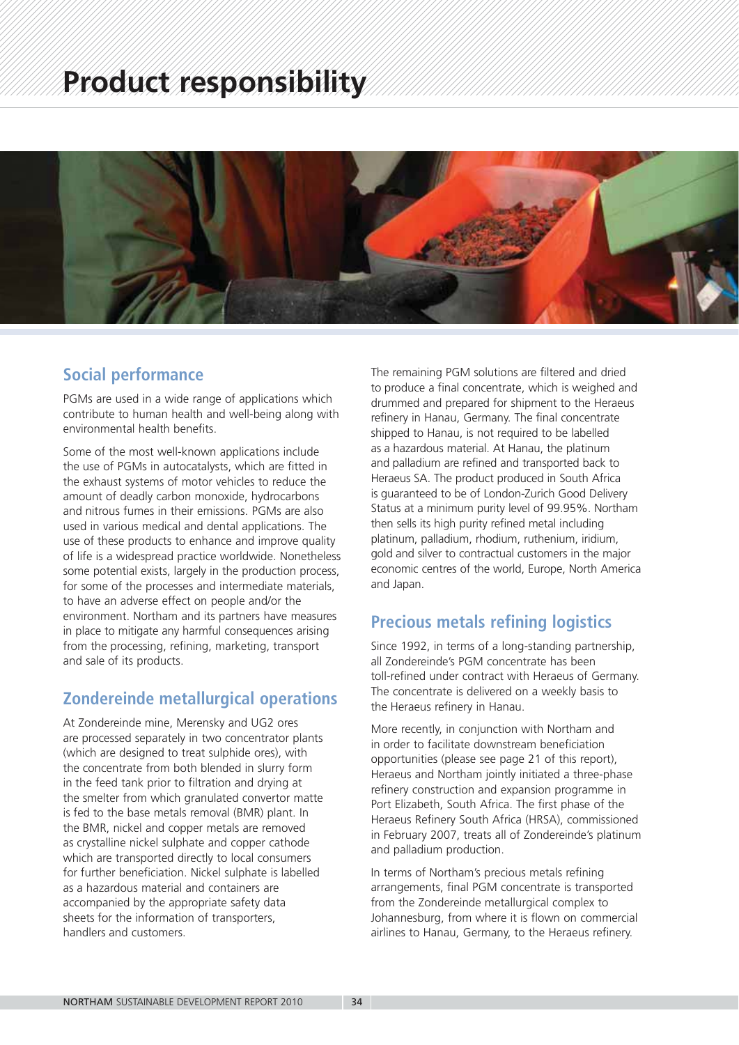# Product responsibility

## Social performance

PGMs are used in a wide range of applications which contribute to human health and well-being along with environmental health benefits.

Some of the most well-known applications include the use of PGMs in autocatalysts, which are fitted in the exhaust systems of motor vehicles to reduce the amount of deadly carbon monoxide, hydrocarbons and nitrous fumes in their emissions. PGMs are also used in various medical and dental applications. The use of these products to enhance and improve quality of life is a widespread practice worldwide. Nonetheless some potential exists, largely in the production process, for some of the processes and intermediate materials, to have an adverse effect on people and/or the environment. Northam and its partners have measures in place to mitigate any harmful consequences arising from the processing, refining, marketing, transport and sale of its products.

## Zondereinde metallurgical operations

At Zondereinde mine, Merensky and UG2 ores are processed separately in two concentrator plants (which are designed to treat sulphide ores), with the concentrate from both blended in slurry form in the feed tank prior to filtration and drying at the smelter from which granulated convertor matte is fed to the base metals removal (BMR) plant. In the BMR, nickel and copper metals are removed as crystalline nickel sulphate and copper cathode which are transported directly to local consumers for further beneficiation. Nickel sulphate is labelled as a hazardous material and containers are accompanied by the appropriate safety data sheets for the information of transporters, handlers and customers.

The remaining PGM solutions are filtered and dried to produce a final concentrate, which is weighed and drummed and prepared for shipment to the Heraeus refinery in Hanau, Germany. The final concentrate shipped to Hanau, is not required to be labelled as a hazardous material. At Hanau, the platinum and palladium are refined and transported back to Heraeus SA. The product produced in South Africa is guaranteed to be of London-Zurich Good Delivery Status at a minimum purity level of 99.95%. Northam then sells its high purity refined metal including platinum, palladium, rhodium, ruthenium, iridium, gold and silver to contractual customers in the major economic centres of the world, Europe, North America and Japan.

## Precious metals refining logistics

Since 1992, in terms of a long-standing partnership, all Zondereinde's PGM concentrate has been toll-refined under contract with Heraeus of Germany. The concentrate is delivered on a weekly basis to the Heraeus refinery in Hanau.

More recently, in conjunction with Northam and in order to facilitate downstream beneficiation opportunities (please see page 21 of this report), Heraeus and Northam jointly initiated a three-phase refinery construction and expansion programme in Port Elizabeth, South Africa. The first phase of the Heraeus Refinery South Africa (HRSA), commissioned in February 2007, treats all of Zondereinde's platinum and palladium production.

In terms of Northam's precious metals refining arrangements, final PGM concentrate is transported from the Zondereinde metallurgical complex to Johannesburg, from where it is flown on commercial airlines to Hanau, Germany, to the Heraeus refinery.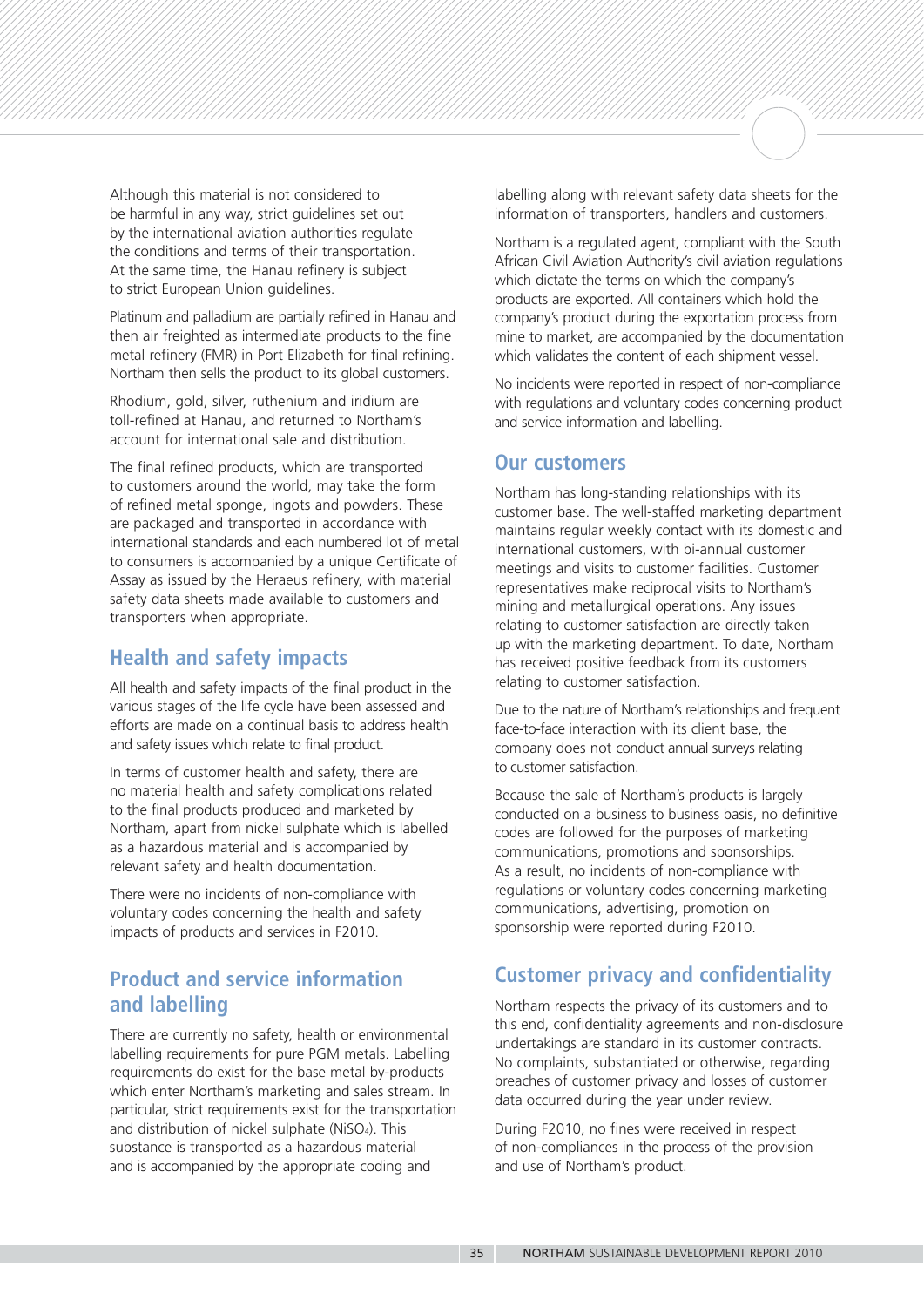Although this material is not considered to be harmful in any way, strict guidelines set out by the international aviation authorities regulate the conditions and terms of their transportation. At the same time, the Hanau refinery is subject to strict European Union guidelines.

Platinum and palladium are partially refined in Hanau and then air freighted as intermediate products to the fine metal refinery (FMR) in Port Elizabeth for final refining. Northam then sells the product to its global customers.

Rhodium, gold, silver, ruthenium and iridium are toll-refined at Hanau, and returned to Northam's account for international sale and distribution.

The final refined products, which are transported to customers around the world, may take the form of refined metal sponge, ingots and powders. These are packaged and transported in accordance with international standards and each numbered lot of metal to consumers is accompanied by a unique Certificate of Assay as issued by the Heraeus refinery, with material safety data sheets made available to customers and transporters when appropriate.

## Health and safety impacts

All health and safety impacts of the final product in the various stages of the life cycle have been assessed and efforts are made on a continual basis to address health and safety issues which relate to final product.

In terms of customer health and safety, there are no material health and safety complications related to the final products produced and marketed by Northam, apart from nickel sulphate which is labelled as a hazardous material and is accompanied by relevant safety and health documentation.

There were no incidents of non-compliance with voluntary codes concerning the health and safety impacts of products and services in F2010.

## Product and service information and labelling

There are currently no safety, health or environmental labelling requirements for pure PGM metals. Labelling requirements do exist for the base metal by-products which enter Northam's marketing and sales stream. In particular, strict requirements exist for the transportation and distribution of nickel sulphate ($NiSO_4$). This substance is transported as a hazardous material and is accompanied by the appropriate coding and labelling along with relevant safety data sheets for the information of transporters, handlers and customers.

Northam is a regulated agent, compliant with the South African Civil Aviation Authority's civil aviation regulations which dictate the terms on which the company's products are exported. All containers which hold the company's product during the exportation process from mine to market, are accompanied by the documentation which validates the content of each shipment vessel.

No incidents were reported in respect of non-compliance with regulations and voluntary codes concerning product and service information and labelling.

## Our customers

Northam has long-standing relationships with its customer base. The well-staffed marketing department maintains regular weekly contact with its domestic and international customers, with bi-annual customer meetings and visits to customer facilities. Customer representatives make reciprocal visits to Northam's mining and metallurgical operations. Any issues relating to customer satisfaction are directly taken up with the marketing department. To date, Northam has received positive feedback from its customers relating to customer satisfaction.

Due to the nature of Northam's relationships and frequent face-to-face interaction with its client base, the company does not conduct annual surveys relating to customer satisfaction.

Because the sale of Northam's products is largely conducted on a business to business basis, no definitive codes are followed for the purposes of marketing communications, promotions and sponsorships. As a result, no incidents of non-compliance with regulations or voluntary codes concerning marketing communications, advertising, promotion on sponsorship were reported during F2010.

## Customer privacy and confidentiality

Northam respects the privacy of its customers and to this end, confidentiality agreements and non-disclosure undertakings are standard in its customer contracts. No complaints, substantiated or otherwise, regarding breaches of customer privacy and losses of customer data occurred during the year under review.

During F2010, no fines were received in respect of non-compliances in the process of the provision and use of Northam's product.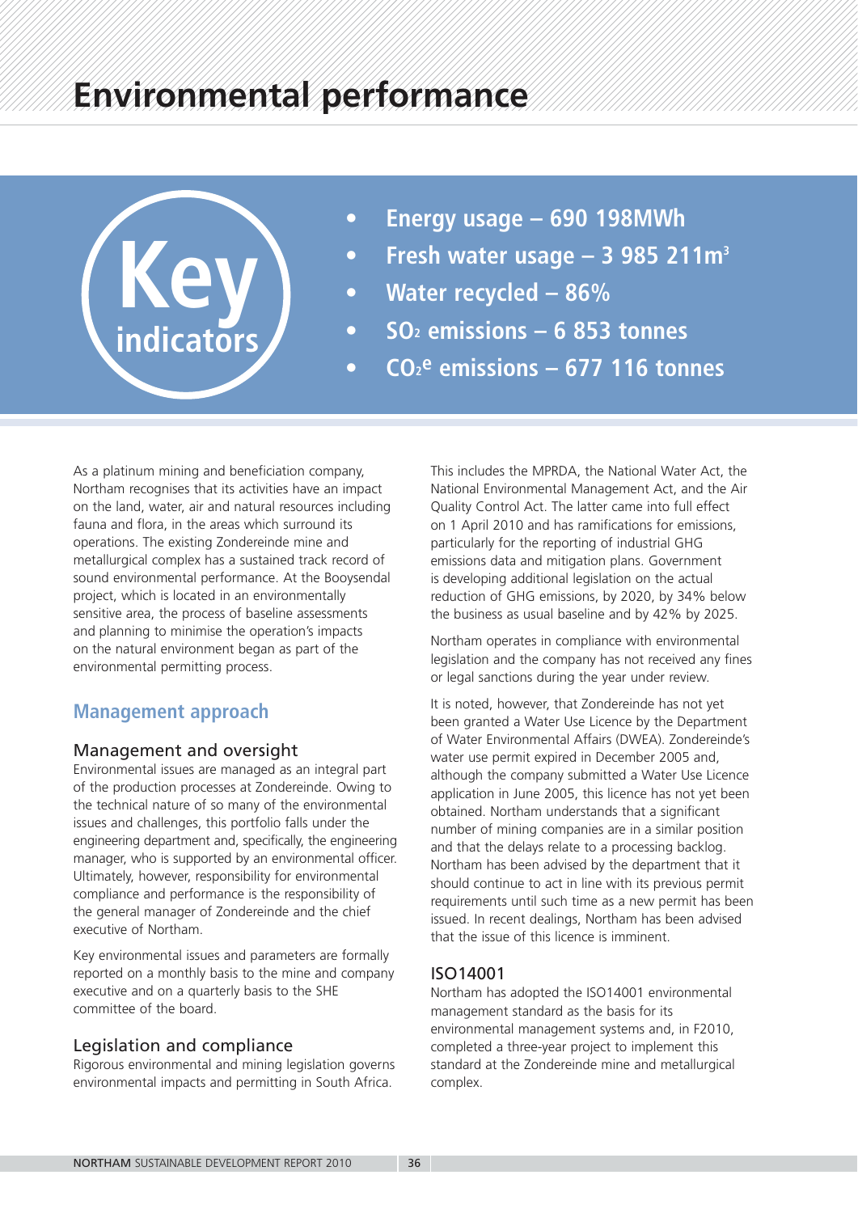# Environmental performance

**Key indicators**

- **Energy usage – 690 198MWh**
- **Fresh water usage – 3 985 211m$^3$**
- **Water recycled – 86%**
- **$SO_2$ emissions – 6 853 tonnes**
- **$CO_2e$ emissions – 677 116 tonnes**

As a platinum mining and beneficiation company, Northam recognises that its activities have an impact on the land, water, air and natural resources including fauna and flora, in the areas which surround its operations. The existing Zondereinde mine and metallurgical complex has a sustained track record of sound environmental performance. At the Booysendal project, which is located in an environmentally sensitive area, the process of baseline assessments and planning to minimise the operation's impacts on the natural environment began as part of the environmental permitting process.

## Management approach

### Management and oversight

Environmental issues are managed as an integral part of the production processes at Zondereinde. Owing to the technical nature of so many of the environmental issues and challenges, this portfolio falls under the engineering department and, specifically, the engineering manager, who is supported by an environmental officer. Ultimately, however, responsibility for environmental compliance and performance is the responsibility of the general manager of Zondereinde and the chief executive of Northam.

Key environmental issues and parameters are formally reported on a monthly basis to the mine and company executive and on a quarterly basis to the SHE committee of the board.

### Legislation and compliance

Rigorous environmental and mining legislation governs environmental impacts and permitting in South Africa. This includes the MPRDA, the National Water Act, the National Environmental Management Act, and the Air Quality Control Act. The latter came into full effect on 1 April 2010 and has ramifications for emissions, particularly for the reporting of industrial GHG emissions data and mitigation plans. Government is developing additional legislation on the actual reduction of GHG emissions, by 2020, by 34% below the business as usual baseline and by 42% by 2025.

Northam operates in compliance with environmental legislation and the company has not received any fines or legal sanctions during the year under review.

It is noted, however, that Zondereinde has not yet been granted a Water Use Licence by the Department of Water Environmental Affairs (DWEA). Zondereinde's water use permit expired in December 2005 and, although the company submitted a Water Use Licence application in June 2005, this licence has not yet been obtained. Northam understands that a significant number of mining companies are in a similar position and that the delays relate to a processing backlog. Northam has been advised by the department that it should continue to act in line with its previous permit requirements until such time as a new permit has been issued. In recent dealings, Northam has been advised that the issue of this licence is imminent.

### ISO14001

Northam has adopted the ISO14001 environmental management standard as the basis for its environmental management systems and, in F2010, completed a three-year project to implement this standard at the Zondereinde mine and metallurgical complex.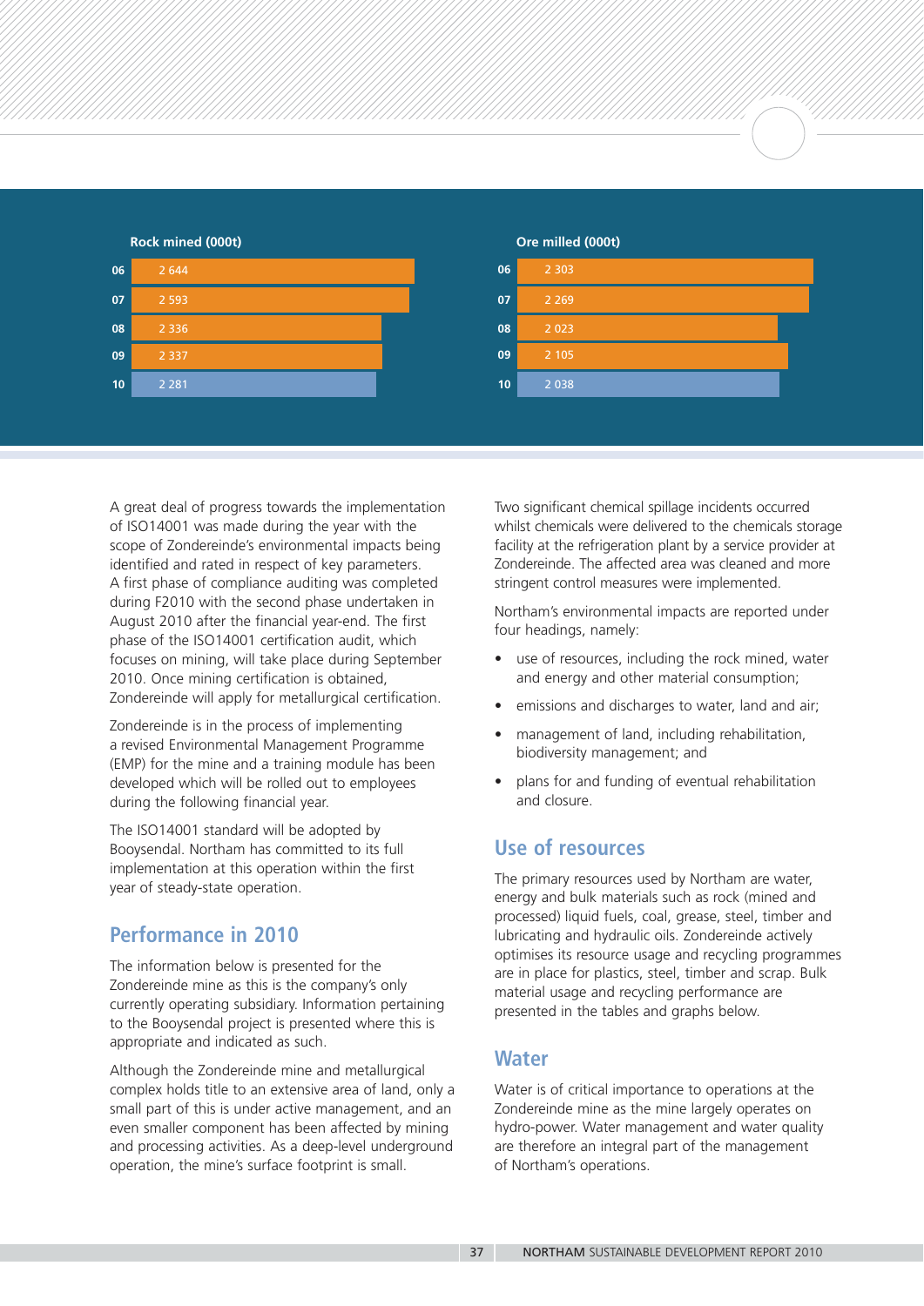**Rock mined (000t)**

| Year | Rock mined (000t) |
|---|---|
| 06 | 2 644 |
| 07 | 2 593 |
| 08 | 2 336 |
| 09 | 2 337 |
| 10 | 2 281 |

**Ore milled (000t)**

| Year | Ore milled (000t) |
|---|---|
| 06 | 2 303 |
| 07 | 2 269 |
| 08 | 2 023 |
| 09 | 2 105 |
| 10 | 2 038 |

A great deal of progress towards the implementation of ISO14001 was made during the year with the scope of Zondereinde's environmental impacts being identified and rated in respect of key parameters. A first phase of compliance auditing was completed during F2010 with the second phase undertaken in August 2010 after the financial year-end. The first phase of the ISO14001 certification audit, which focuses on mining, will take place during September 2010. Once mining certification is obtained, Zondereinde will apply for metallurgical certification.

Zondereinde is in the process of implementing a revised Environmental Management Programme (EMP) for the mine and a training module has been developed which will be rolled out to employees during the following financial year.

The ISO14001 standard will be adopted by Booysendal. Northam has committed to its full implementation at this operation within the first year of steady-state operation.

## Performance in 2010

The information below is presented for the Zondereinde mine as this is the company's only currently operating subsidiary. Information pertaining to the Booysendal project is presented where this is appropriate and indicated as such.

Although the Zondereinde mine and metallurgical complex holds title to an extensive area of land, only a small part of this is under active management, and an even smaller component has been affected by mining and processing activities. As a deep-level underground operation, the mine's surface footprint is small.

Two significant chemical spillage incidents occurred whilst chemicals were delivered to the chemicals storage facility at the refrigeration plant by a service provider at Zondereinde. The affected area was cleaned and more stringent control measures were implemented.

Northam's environmental impacts are reported under four headings, namely:

- use of resources, including the rock mined, water and energy and other material consumption;
- emissions and discharges to water, land and air;
- management of land, including rehabilitation, biodiversity management; and
- plans for and funding of eventual rehabilitation and closure.

## Use of resources

The primary resources used by Northam are water, energy and bulk materials such as rock (mined and processed) liquid fuels, coal, grease, steel, timber and lubricating and hydraulic oils. Zondereinde actively optimises its resource usage and recycling programmes are in place for plastics, steel, timber and scrap. Bulk material usage and recycling performance are presented in the tables and graphs below.

## Water

Water is of critical importance to operations at the Zondereinde mine as the mine largely operates on hydro-power. Water management and water quality are therefore an integral part of the management of Northam's operations.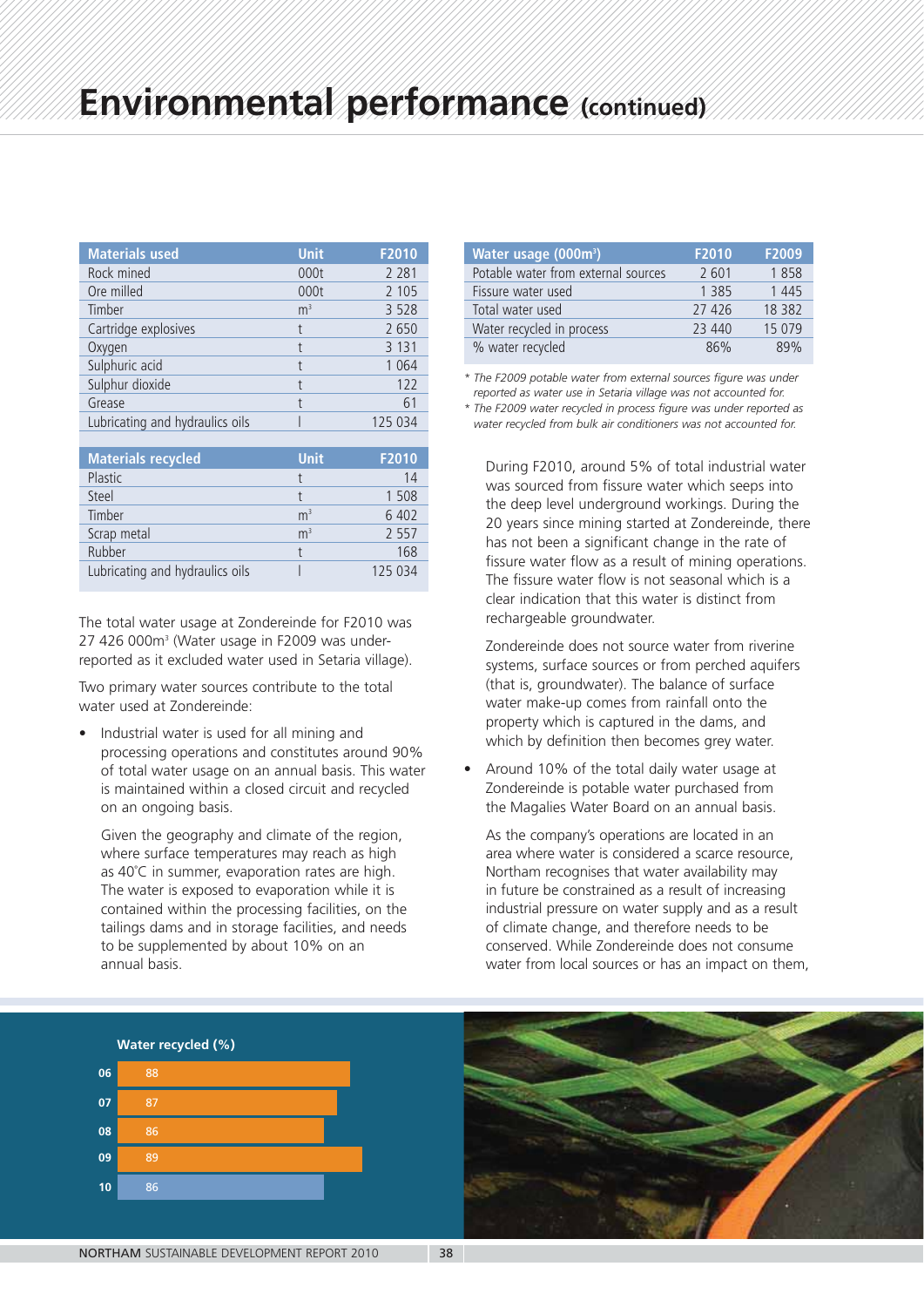# Environmental performance (continued)

| Materials used | Unit | F2010 |
|---|---|---|
| Rock mined | 000t | 2 281 |
| Ore milled | 000t | 2 105 |
| Timber | $m^3$ | 3 528 |
| Cartridge explosives | t | 2 650 |
| Oxygen | t | 3 131 |
| Sulphuric acid | t | 1 064 |
| Sulphur dioxide | t | 122 |
| Grease | t | 61 |
| Lubricating and hydraulics oils | l | 125 034 |

| Materials recycled | Unit | F2010 |
|---|---|---|
| Plastic | t | 14 |
| Steel | t | 1 508 |
| Timber | $m^3$ | 6 402 |
| Scrap metal | $m^3$ | 2 557 |
| Rubber | t | 168 |
| Lubricating and hydraulics oils | l | 125 034 |

The total water usage at Zondereinde for F2010 was 27 426 000m³ (Water usage in F2009 was under-reported as it excluded water used in Setaria village).

Two primary water sources contribute to the total water used at Zondereinde:

- Industrial water is used for all mining and processing operations and constitutes around 90% of total water usage on an annual basis. This water is maintained within a closed circuit and recycled on an ongoing basis.

  Given the geography and climate of the region, where surface temperatures may reach as high as 40°C in summer, evaporation rates are high. The water is exposed to evaporation while it is contained within the processing facilities, on the tailings dams and in storage facilities, and needs to be supplemented by about 10% on an annual basis.

| Water usage (000m³) | F2010 | F2009 |
|---|---|---|
| Potable water from external sources | 2 601 | 1 858 |
| Fissure water used | 1 385 | 1 445 |
| Total water used | 27 426 | 18 382 |
| Water recycled in process | 23 440 | 15 079 |
| % water recycled | 86% | 89% |

*\* The F2009 potable water from external sources figure was under reported as water use in Setaria village was not accounted for.*
*\* The F2009 water recycled in process figure was under reported as water recycled from bulk air conditioners was not accounted for.*

  During F2010, around 5% of total industrial water was sourced from fissure water which seeps into the deep level underground workings. During the 20 years since mining started at Zondereinde, there has not been a significant change in the rate of fissure water flow as a result of mining operations. The fissure water flow is not seasonal which is a clear indication that this water is distinct from rechargeable groundwater.

  Zondereinde does not source water from riverine systems, surface sources or from perched aquifers (that is, groundwater). The balance of surface water make-up comes from rainfall onto the property which is captured in the dams, and which by definition then becomes grey water.

- Around 10% of the total daily water usage at Zondereinde is potable water purchased from the Magalies Water Board on an annual basis.

  As the company's operations are located in an area where water is considered a scarce resource, Northam recognises that water availability may in future be constrained as a result of increasing industrial pressure on water supply and as a result of climate change, and therefore needs to be conserved. While Zondereinde does not consume water from local sources or has an impact on them,

**Water recycled (%)**

| Year | % |
|---|---|
| 06 | 88 |
| 07 | 87 |
| 08 | 86 |
| 09 | 89 |
| 10 | 86 |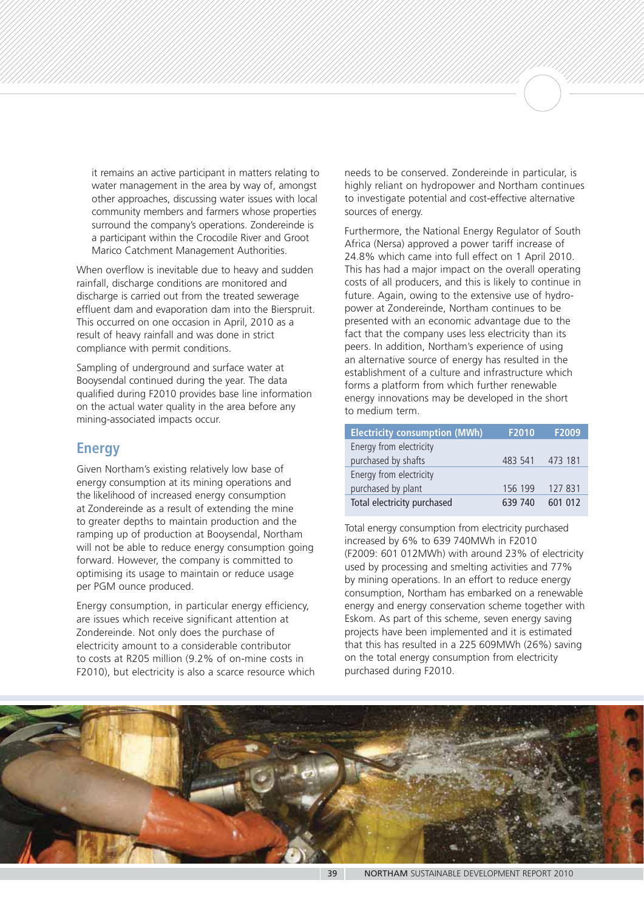it remains an active participant in matters relating to water management in the area by way of, amongst other approaches, discussing water issues with local community members and farmers whose properties surround the company's operations. Zondereinde is a participant within the Crocodile River and Groot Marico Catchment Management Authorities.

When overflow is inevitable due to heavy and sudden rainfall, discharge conditions are monitored and discharge is carried out from the treated sewerage effluent dam and evaporation dam into the Bierspruit. This occurred on one occasion in April, 2010 as a result of heavy rainfall and was done in strict compliance with permit conditions.

Sampling of underground and surface water at Booysendal continued during the year. The data qualified during F2010 provides base line information on the actual water quality in the area before any mining-associated impacts occur.

## Energy

Given Northam's existing relatively low base of energy consumption at its mining operations and the likelihood of increased energy consumption at Zondereinde as a result of extending the mine to greater depths to maintain production and the ramping up of production at Booysendal, Northam will not be able to reduce energy consumption going forward. However, the company is committed to optimising its usage to maintain or reduce usage per PGM ounce produced.

Energy consumption, in particular energy efficiency, are issues which receive significant attention at Zondereinde. Not only does the purchase of electricity amount to a considerable contributor to costs at R205 million (9.2% of on-mine costs in F2010), but electricity is also a scarce resource which needs to be conserved. Zondereinde in particular, is highly reliant on hydropower and Northam continues to investigate potential and cost-effective alternative sources of energy.

Furthermore, the National Energy Regulator of South Africa (Nersa) approved a power tariff increase of 24.8% which came into full effect on 1 April 2010. This has had a major impact on the overall operating costs of all producers, and this is likely to continue in future. Again, owing to the extensive use of hydro-power at Zondereinde, Northam continues to be presented with an economic advantage due to the fact that the company uses less electricity than its peers. In addition, Northam's experience of using an alternative source of energy has resulted in the establishment of a culture and infrastructure which forms a platform from which further renewable energy innovations may be developed in the short to medium term.

| Electricity consumption (MWh) | F2010 | F2009 |
|---|---|---|
| Energy from electricity purchased by shafts | 483 541 | 473 181 |
| Energy from electricity purchased by plant | 156 199 | 127 831 |
| Total electricity purchased | 639 740 | 601 012 |

Total energy consumption from electricity purchased increased by 6% to 639 740MWh in F2010 (F2009: 601 012MWh) with around 23% of electricity used by processing and smelting activities and 77% by mining operations. In an effort to reduce energy consumption, Northam has embarked on a renewable energy and energy conservation scheme together with Eskom. As part of this scheme, seven energy saving projects have been implemented and it is estimated that this has resulted in a 225 609MWh (26%) saving on the total energy consumption from electricity purchased during F2010.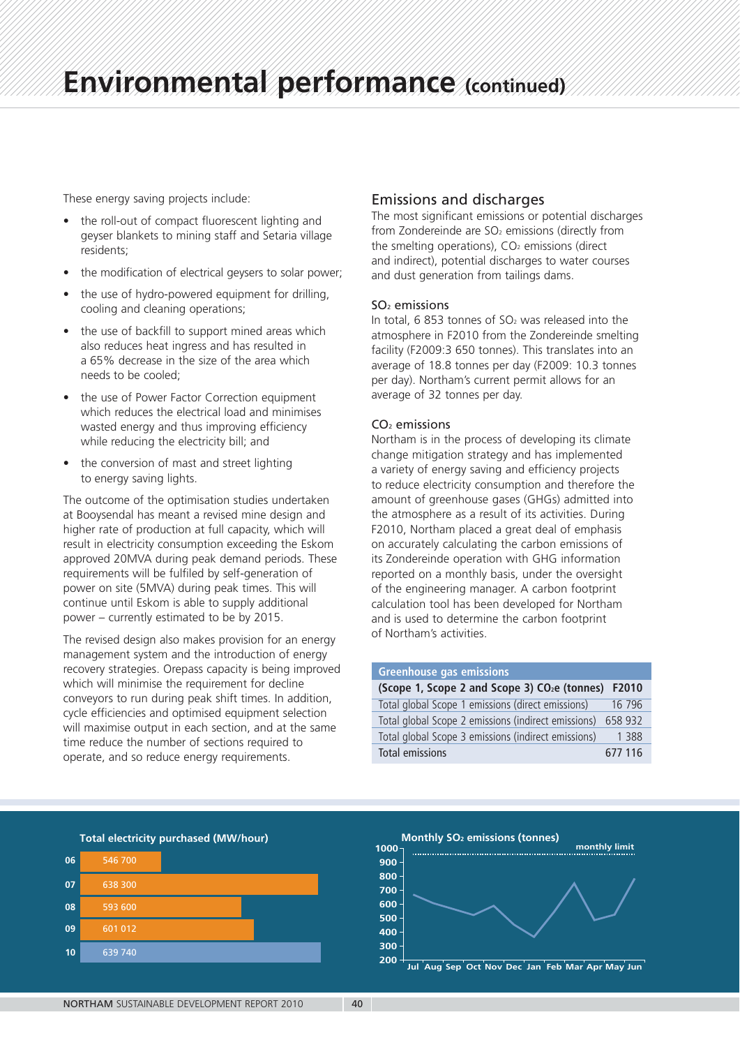# Environmental performance (continued)

These energy saving projects include:

- the roll-out of compact fluorescent lighting and geyser blankets to mining staff and Setaria village residents;
- the modification of electrical geysers to solar power;
- the use of hydro-powered equipment for drilling, cooling and cleaning operations;
- the use of backfill to support mined areas which also reduces heat ingress and has resulted in a 65% decrease in the size of the area which needs to be cooled;
- the use of Power Factor Correction equipment which reduces the electrical load and minimises wasted energy and thus improving efficiency while reducing the electricity bill; and
- the conversion of mast and street lighting to energy saving lights.

The outcome of the optimisation studies undertaken at Booysendal has meant a revised mine design and higher rate of production at full capacity, which will result in electricity consumption exceeding the Eskom approved 20MVA during peak demand periods. These requirements will be fulfiled by self-generation of power on site (5MVA) during peak times. This will continue until Eskom is able to supply additional power – currently estimated to be by 2015.

The revised design also makes provision for an energy management system and the introduction of energy recovery strategies. Orepass capacity is being improved which will minimise the requirement for decline conveyors to run during peak shift times. In addition, cycle efficiencies and optimised equipment selection will maximise output in each section, and at the same time reduce the number of sections required to operate, and so reduce energy requirements.

## Emissions and discharges

The most significant emissions or potential discharges from Zondereinde are $SO_2$ emissions (directly from the smelting operations), $CO_2$ emissions (direct and indirect), potential discharges to water courses and dust generation from tailings dams.

### $SO_2$ emissions

In total, 6 853 tonnes of $SO_2$ was released into the atmosphere in F2010 from the Zondereinde smelting facility (F2009:3 650 tonnes). This translates into an average of 18.8 tonnes per day (F2009: 10.3 tonnes per day). Northam's current permit allows for an average of 32 tonnes per day.

### $CO_2$ emissions

Northam is in the process of developing its climate change mitigation strategy and has implemented a variety of energy saving and efficiency projects to reduce electricity consumption and therefore the amount of greenhouse gases (GHGs) admitted into the atmosphere as a result of its activities. During F2010, Northam placed a great deal of emphasis on accurately calculating the carbon emissions of its Zondereinde operation with GHG information reported on a monthly basis, under the oversight of the engineering manager. A carbon footprint calculation tool has been developed for Northam and is used to determine the carbon footprint of Northam's activities.

**Greenhouse gas emissions**

| (Scope 1, Scope 2 and Scope 3) $CO_2e$ (tonnes) | F2010 |
|---|---|
| Total global Scope 1 emissions (direct emissions) | 16 796 |
| Total global Scope 2 emissions (indirect emissions) | 658 932 |
| Total global Scope 3 emissions (indirect emissions) | 1 388 |
| Total emissions | 677 116 |

**Total electricity purchased (MW/hour)**

| Year | MW/hour |
|---|---|
| 06 | 546 700 |
| 07 | 638 300 |
| 08 | 593 600 |
| 09 | 601 012 |
| 10 | 639 740 |

**Monthly $SO_2$ emissions (tonnes)**

(Line chart, Jul–Jun, y-axis 200–1000, with monthly limit line)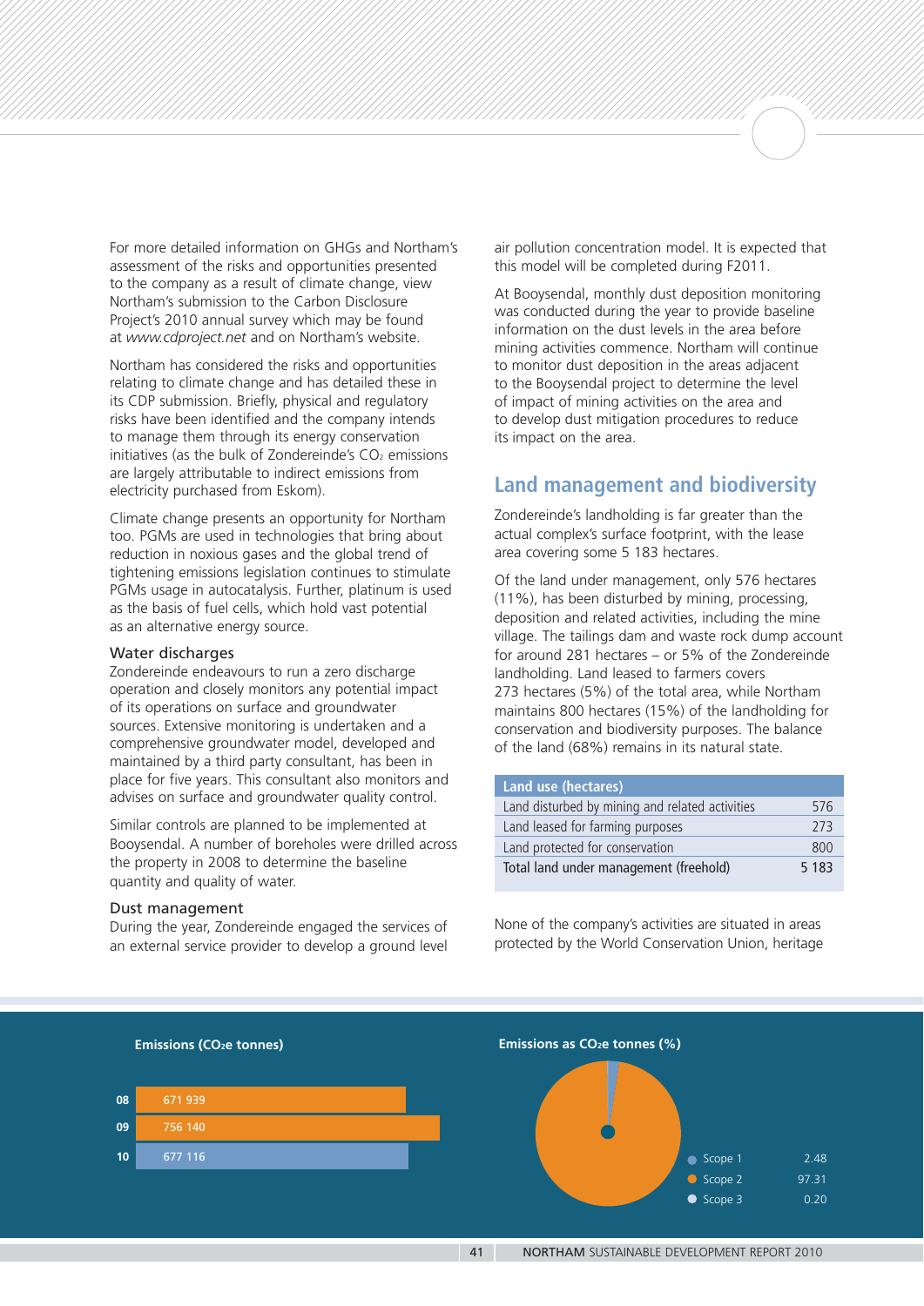For more detailed information on GHGs and Northam's assessment of the risks and opportunities presented to the company as a result of climate change, view Northam's submission to the Carbon Disclosure Project's 2010 annual survey which may be found at *www.cdproject.net* and on Northam's website.

Northam has considered the risks and opportunities relating to climate change and has detailed these in its CDP submission. Briefly, physical and regulatory risks have been identified and the company intends to manage them through its energy conservation initiatives (as the bulk of Zondereinde's $CO_2$ emissions are largely attributable to indirect emissions from electricity purchased from Eskom).

Climate change presents an opportunity for Northam too. PGMs are used in technologies that bring about reduction in noxious gases and the global trend of tightening emissions legislation continues to stimulate PGMs usage in autocatalysis. Further, platinum is used as the basis of fuel cells, which hold vast potential as an alternative energy source.

### Water discharges

Zondereinde endeavours to run a zero discharge operation and closely monitors any potential impact of its operations on surface and groundwater sources. Extensive monitoring is undertaken and a comprehensive groundwater model, developed and maintained by a third party consultant, has been in place for five years. This consultant also monitors and advises on surface and groundwater quality control.

Similar controls are planned to be implemented at Booysendal. A number of boreholes were drilled across the property in 2008 to determine the baseline quantity and quality of water.

### Dust management

During the year, Zondereinde engaged the services of an external service provider to develop a ground level air pollution concentration model. It is expected that this model will be completed during F2011.

At Booysendal, monthly dust deposition monitoring was conducted during the year to provide baseline information on the dust levels in the area before mining activities commence. Northam will continue to monitor dust deposition in the areas adjacent to the Booysendal project to determine the level of impact of mining activities on the area and to develop dust mitigation procedures to reduce its impact on the area.

## Land management and biodiversity

Zondereinde's landholding is far greater than the actual complex's surface footprint, with the lease area covering some 5 183 hectares.

Of the land under management, only 576 hectares (11%), has been disturbed by mining, processing, deposition and related activities, including the mine village. The tailings dam and waste rock dump account for around 281 hectares – or 5% of the Zondereinde landholding. Land leased to farmers covers 273 hectares (5%) of the total area, while Northam maintains 800 hectares (15%) of the landholding for conservation and biodiversity purposes. The balance of the land (68%) remains in its natural state.

| Land use (hectares) | |
|---|---|
| Land disturbed by mining and related activities | 576 |
| Land leased for farming purposes | 273 |
| Land protected for conservation | 800 |
| Total land under management (freehold) | 5 183 |

None of the company's activities are situated in areas protected by the World Conservation Union, heritage

**Emissions ($CO_2$e tonnes)**

| Year | Emissions |
|---|---|
| 08 | 671 939 |
| 09 | 756 140 |
| 10 | 677 116 |

**Emissions as $CO_2$e tonnes (%)**

| Scope | % |
|---|---|
| Scope 1 | 2.48 |
| Scope 2 | 97.31 |
| Scope 3 | 0.20 |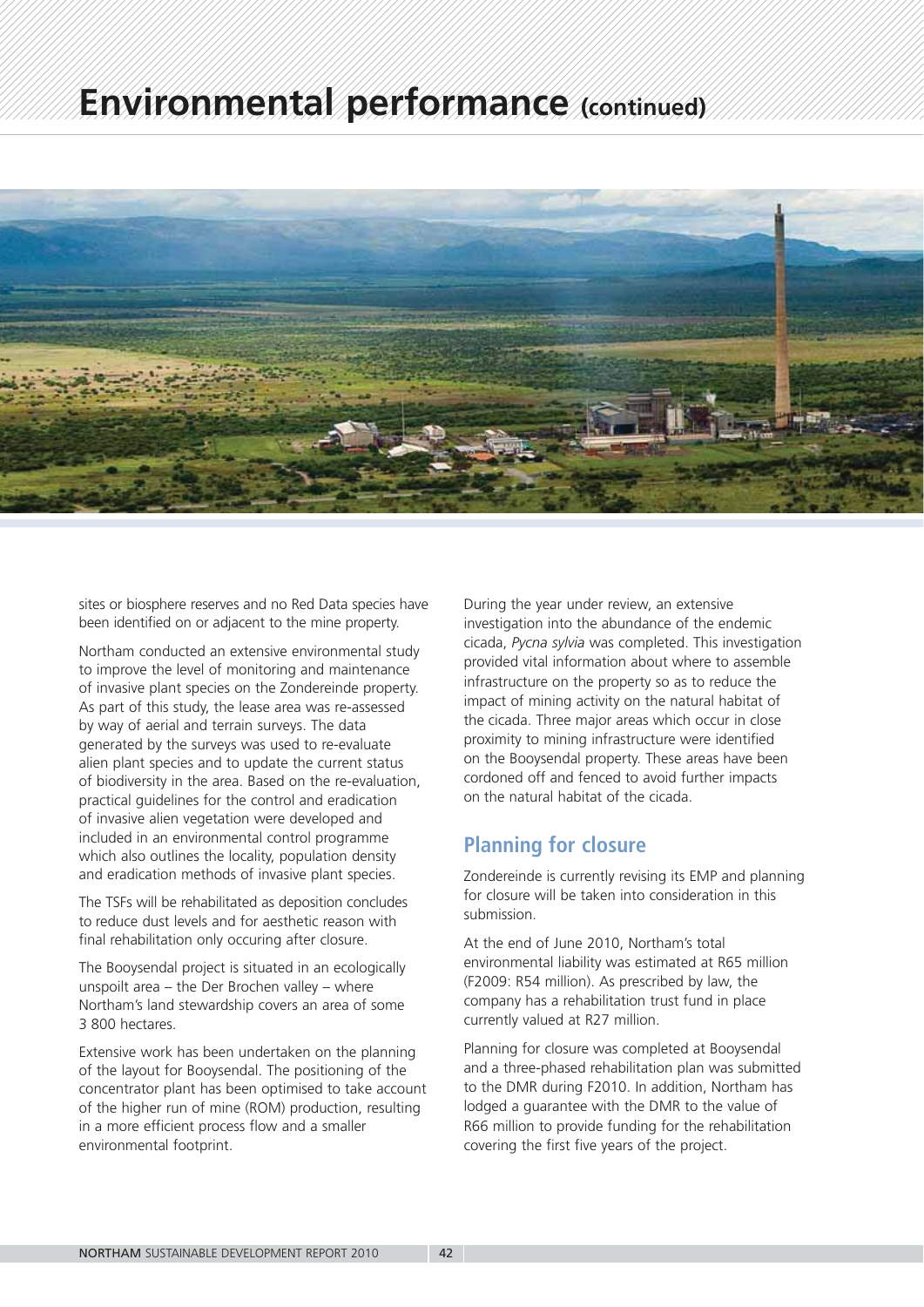# Environmental performance (continued)

sites or biosphere reserves and no Red Data species have been identified on or adjacent to the mine property.

Northam conducted an extensive environmental study to improve the level of monitoring and maintenance of invasive plant species on the Zondereinde property. As part of this study, the lease area was re-assessed by way of aerial and terrain surveys. The data generated by the surveys was used to re-evaluate alien plant species and to update the current status of biodiversity in the area. Based on the re-evaluation, practical guidelines for the control and eradication of invasive alien vegetation were developed and included in an environmental control programme which also outlines the locality, population density and eradication methods of invasive plant species.

The TSFs will be rehabilitated as deposition concludes to reduce dust levels and for aesthetic reason with final rehabilitation only occuring after closure.

The Booysendal project is situated in an ecologically unspoilt area – the Der Brochen valley – where Northam's land stewardship covers an area of some 3 800 hectares.

Extensive work has been undertaken on the planning of the layout for Booysendal. The positioning of the concentrator plant has been optimised to take account of the higher run of mine (ROM) production, resulting in a more efficient process flow and a smaller environmental footprint.

During the year under review, an extensive investigation into the abundance of the endemic cicada, *Pycna sylvia* was completed. This investigation provided vital information about where to assemble infrastructure on the property so as to reduce the impact of mining activity on the natural habitat of the cicada. Three major areas which occur in close proximity to mining infrastructure were identified on the Booysendal property. These areas have been cordoned off and fenced to avoid further impacts on the natural habitat of the cicada.

## Planning for closure

Zondereinde is currently revising its EMP and planning for closure will be taken into consideration in this submission.

At the end of June 2010, Northam's total environmental liability was estimated at R65 million (F2009: R54 million). As prescribed by law, the company has a rehabilitation trust fund in place currently valued at R27 million.

Planning for closure was completed at Booysendal and a three-phased rehabilitation plan was submitted to the DMR during F2010. In addition, Northam has lodged a guarantee with the DMR to the value of R66 million to provide funding for the rehabilitation covering the first five years of the project.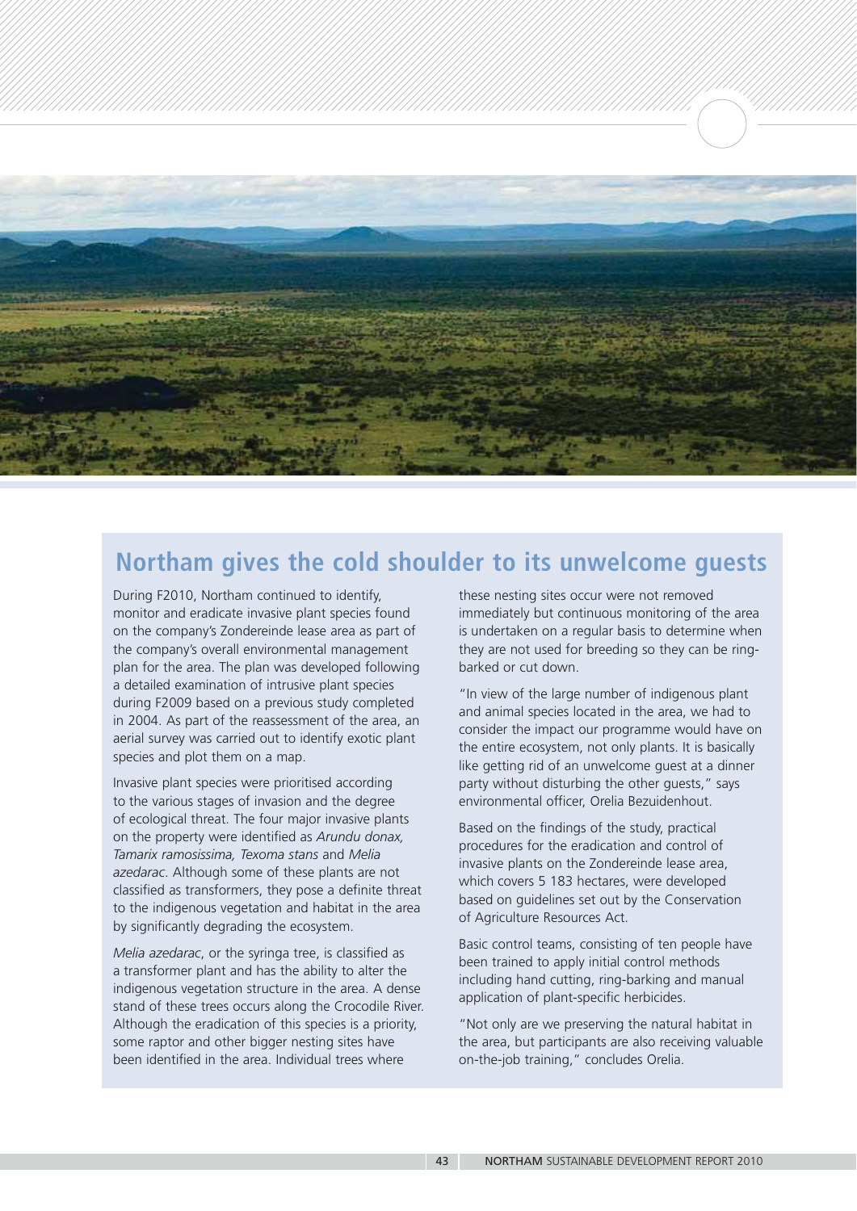## Northam gives the cold shoulder to its unwelcome guests

During F2010, Northam continued to identify, monitor and eradicate invasive plant species found on the company's Zondereinde lease area as part of the company's overall environmental management plan for the area. The plan was developed following a detailed examination of intrusive plant species during F2009 based on a previous study completed in 2004. As part of the reassessment of the area, an aerial survey was carried out to identify exotic plant species and plot them on a map.

Invasive plant species were prioritised according to the various stages of invasion and the degree of ecological threat. The four major invasive plants on the property were identified as *Arundu donax, Tamarix ramosissima, Texoma stans* and *Melia azedarac*. Although some of these plants are not classified as transformers, they pose a definite threat to the indigenous vegetation and habitat in the area by significantly degrading the ecosystem.

*Melia azedarac*, or the syringa tree, is classified as a transformer plant and has the ability to alter the indigenous vegetation structure in the area. A dense stand of these trees occurs along the Crocodile River. Although the eradication of this species is a priority, some raptor and other bigger nesting sites have been identified in the area. Individual trees where these nesting sites occur were not removed immediately but continuous monitoring of the area is undertaken on a regular basis to determine when they are not used for breeding so they can be ring-barked or cut down.

"In view of the large number of indigenous plant and animal species located in the area, we had to consider the impact our programme would have on the entire ecosystem, not only plants. It is basically like getting rid of an unwelcome guest at a dinner party without disturbing the other guests," says environmental officer, Orelia Bezuidenhout.

Based on the findings of the study, practical procedures for the eradication and control of invasive plants on the Zondereinde lease area, which covers 5 183 hectares, were developed based on guidelines set out by the Conservation of Agriculture Resources Act.

Basic control teams, consisting of ten people have been trained to apply initial control methods including hand cutting, ring-barking and manual application of plant-specific herbicides.

"Not only are we preserving the natural habitat in the area, but participants are also receiving valuable on-the-job training," concludes Orelia.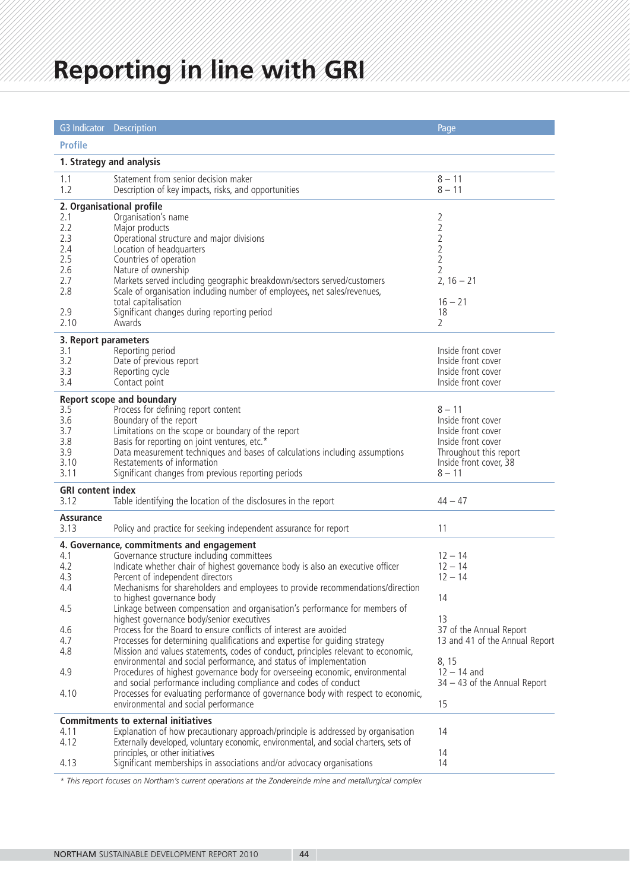# Reporting in line with GRI

| G3 Indicator | Description | Page |
|---|---|---|
| **Profile** | | |
| **1. Strategy and analysis** | | |
| 1.1 | Statement from senior decision maker | 8 – 11 |
| 1.2 | Description of key impacts, risks, and opportunities | 8 – 11 |
| **2. Organisational profile** | | |
| 2.1 | Organisation's name | 2 |
| 2.2 | Major products | 2 |
| 2.3 | Operational structure and major divisions | 2 |
| 2.4 | Location of headquarters | 2 |
| 2.5 | Countries of operation | 2 |
| 2.6 | Nature of ownership | 2 |
| 2.7 | Markets served including geographic breakdown/sectors served/customers | 2, 16 – 21 |
| 2.8 | Scale of organisation including number of employees, net sales/revenues, total capitalisation | 16 – 21 |
| 2.9 | Significant changes during reporting period | 18 |
| 2.10 | Awards | 2 |
| **3. Report parameters** | | |
| 3.1 | Reporting period | Inside front cover |
| 3.2 | Date of previous report | Inside front cover |
| 3.3 | Reporting cycle | Inside front cover |
| 3.4 | Contact point | Inside front cover |
| **Report scope and boundary** | | |
| 3.5 | Process for defining report content | 8 – 11 |
| 3.6 | Boundary of the report | Inside front cover |
| 3.7 | Limitations on the scope or boundary of the report | Inside front cover |
| 3.8 | Basis for reporting on joint ventures, etc.* | Inside front cover |
| 3.9 | Data measurement techniques and bases of calculations including assumptions | Throughout this report |
| 3.10 | Restatements of information | Inside front cover, 38 |
| 3.11 | Significant changes from previous reporting periods | 8 – 11 |
| **GRI content index** | | |
| 3.12 | Table identifying the location of the disclosures in the report | 44 – 47 |
| **Assurance** | | |
| 3.13 | Policy and practice for seeking independent assurance for report | 11 |
| **4. Governance, commitments and engagement** | | |
| 4.1 | Governance structure including committees | 12 – 14 |
| 4.2 | Indicate whether chair of highest governance body is also an executive officer | 12 – 14 |
| 4.3 | Percent of independent directors | 12 – 14 |
| 4.4 | Mechanisms for shareholders and employees to provide recommendations/direction to highest governance body | 14 |
| 4.5 | Linkage between compensation and organisation's performance for members of highest governance body/senior executives | 13 |
| 4.6 | Process for the Board to ensure conflicts of interest are avoided | 37 of the Annual Report |
| 4.7 | Processes for determining qualifications and expertise for guiding strategy | 13 and 41 of the Annual Report |
| 4.8 | Mission and values statements, codes of conduct, principles relevant to economic, environmental and social performance, and status of implementation | 8, 15 |
| 4.9 | Procedures of highest governance body for overseeing economic, environmental and social performance including compliance and codes of conduct | 12 – 14 and 34 – 43 of the Annual Report |
| 4.10 | Processes for evaluating performance of governance body with respect to economic, environmental and social performance | 15 |
| **Commitments to external initiatives** | | |
| 4.11 | Explanation of how precautionary approach/principle is addressed by organisation | 14 |
| 4.12 | Externally developed, voluntary economic, environmental, and social charters, sets of principles, or other initiatives | 14 |
| 4.13 | Significant memberships in associations and/or advocacy organisations | 14 |

*\* This report focuses on Northam's current operations at the Zondereinde mine and metallurgical complex*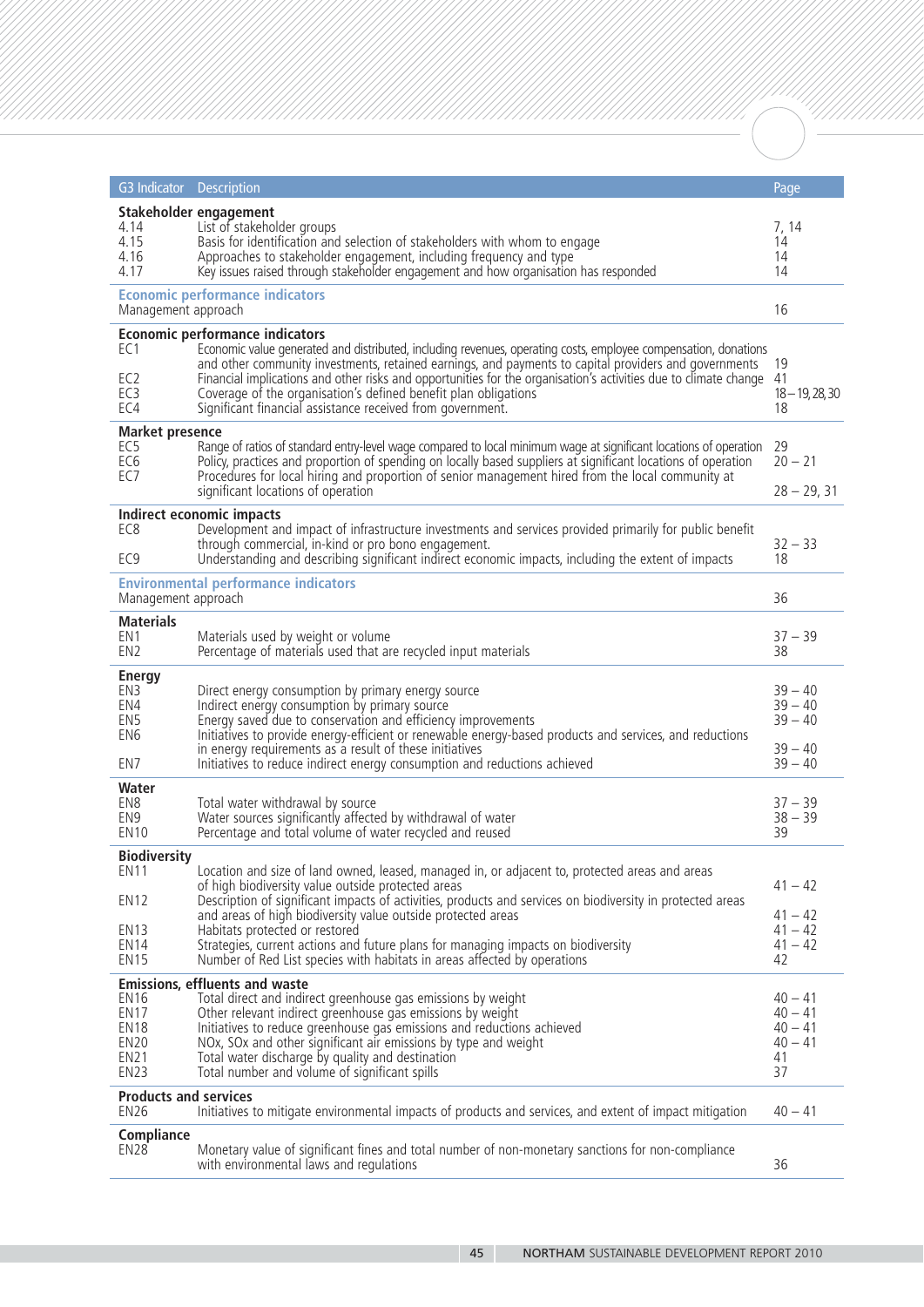| G3 Indicator | Description | Page |
| --- | --- | --- |
| **Stakeholder engagement** | | |
| 4.14 | List of stakeholder groups | 7, 14 |
| 4.15 | Basis for identification and selection of stakeholders with whom to engage | 14 |
| 4.16 | Approaches to stakeholder engagement, including frequency and type | 14 |
| 4.17 | Key issues raised through stakeholder engagement and how organisation has responded | 14 |
| **Economic performance indicators** | | |
| Management approach | | 16 |
| **Economic performance indicators** | | |
| EC1 | Economic value generated and distributed, including revenues, operating costs, employee compensation, donations and other community investments, retained earnings, and payments to capital providers and governments | 19 |
| EC2 | Financial implications and other risks and opportunities for the organisation's activities due to climate change | 41 |
| EC3 | Coverage of the organisation's defined benefit plan obligations | 18 – 19, 28, 30 |
| EC4 | Significant financial assistance received from government. | 18 |
| **Market presence** | | |
| EC5 | Range of ratios of standard entry-level wage compared to local minimum wage at significant locations of operation | 29 |
| EC6 | Policy, practices and proportion of spending on locally based suppliers at significant locations of operation | 20 – 21 |
| EC7 | Procedures for local hiring and proportion of senior management hired from the local community at significant locations of operation | 28 – 29, 31 |
| **Indirect economic impacts** | | |
| EC8 | Development and impact of infrastructure investments and services provided primarily for public benefit through commercial, in-kind or pro bono engagement. | 32 – 33 |
| EC9 | Understanding and describing significant indirect economic impacts, including the extent of impacts | 18 |
| **Environmental performance indicators** | | |
| Management approach | | 36 |
| **Materials** | | |
| EN1 | Materials used by weight or volume | 37 – 39 |
| EN2 | Percentage of materials used that are recycled input materials | 38 |
| **Energy** | | |
| EN3 | Direct energy consumption by primary energy source | 39 – 40 |
| EN4 | Indirect energy consumption by primary source | 39 – 40 |
| EN5 | Energy saved due to conservation and efficiency improvements | 39 – 40 |
| EN6 | Initiatives to provide energy-efficient or renewable energy-based products and services, and reductions in energy requirements as a result of these initiatives | 39 – 40 |
| EN7 | Initiatives to reduce indirect energy consumption and reductions achieved | 39 – 40 |
| **Water** | | |
| EN8 | Total water withdrawal by source | 37 – 39 |
| EN9 | Water sources significantly affected by withdrawal of water | 38 – 39 |
| EN10 | Percentage and total volume of water recycled and reused | 39 |
| **Biodiversity** | | |
| EN11 | Location and size of land owned, leased, managed in, or adjacent to, protected areas and areas of high biodiversity value outside protected areas | 41 – 42 |
| EN12 | Description of significant impacts of activities, products and services on biodiversity in protected areas and areas of high biodiversity value outside protected areas | 41 – 42 |
| EN13 | Habitats protected or restored | 41 – 42 |
| EN14 | Strategies, current actions and future plans for managing impacts on biodiversity | 41 – 42 |
| EN15 | Number of Red List species with habitats in areas affected by operations | 42 |
| **Emissions, effluents and waste** | | |
| EN16 | Total direct and indirect greenhouse gas emissions by weight | 40 – 41 |
| EN17 | Other relevant indirect greenhouse gas emissions by weight | 40 – 41 |
| EN18 | Initiatives to reduce greenhouse gas emissions and reductions achieved | 40 – 41 |
| EN20 | NOx, SOx and other significant air emissions by type and weight | 40 – 41 |
| EN21 | Total water discharge by quality and destination | 41 |
| EN23 | Total number and volume of significant spills | 37 |
| **Products and services** | | |
| EN26 | Initiatives to mitigate environmental impacts of products and services, and extent of impact mitigation | 40 – 41 |
| **Compliance** | | |
| EN28 | Monetary value of significant fines and total number of non-monetary sanctions for non-compliance with environmental laws and regulations | 36 |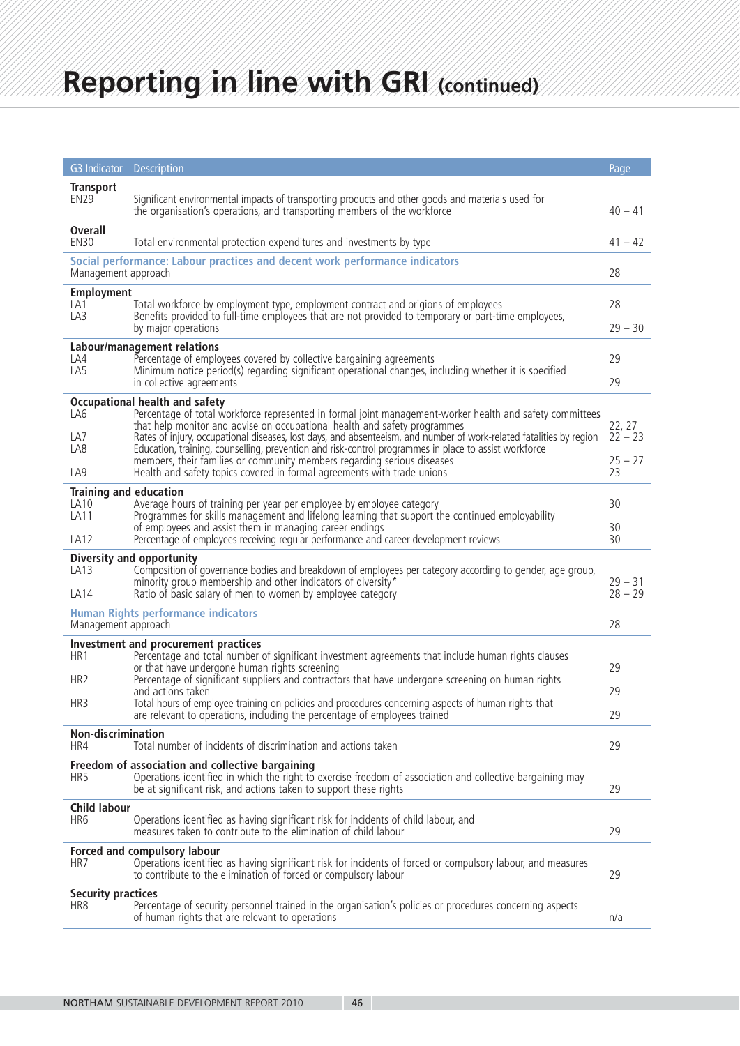# Reporting in line with GRI (continued)

| G3 Indicator | Description | Page |
|---|---|---|
| **Transport** | | |
| EN29 | Significant environmental impacts of transporting products and other goods and materials used for the organisation's operations, and transporting members of the workforce | 40 – 41 |
| **Overall** | | |
| EN30 | Total environmental protection expenditures and investments by type | 41 – 42 |
| **Social performance: Labour practices and decent work performance indicators** | | |
| Management approach | | 28 |
| **Employment** | | |
| LA1 | Total workforce by employment type, employment contract and origions of employees | 28 |
| LA3 | Benefits provided to full-time employees that are not provided to temporary or part-time employees, by major operations | 29 – 30 |
| **Labour/management relations** | | |
| LA4 | Percentage of employees covered by collective bargaining agreements | 29 |
| LA5 | Minimum notice period(s) regarding significant operational changes, including whether it is specified in collective agreements | 29 |
| **Occupational health and safety** | | |
| LA6 | Percentage of total workforce represented in formal joint management-worker health and safety committees that help monitor and advise on occupational health and safety programmes | 22, 27 |
| LA7 | Rates of injury, occupational diseases, lost days, and absenteeism, and number of work-related fatalities by region | 22 – 23 |
| LA8 | Education, training, counselling, prevention and risk-control programmes in place to assist workforce members, their families or community members regarding serious diseases | 25 – 27 |
| LA9 | Health and safety topics covered in formal agreements with trade unions | 23 |
| **Training and education** | | |
| LA10 | Average hours of training per year per employee by employee category | 30 |
| LA11 | Programmes for skills management and lifelong learning that support the continued employability of employees and assist them in managing career endings | 30 |
| LA12 | Percentage of employees receiving regular performance and career development reviews | 30 |
| **Diversity and opportunity** | | |
| LA13 | Composition of governance bodies and breakdown of employees per category according to gender, age group, minority group membership and other indicators of diversity* | 29 – 31 |
| LA14 | Ratio of basic salary of men to women by employee category | 28 – 29 |
| **Human Rights performance indicators** | | |
| Management approach | | 28 |
| **Investment and procurement practices** | | |
| HR1 | Percentage and total number of significant investment agreements that include human rights clauses or that have undergone human rights screening | 29 |
| HR2 | Percentage of significant suppliers and contractors that have undergone screening on human rights and actions taken | 29 |
| HR3 | Total hours of employee training on policies and procedures concerning aspects of human rights that are relevant to operations, including the percentage of employees trained | 29 |
| **Non-discrimination** | | |
| HR4 | Total number of incidents of discrimination and actions taken | 29 |
| **Freedom of association and collective bargaining** | | |
| HR5 | Operations identified in which the right to exercise freedom of association and collective bargaining may be at significant risk, and actions taken to support these rights | 29 |
| **Child labour** | | |
| HR6 | Operations identified as having significant risk for incidents of child labour, and measures taken to contribute to the elimination of child labour | 29 |
| **Forced and compulsory labour** | | |
| HR7 | Operations identified as having significant risk for incidents of forced or compulsory labour, and measures to contribute to the elimination of forced or compulsory labour | 29 |
| **Security practices** | | |
| HR8 | Percentage of security personnel trained in the organisation's policies or procedures concerning aspects of human rights that are relevant to operations | n/a |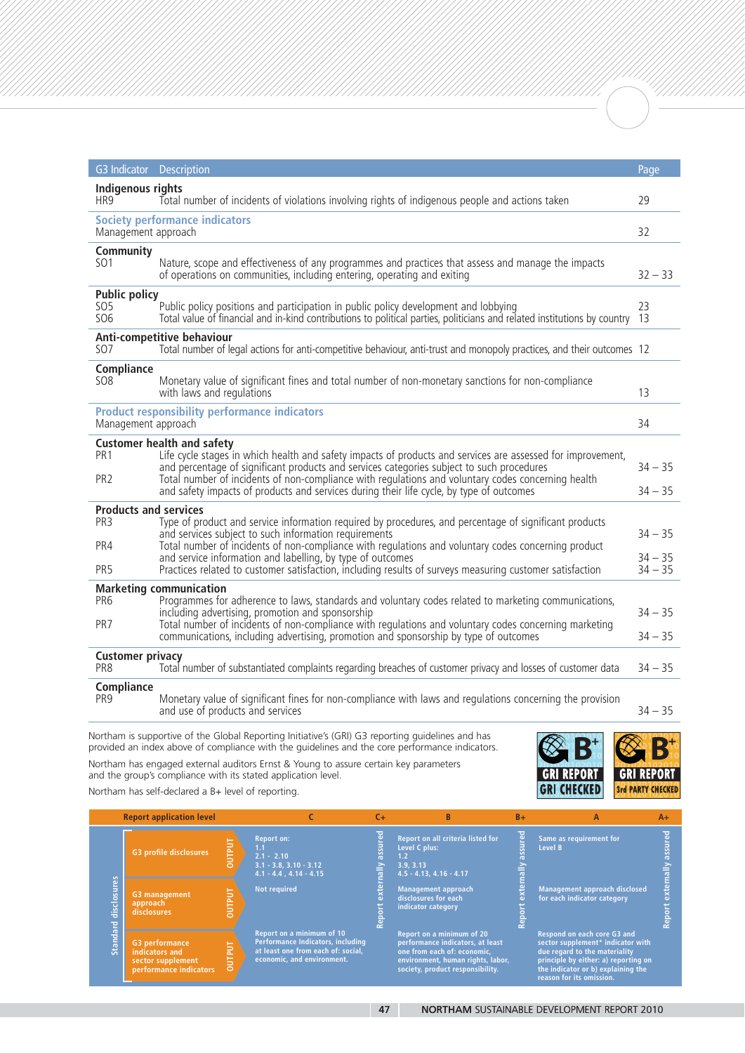| G3 Indicator | Description | Page |
|---|---|---|
| **Indigenous rights** | | |
| HR9 | Total number of incidents of violations involving rights of indigenous people and actions taken | 29 |
| **Society performance indicators** | | |
| | Management approach | 32 |
| **Community** | | |
| SO1 | Nature, scope and effectiveness of any programmes and practices that assess and manage the impacts of operations on communities, including entering, operating and exiting | 32 – 33 |
| **Public policy** | | |
| SO5 | Public policy positions and participation in public policy development and lobbying | 23 |
| SO6 | Total value of financial and in-kind contributions to political parties, politicians and related institutions by country | 13 |
| **Anti-competitive behaviour** | | |
| SO7 | Total number of legal actions for anti-competitive behaviour, anti-trust and monopoly practices, and their outcomes | 12 |
| **Compliance** | | |
| SO8 | Monetary value of significant fines and total number of non-monetary sanctions for non-compliance with laws and regulations | 13 |
| **Product responsibility performance indicators** | | |
| | Management approach | 34 |
| **Customer health and safety** | | |
| PR1 | Life cycle stages in which health and safety impacts of products and services are assessed for improvement, and percentage of significant products and services categories subject to such procedures | 34 – 35 |
| PR2 | Total number of incidents of non-compliance with regulations and voluntary codes concerning health and safety impacts of products and services during their life cycle, by type of outcomes | 34 – 35 |
| **Products and services** | | |
| PR3 | Type of product and service information required by procedures, and percentage of significant products and services subject to such information requirements | 34 – 35 |
| PR4 | Total number of incidents of non-compliance with regulations and voluntary codes concerning product and service information and labelling, by type of outcomes | 34 – 35 |
| PR5 | Practices related to customer satisfaction, including results of surveys measuring customer satisfaction | 34 – 35 |
| **Marketing communication** | | |
| PR6 | Programmes for adherence to laws, standards and voluntary codes related to marketing communications, including advertising, promotion and sponsorship | 34 – 35 |
| PR7 | Total number of incidents of non-compliance with regulations and voluntary codes concerning marketing communications, including advertising, promotion and sponsorship by type of outcomes | 34 – 35 |
| **Customer privacy** | | |
| PR8 | Total number of substantiated complaints regarding breaches of customer privacy and losses of customer data | 34 – 35 |
| **Compliance** | | |
| PR9 | Monetary value of significant fines for non-compliance with laws and regulations concerning the provision and use of products and services | 34 – 35 |

Northam is supportive of the Global Reporting Initiative's (GRI) G3 reporting guidelines and has provided an index above of compliance with the guidelines and the core performance indicators.

Northam has engaged external auditors Ernst & Young to assure certain key parameters and the group's compliance with its stated application level.

Northam has self-declared a B+ level of reporting.

B+ GRI REPORT GRI CHECKED

B+ GRI REPORT 3rd PARTY CHECKED

| Report application level | | C | C+ | B | B+ | A | A+ |
|---|---|---|---|---|---|---|---|
| Standard disclosures | G3 profile disclosures (OUTPUT) | Report on: 1.1; 2.1 - 2.10; 3.1 - 3.8, 3.10 - 3.12; 4.1 - 4.4, 4.14 - 4.15 | Report externally assured | Report on all criteria listed for Level C plus: 1.2; 3.9, 3.13; 4.5 - 4.13, 4.16 - 4.17 | Report externally assured | Same as requirement for Level B | Report externally assured |
| | G3 management approach disclosures (OUTPUT) | Not required | | Management approach disclosures for each indicator category | | Management approach disclosed for each indicator category | |
| | G3 performance indicators and sector supplement performance indicators (OUTPUT) | Report on a minimum of 10 Performance Indicators, including at least one from each of: social, economic, and environment. | | Report on a minimum of 20 performance indicators, at least one from each of: economic, environment, human rights, labor, society, product responsibility. | | Respond on each core G3 and sector supplement* indicator with due regard to the materiality principle by either: a) reporting on the indicator or b) explaining the reason for its omission. | |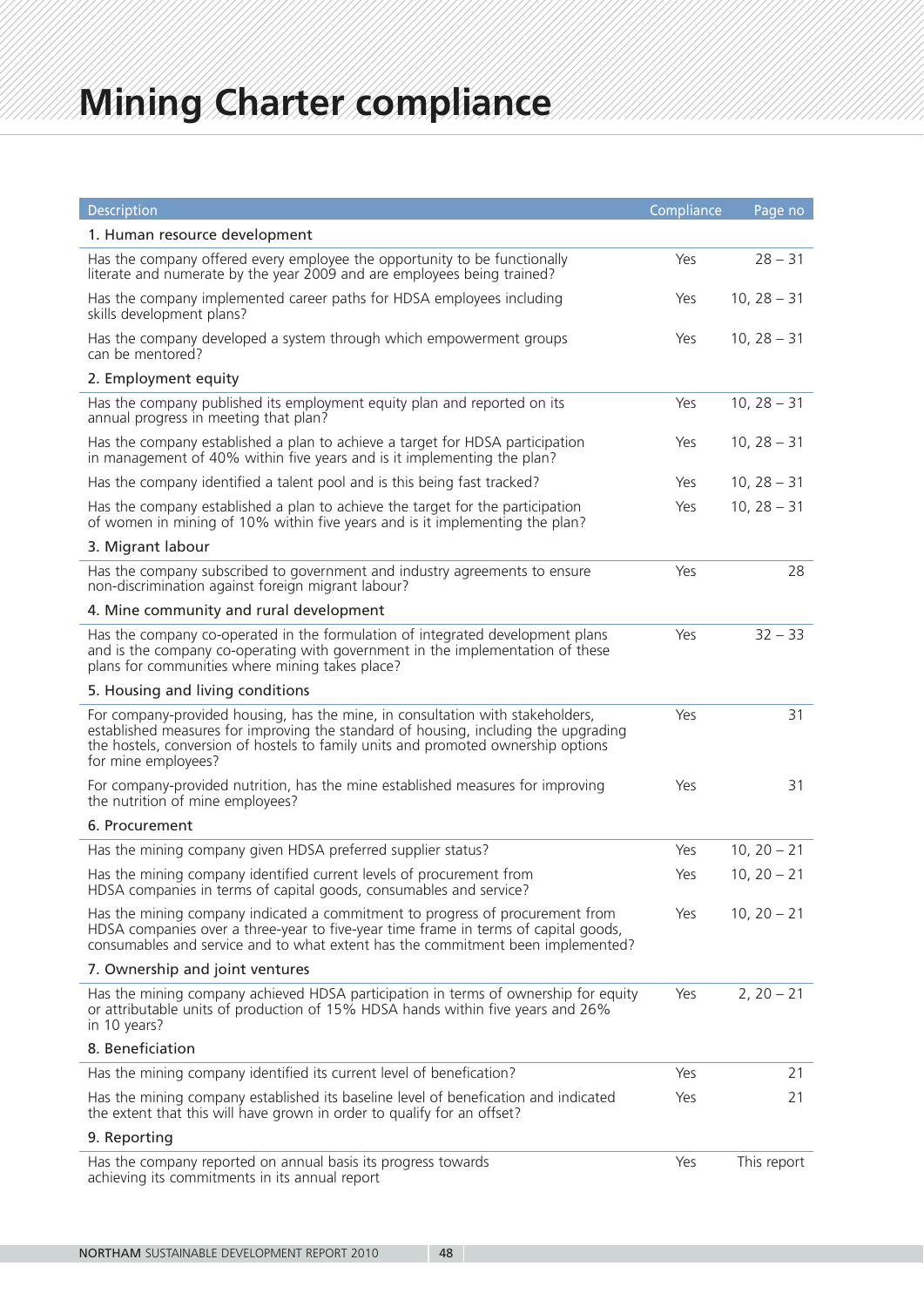# Mining Charter compliance

| Description | Compliance | Page no |
|---|---|---|
| **1. Human resource development** | | |
| Has the company offered every employee the opportunity to be functionally literate and numerate by the year 2009 and are employees being trained? | Yes | 28 – 31 |
| Has the company implemented career paths for HDSA employees including skills development plans? | Yes | 10, 28 – 31 |
| Has the company developed a system through which empowerment groups can be mentored? | Yes | 10, 28 – 31 |
| **2. Employment equity** | | |
| Has the company published its employment equity plan and reported on its annual progress in meeting that plan? | Yes | 10, 28 – 31 |
| Has the company established a plan to achieve a target for HDSA participation in management of 40% within five years and is it implementing the plan? | Yes | 10, 28 – 31 |
| Has the company identified a talent pool and is this being fast tracked? | Yes | 10, 28 – 31 |
| Has the company established a plan to achieve the target for the participation of women in mining of 10% within five years and is it implementing the plan? | Yes | 10, 28 – 31 |
| **3. Migrant labour** | | |
| Has the company subscribed to government and industry agreements to ensure non-discrimination against foreign migrant labour? | Yes | 28 |
| **4. Mine community and rural development** | | |
| Has the company co-operated in the formulation of integrated development plans and is the company co-operating with government in the implementation of these plans for communities where mining takes place? | Yes | 32 – 33 |
| **5. Housing and living conditions** | | |
| For company-provided housing, has the mine, in consultation with stakeholders, established measures for improving the standard of housing, including the upgrading the hostels, conversion of hostels to family units and promoted ownership options for mine employees? | Yes | 31 |
| For company-provided nutrition, has the mine established measures for improving the nutrition of mine employees? | Yes | 31 |
| **6. Procurement** | | |
| Has the mining company given HDSA preferred supplier status? | Yes | 10, 20 – 21 |
| Has the mining company identified current levels of procurement from HDSA companies in terms of capital goods, consumables and service? | Yes | 10, 20 – 21 |
| Has the mining company indicated a commitment to progress of procurement from HDSA companies over a three-year to five-year time frame in terms of capital goods, consumables and service and to what extent has the commitment been implemented? | Yes | 10, 20 – 21 |
| **7. Ownership and joint ventures** | | |
| Has the mining company achieved HDSA participation in terms of ownership for equity or attributable units of production of 15% HDSA hands within five years and 26% in 10 years? | Yes | 2, 20 – 21 |
| **8. Beneficiation** | | |
| Has the mining company identified its current level of benefication? | Yes | 21 |
| Has the mining company established its baseline level of benefication and indicated the extent that this will have grown in order to qualify for an offset? | Yes | 21 |
| **9. Reporting** | | |
| Has the company reported on annual basis its progress towards achieving its commitments in its annual report | Yes | This report |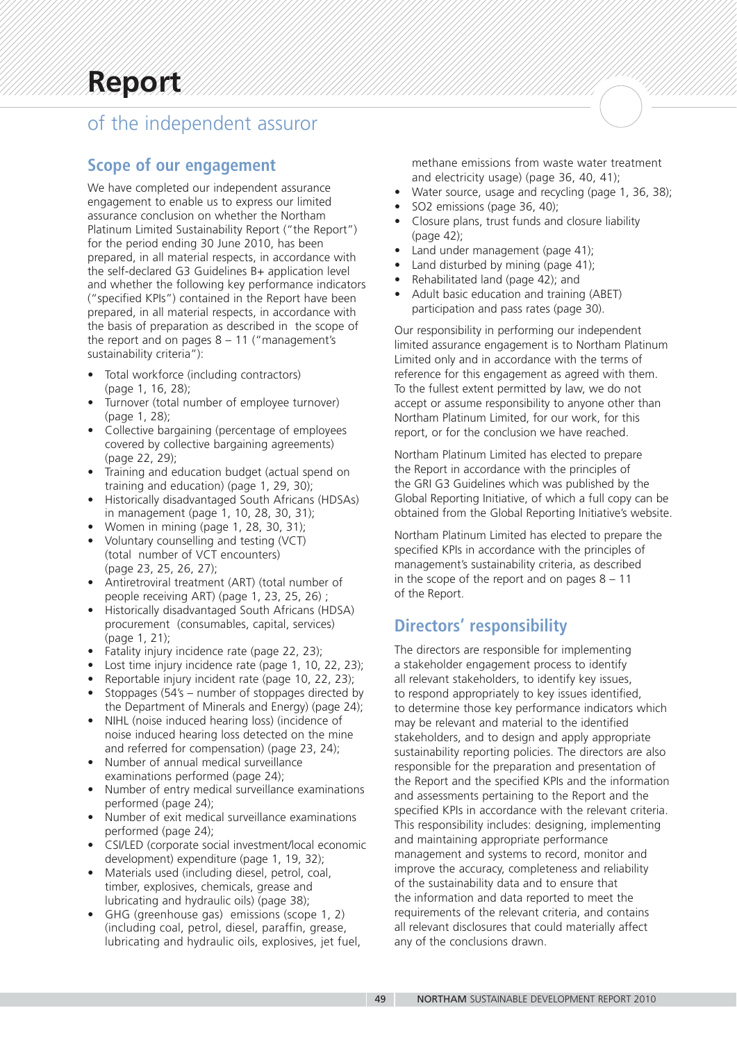# Report

## of the independent assuror

### Scope of our engagement

We have completed our independent assurance engagement to enable us to express our limited assurance conclusion on whether the Northam Platinum Limited Sustainability Report ("the Report") for the period ending 30 June 2010, has been prepared, in all material respects, in accordance with the self-declared G3 Guidelines B+ application level and whether the following key performance indicators ("specified KPIs") contained in the Report have been prepared, in all material respects, in accordance with the basis of preparation as described in the scope of the report and on pages 8 – 11 ("management's sustainability criteria"):

- Total workforce (including contractors) (page 1, 16, 28);
- Turnover (total number of employee turnover) (page 1, 28);
- Collective bargaining (percentage of employees covered by collective bargaining agreements) (page 22, 29);
- Training and education budget (actual spend on training and education) (page 1, 29, 30);
- Historically disadvantaged South Africans (HDSAs) in management (page 1, 10, 28, 30, 31);
- Women in mining (page 1, 28, 30, 31);
- Voluntary counselling and testing (VCT) (total number of VCT encounters) (page 23, 25, 26, 27);
- Antiretroviral treatment (ART) (total number of people receiving ART) (page 1, 23, 25, 26) ;
- Historically disadvantaged South Africans (HDSA) procurement (consumables, capital, services) (page 1, 21);
- Fatality injury incidence rate (page 22, 23);
- Lost time injury incidence rate (page 1, 10, 22, 23);
- Reportable injury incident rate (page 10, 22, 23);
- Stoppages (54's – number of stoppages directed by the Department of Minerals and Energy) (page 24);
- NIHL (noise induced hearing loss) (incidence of noise induced hearing loss detected on the mine and referred for compensation) (page 23, 24);
- Number of annual medical surveillance examinations performed (page 24);
- Number of entry medical surveillance examinations performed (page 24);
- Number of exit medical surveillance examinations performed (page 24);
- CSI/LED (corporate social investment/local economic development) expenditure (page 1, 19, 32);
- Materials used (including diesel, petrol, coal, timber, explosives, chemicals, grease and lubricating and hydraulic oils) (page 38);
- GHG (greenhouse gas) emissions (scope 1, 2) (including coal, petrol, diesel, paraffin, grease, lubricating and hydraulic oils, explosives, jet fuel, methane emissions from waste water treatment and electricity usage) (page 36, 40, 41);
- Water source, usage and recycling (page 1, 36, 38);
- $SO_2$ emissions (page 36, 40);
- Closure plans, trust funds and closure liability (page 42);
- Land under management (page 41);
- Land disturbed by mining (page 41);
- Rehabilitated land (page 42); and
- Adult basic education and training (ABET) participation and pass rates (page 30).

Our responsibility in performing our independent limited assurance engagement is to Northam Platinum Limited only and in accordance with the terms of reference for this engagement as agreed with them. To the fullest extent permitted by law, we do not accept or assume responsibility to anyone other than Northam Platinum Limited, for our work, for this report, or for the conclusion we have reached.

Northam Platinum Limited has elected to prepare the Report in accordance with the principles of the GRI G3 Guidelines which was published by the Global Reporting Initiative, of which a full copy can be obtained from the Global Reporting Initiative's website.

Northam Platinum Limited has elected to prepare the specified KPIs in accordance with the principles of management's sustainability criteria, as described in the scope of the report and on pages 8 – 11 of the Report.

### Directors' responsibility

The directors are responsible for implementing a stakeholder engagement process to identify all relevant stakeholders, to identify key issues, to respond appropriately to key issues identified, to determine those key performance indicators which may be relevant and material to the identified stakeholders, and to design and apply appropriate sustainability reporting policies. The directors are also responsible for the preparation and presentation of the Report and the specified KPIs and the information and assessments pertaining to the Report and the specified KPIs in accordance with the relevant criteria. This responsibility includes: designing, implementing and maintaining appropriate performance management and systems to record, monitor and improve the accuracy, completeness and reliability of the sustainability data and to ensure that the information and data reported to meet the requirements of the relevant criteria, and contains all relevant disclosures that could materially affect any of the conclusions drawn.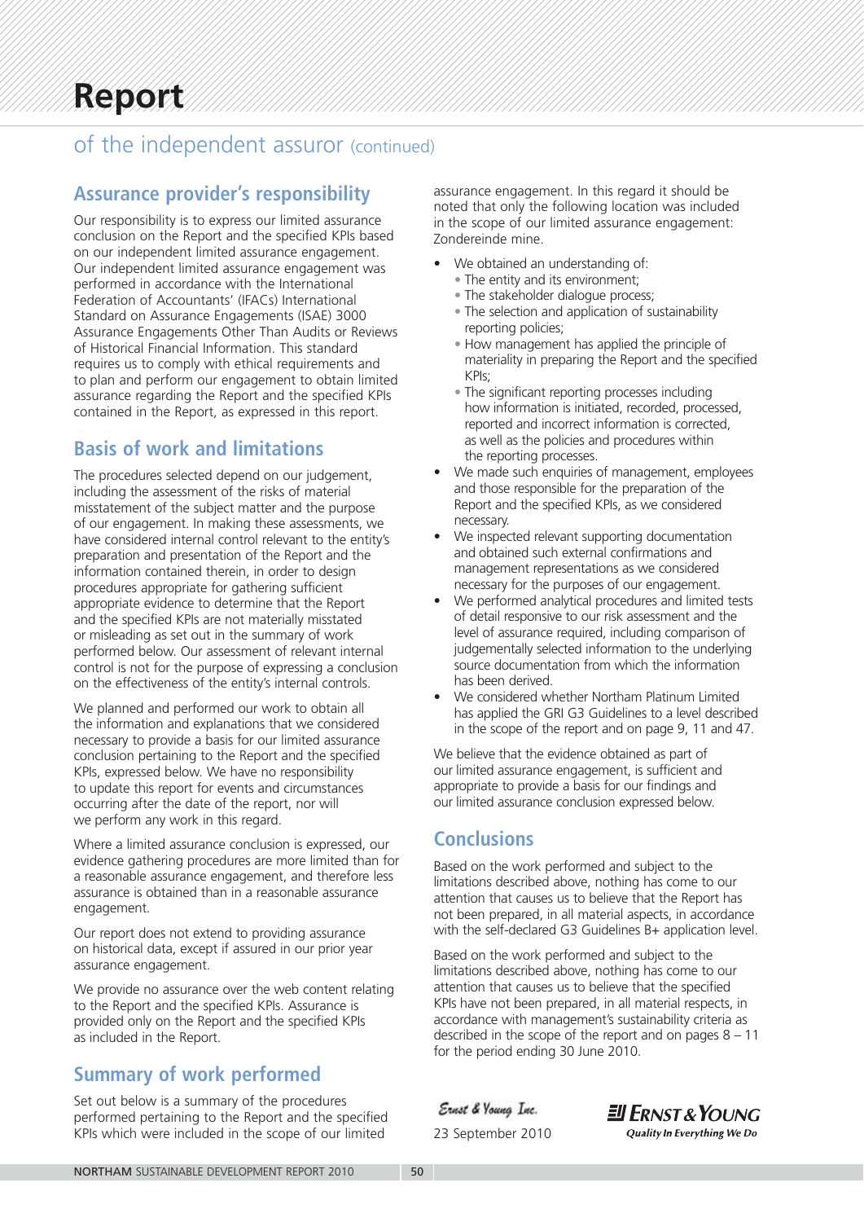# Report

## of the independent assuror (continued)

### Assurance provider's responsibility

Our responsibility is to express our limited assurance conclusion on the Report and the specified KPIs based on our independent limited assurance engagement. Our independent limited assurance engagement was performed in accordance with the International Federation of Accountants' (IFACs) International Standard on Assurance Engagements (ISAE) 3000 Assurance Engagements Other Than Audits or Reviews of Historical Financial Information. This standard requires us to comply with ethical requirements and to plan and perform our engagement to obtain limited assurance regarding the Report and the specified KPIs contained in the Report, as expressed in this report.

### Basis of work and limitations

The procedures selected depend on our judgement, including the assessment of the risks of material misstatement of the subject matter and the purpose of our engagement. In making these assessments, we have considered internal control relevant to the entity's preparation and presentation of the Report and the information contained therein, in order to design procedures appropriate for gathering sufficient appropriate evidence to determine that the Report and the specified KPIs are not materially misstated or misleading as set out in the summary of work performed below. Our assessment of relevant internal control is not for the purpose of expressing a conclusion on the effectiveness of the entity's internal controls.

We planned and performed our work to obtain all the information and explanations that we considered necessary to provide a basis for our limited assurance conclusion pertaining to the Report and the specified KPIs, expressed below. We have no responsibility to update this report for events and circumstances occurring after the date of the report, nor will we perform any work in this regard.

Where a limited assurance conclusion is expressed, our evidence gathering procedures are more limited than for a reasonable assurance engagement, and therefore less assurance is obtained than in a reasonable assurance engagement.

Our report does not extend to providing assurance on historical data, except if assured in our prior year assurance engagement.

We provide no assurance over the web content relating to the Report and the specified KPIs. Assurance is provided only on the Report and the specified KPIs as included in the Report.

### Summary of work performed

Set out below is a summary of the procedures performed pertaining to the Report and the specified KPIs which were included in the scope of our limited assurance engagement. In this regard it should be noted that only the following location was included in the scope of our limited assurance engagement: Zondereinde mine.

- We obtained an understanding of:
  - The entity and its environment;
  - The stakeholder dialogue process;
  - The selection and application of sustainability reporting policies;
  - How management has applied the principle of materiality in preparing the Report and the specified KPIs;
  - The significant reporting processes including how information is initiated, recorded, processed, reported and incorrect information is corrected, as well as the policies and procedures within the reporting processes.
- We made such enquiries of management, employees and those responsible for the preparation of the Report and the specified KPIs, as we considered necessary.
- We inspected relevant supporting documentation and obtained such external confirmations and management representations as we considered necessary for the purposes of our engagement.
- We performed analytical procedures and limited tests of detail responsive to our risk assessment and the level of assurance required, including comparison of judgementally selected information to the underlying source documentation from which the information has been derived.
- We considered whether Northam Platinum Limited has applied the GRI G3 Guidelines to a level described in the scope of the report and on page 9, 11 and 47.

We believe that the evidence obtained as part of our limited assurance engagement, is sufficient and appropriate to provide a basis for our findings and our limited assurance conclusion expressed below.

### Conclusions

Based on the work performed and subject to the limitations described above, nothing has come to our attention that causes us to believe that the Report has not been prepared, in all material aspects, in accordance with the self-declared G3 Guidelines B+ application level.

Based on the work performed and subject to the limitations described above, nothing has come to our attention that causes us to believe that the specified KPIs have not been prepared, in all material respects, in accordance with management's sustainability criteria as described in the scope of the report and on pages 8 – 11 for the period ending 30 June 2010.

*Ernst & Young Inc.*

23 September 2010

ERNST & YOUNG
*Quality In Everything We Do*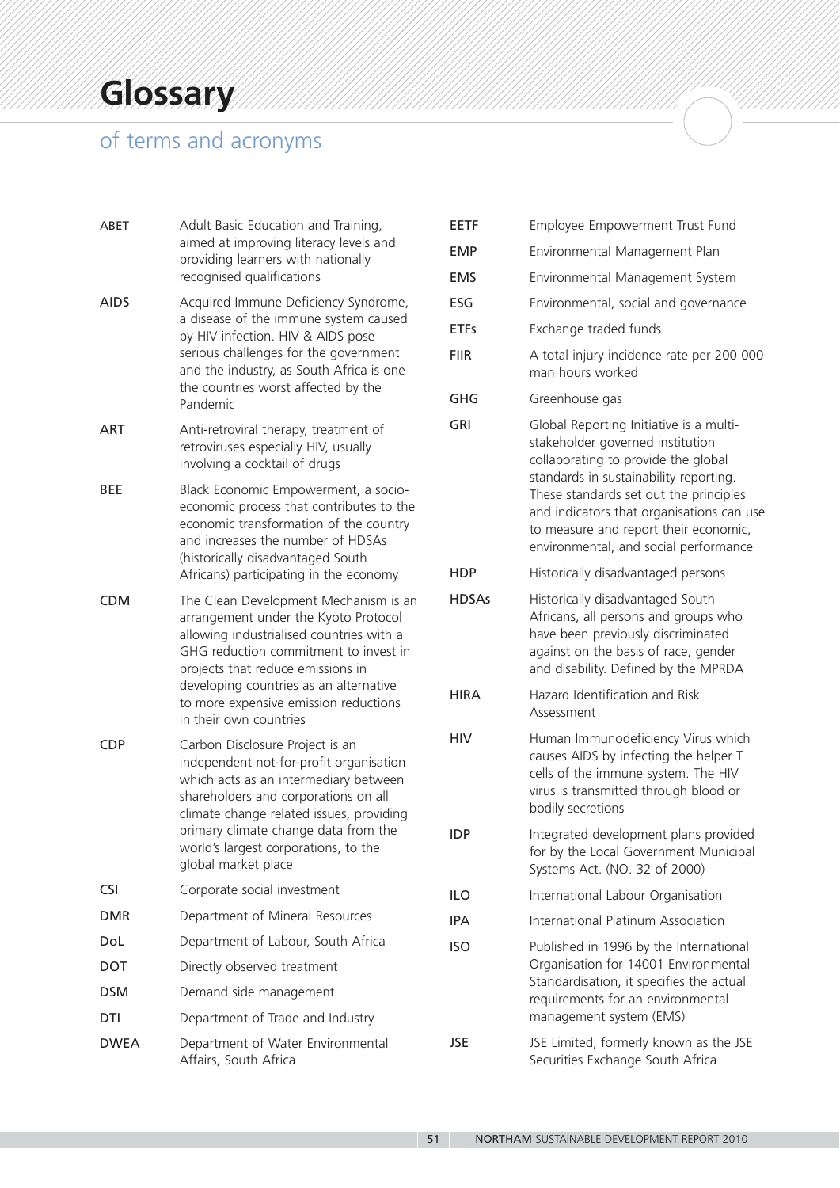# Glossary

## of terms and acronyms

| | |
|---|---|
| ABET | Adult Basic Education and Training, aimed at improving literacy levels and providing learners with nationally recognised qualifications |
| AIDS | Acquired Immune Deficiency Syndrome, a disease of the immune system caused by HIV infection. HIV & AIDS pose serious challenges for the government and the industry, as South Africa is one the countries worst affected by the Pandemic |
| ART | Anti-retroviral therapy, treatment of retroviruses especially HIV, usually involving a cocktail of drugs |
| BEE | Black Economic Empowerment, a socio-economic process that contributes to the economic transformation of the country and increases the number of HDSAs (historically disadvantaged South Africans) participating in the economy |
| CDM | The Clean Development Mechanism is an arrangement under the Kyoto Protocol allowing industrialised countries with a GHG reduction commitment to invest in projects that reduce emissions in developing countries as an alternative to more expensive emission reductions in their own countries |
| CDP | Carbon Disclosure Project is an independent not-for-profit organisation which acts as an intermediary between shareholders and corporations on all climate change related issues, providing primary climate change data from the world's largest corporations, to the global market place |
| CSI | Corporate social investment |
| DMR | Department of Mineral Resources |
| DoL | Department of Labour, South Africa |
| DOT | Directly observed treatment |
| DSM | Demand side management |
| DTI | Department of Trade and Industry |
| DWEA | Department of Water Environmental Affairs, South Africa |
| EETF | Employee Empowerment Trust Fund |
| EMP | Environmental Management Plan |
| EMS | Environmental Management System |
| ESG | Environmental, social and governance |
| ETFs | Exchange traded funds |
| FIIR | A total injury incidence rate per 200 000 man hours worked |
| GHG | Greenhouse gas |
| GRI | Global Reporting Initiative is a multi-stakeholder governed institution collaborating to provide the global standards in sustainability reporting. These standards set out the principles and indicators that organisations can use to measure and report their economic, environmental, and social performance |
| HDP | Historically disadvantaged persons |
| HDSAs | Historically disadvantaged South Africans, all persons and groups who have been previously discriminated against on the basis of race, gender and disability. Defined by the MPRDA |
| HIRA | Hazard Identification and Risk Assessment |
| HIV | Human Immunodeficiency Virus which causes AIDS by infecting the helper T cells of the immune system. The HIV virus is transmitted through blood or bodily secretions |
| IDP | Integrated development plans provided for by the Local Government Municipal Systems Act. (NO. 32 of 2000) |
| ILO | International Labour Organisation |
| IPA | International Platinum Association |
| ISO | Published in 1996 by the International Organisation for 14001 Environmental Standardisation, it specifies the actual requirements for an environmental management system (EMS) |
| JSE | JSE Limited, formerly known as the JSE Securities Exchange South Africa |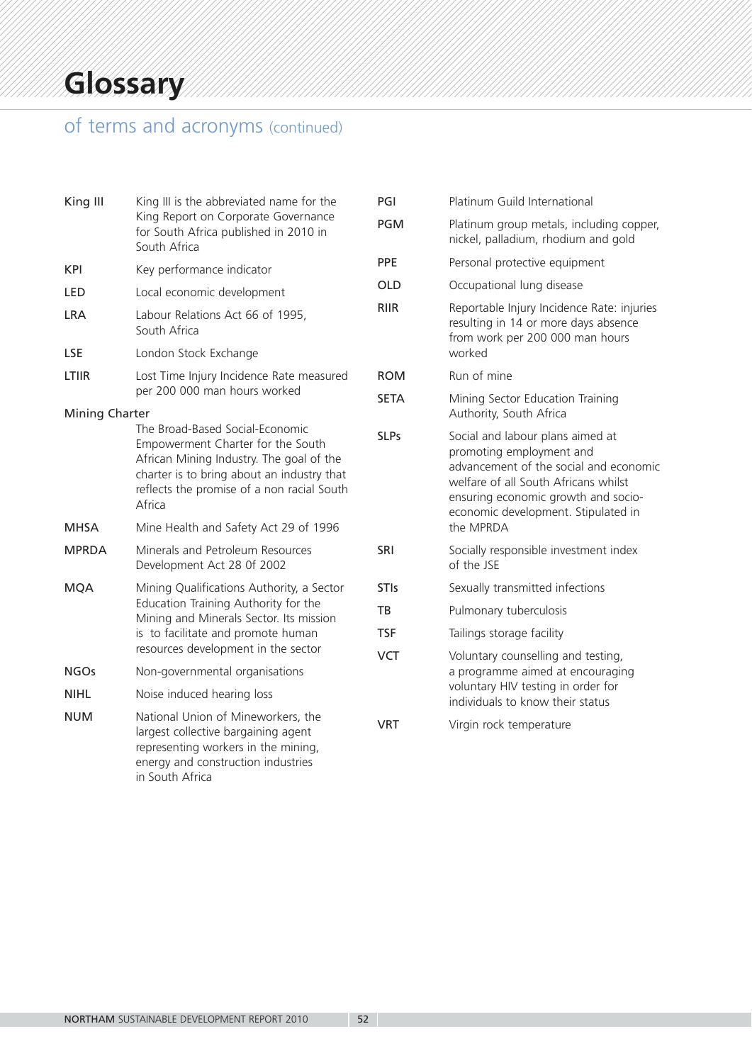# Glossary

## of terms and acronyms (continued)

| | |
|---|---|
| King III | King III is the abbreviated name for the King Report on Corporate Governance for South Africa published in 2010 in South Africa |
| KPI | Key performance indicator |
| LED | Local economic development |
| LRA | Labour Relations Act 66 of 1995, South Africa |
| LSE | London Stock Exchange |
| LTIIR | Lost Time Injury Incidence Rate measured per 200 000 man hours worked |
| Mining Charter | The Broad-Based Social-Economic Empowerment Charter for the South African Mining Industry. The goal of the charter is to bring about an industry that reflects the promise of a non racial South Africa |
| MHSA | Mine Health and Safety Act 29 of 1996 |
| MPRDA | Minerals and Petroleum Resources Development Act 28 0f 2002 |
| MQA | Mining Qualifications Authority, a Sector Education Training Authority for the Mining and Minerals Sector. Its mission is to facilitate and promote human resources development in the sector |
| NGOs | Non-governmental organisations |
| NIHL | Noise induced hearing loss |
| NUM | National Union of Mineworkers, the largest collective bargaining agent representing workers in the mining, energy and construction industries in South Africa |
| PGI | Platinum Guild International |
| PGM | Platinum group metals, including copper, nickel, palladium, rhodium and gold |
| PPE | Personal protective equipment |
| OLD | Occupational lung disease |
| RIIR | Reportable Injury Incidence Rate: injuries resulting in 14 or more days absence from work per 200 000 man hours worked |
| ROM | Run of mine |
| SETA | Mining Sector Education Training Authority, South Africa |
| SLPs | Social and labour plans aimed at promoting employment and advancement of the social and economic welfare of all South Africans whilst ensuring economic growth and socio-economic development. Stipulated in the MPRDA |
| SRI | Socially responsible investment index of the JSE |
| STIs | Sexually transmitted infections |
| TB | Pulmonary tuberculosis |
| TSF | Tailings storage facility |
| VCT | Voluntary counselling and testing, a programme aimed at encouraging voluntary HIV testing in order for individuals to know their status |
| VRT | Virgin rock temperature |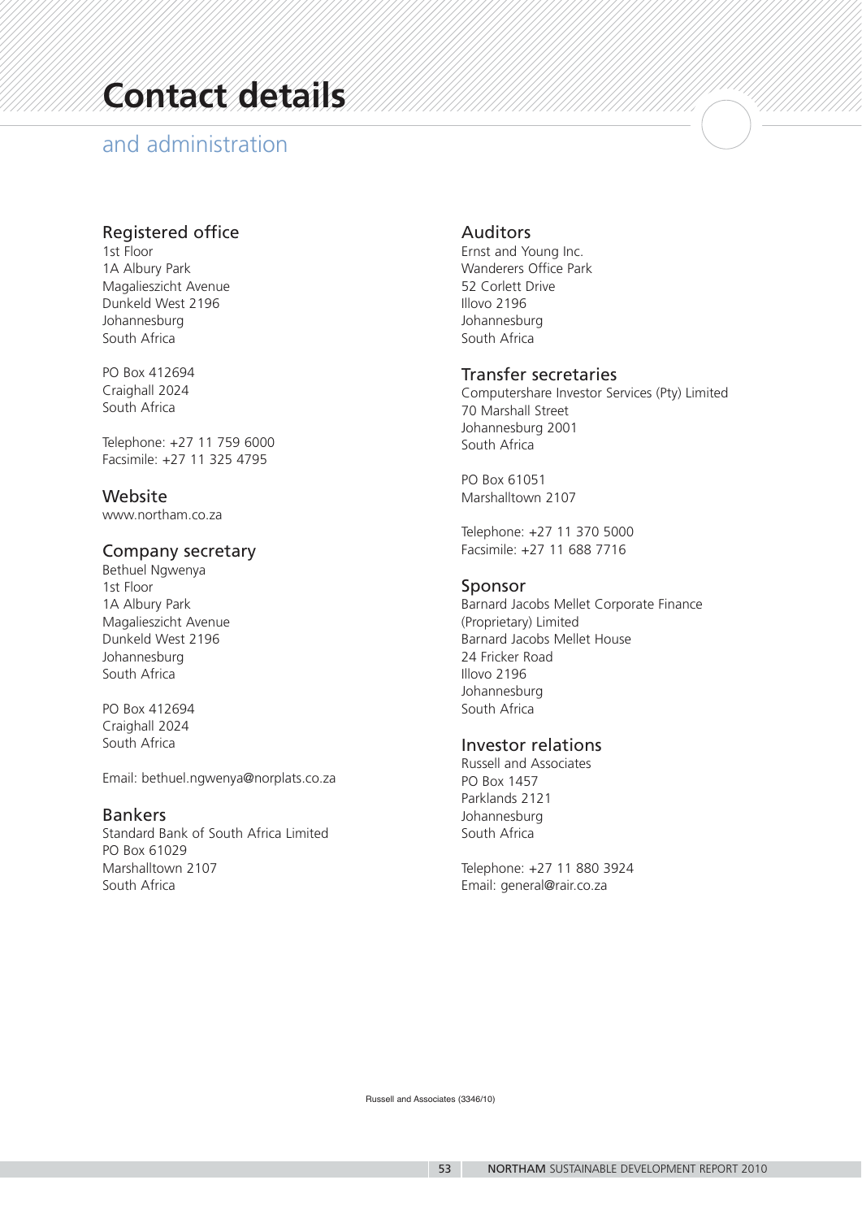# Contact details

## and administration

### Registered office

1st Floor
1A Albury Park
Magalieszicht Avenue
Dunkeld West 2196
Johannesburg
South Africa

PO Box 412694
Craighall 2024
South Africa

Telephone: +27 11 759 6000
Facsimile: +27 11 325 4795

### Website

www.northam.co.za

### Company secretary

Bethuel Ngwenya
1st Floor
1A Albury Park
Magalieszicht Avenue
Dunkeld West 2196
Johannesburg
South Africa

PO Box 412694
Craighall 2024
South Africa

Email: bethuel.ngwenya@norplats.co.za

### Bankers

Standard Bank of South Africa Limited
PO Box 61029
Marshalltown 2107
South Africa

### Auditors

Ernst and Young Inc.
Wanderers Office Park
52 Corlett Drive
Illovo 2196
Johannesburg
South Africa

### Transfer secretaries

Computershare Investor Services (Pty) Limited
70 Marshall Street
Johannesburg 2001
South Africa

PO Box 61051
Marshalltown 2107

Telephone: +27 11 370 5000
Facsimile: +27 11 688 7716

### Sponsor

Barnard Jacobs Mellet Corporate Finance
(Proprietary) Limited
Barnard Jacobs Mellet House
24 Fricker Road
Illovo 2196
Johannesburg
South Africa

### Investor relations

Russell and Associates
PO Box 1457
Parklands 2121
Johannesburg
South Africa

Telephone: +27 11 880 3924
Email: general@rair.co.za

Russell and Associates (3346/10)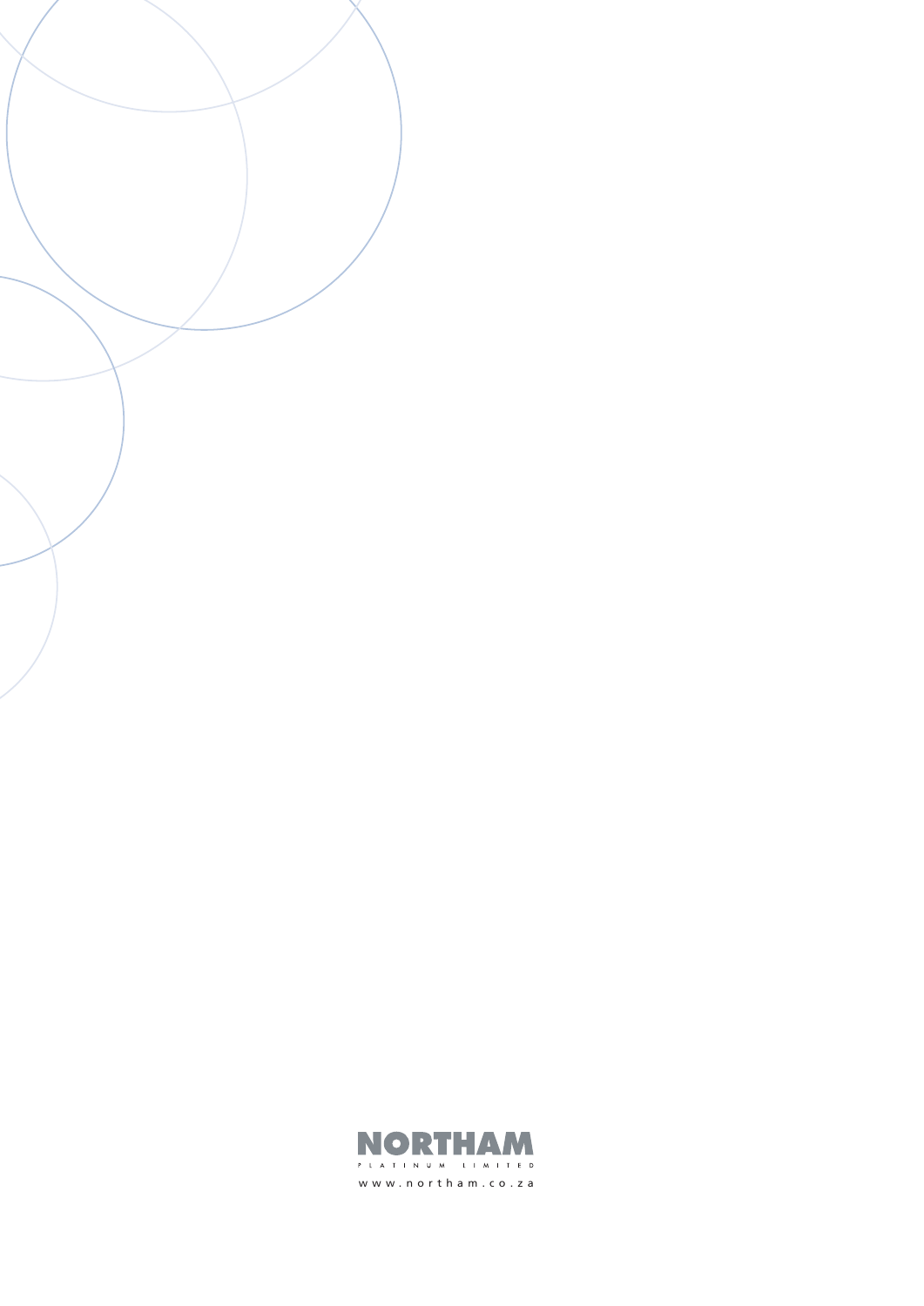NORTHAM

PLATINUM LIMITED

www.northam.co.za